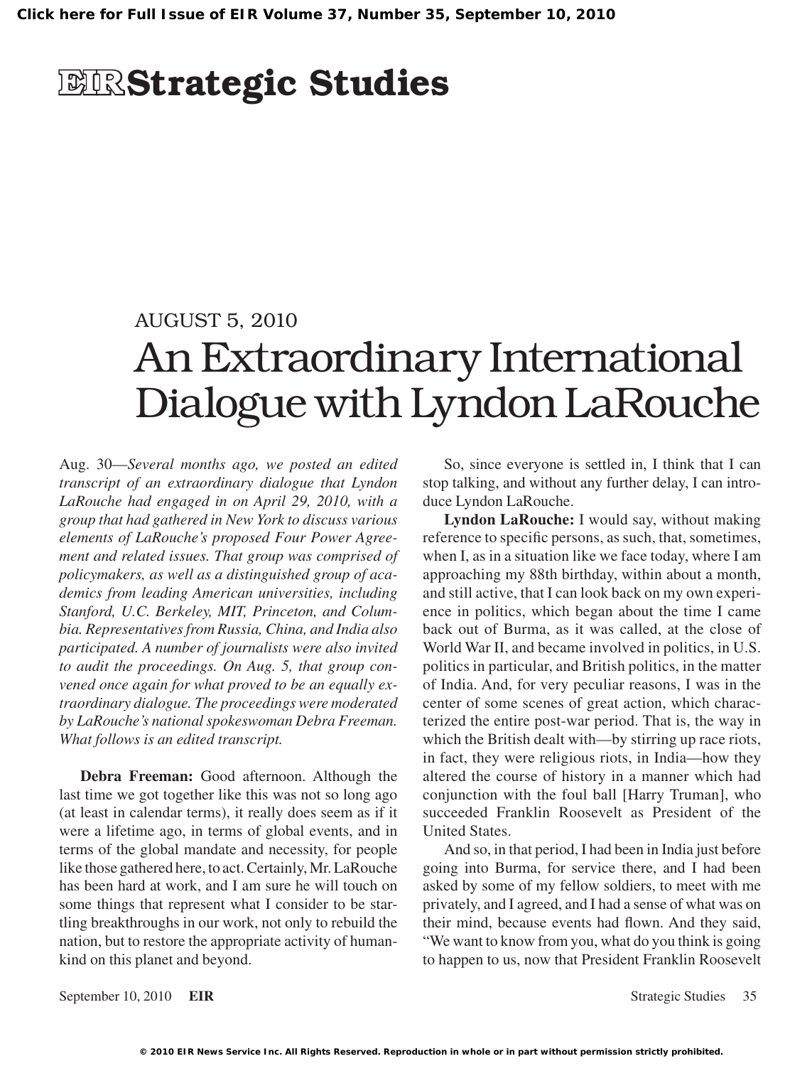# EIR Strategic Studies

AUGUST 5, 2010

## An Extraordinary International Dialogue with Lyndon LaRouche

Aug. 30—*Several months ago, we posted an edited transcript of an extraordinary dialogue that Lyndon LaRouche had engaged in on April 29, 2010, with a group that had gathered in New York to discuss various elements of LaRouche's proposed Four Power Agreement and related issues. That group was comprised of policymakers, as well as a distinguished group of academics from leading American universities, including Stanford, U.C. Berkeley, MIT, Princeton, and Columbia. Representatives from Russia, China, and India also participated. A number of journalists were also invited to audit the proceedings. On Aug. 5, that group convened once again for what proved to be an equally extraordinary dialogue. The proceedings were moderated by LaRouche's national spokeswoman Debra Freeman. What follows is an edited transcript.*

**Debra Freeman:** Good afternoon. Although the last time we got together like this was not so long ago (at least in calendar terms), it really does seem as if it were a lifetime ago, in terms of global events, and in terms of the global mandate and necessity, for people like those gathered here, to act. Certainly, Mr. LaRouche has been hard at work, and I am sure he will touch on some things that represent what I consider to be startling breakthroughs in our work, not only to rebuild the nation, but to restore the appropriate activity of humankind on this planet and beyond.

So, since everyone is settled in, I think that I can stop talking, and without any further delay, I can introduce Lyndon LaRouche.

**Lyndon LaRouche:** I would say, without making reference to specific persons, as such, that, sometimes, when I, as in a situation like we face today, where I am approaching my 88th birthday, within about a month, and still active, that I can look back on my own experience in politics, which began about the time I came back out of Burma, as it was called, at the close of World War II, and became involved in politics, in U.S. politics in particular, and British politics, in the matter of India. And, for very peculiar reasons, I was in the center of some scenes of great action, which characterized the entire post-war period. That is, the way in which the British dealt with—by stirring up race riots, in fact, they were religious riots, in India—how they altered the course of history in a manner which had conjunction with the foul ball [Harry Truman], who succeeded Franklin Roosevelt as President of the United States.

And so, in that period, I had been in India just before going into Burma, for service there, and I had been asked by some of my fellow soldiers, to meet with me privately, and I agreed, and I had a sense of what was on their mind, because events had flown. And they said, "We want to know from you, what do you think is going to happen to us, now that President Franklin Roosevelt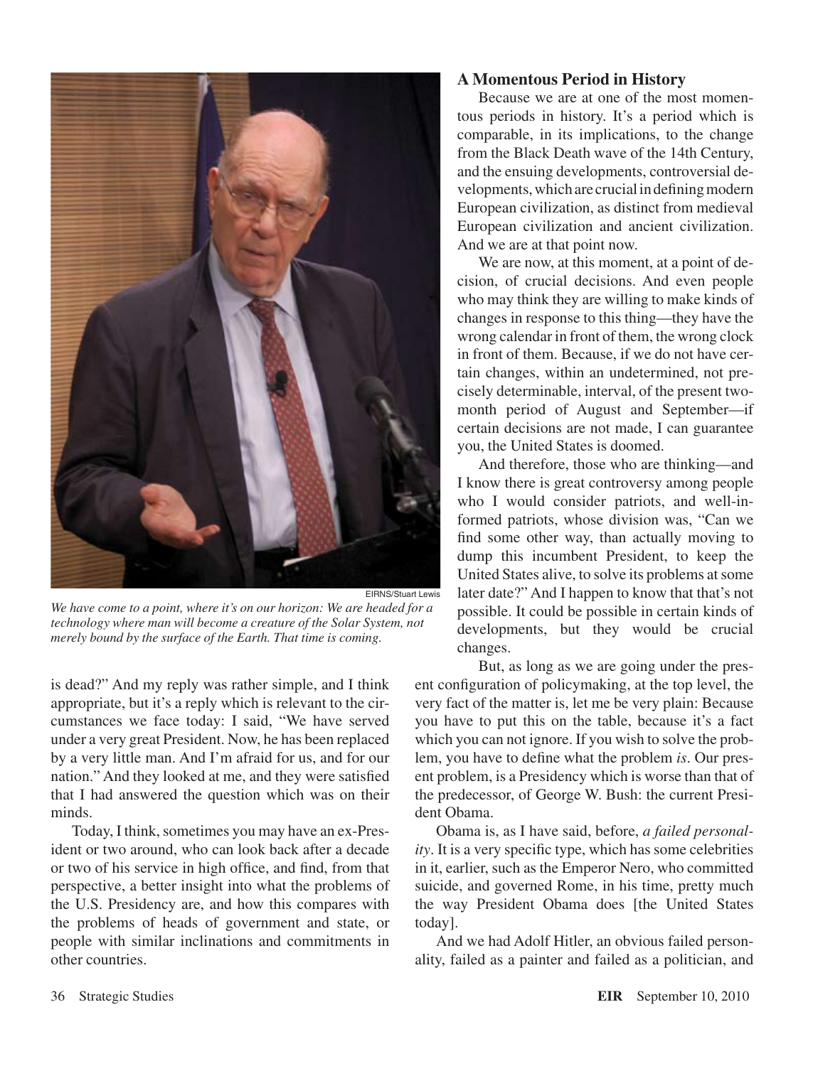*We have come to a point, where it's on our horizon: We are headed for a technology where man will become a creature of the Solar System, not merely bound by the surface of the Earth. That time is coming.*

is dead?" And my reply was rather simple, and I think appropriate, but it's a reply which is relevant to the circumstances we face today: I said, "We have served under a very great President. Now, he has been replaced by a very little man. And I'm afraid for us, and for our nation." And they looked at me, and they were satisfied that I had answered the question which was on their minds.

Today, I think, sometimes you may have an ex-President or two around, who can look back after a decade or two of his service in high office, and find, from that perspective, a better insight into what the problems of the U.S. Presidency are, and how this compares with the problems of heads of government and state, or people with similar inclinations and commitments in other countries.

## A Momentous Period in History

Because we are at one of the most momentous periods in history. It's a period which is comparable, in its implications, to the change from the Black Death wave of the 14th Century, and the ensuing developments, controversial developments, which are crucial in defining modern European civilization, as distinct from medieval European civilization and ancient civilization. And we are at that point now.

We are now, at this moment, at a point of decision, of crucial decisions. And even people who may think they are willing to make kinds of changes in response to this thing—they have the wrong calendar in front of them, the wrong clock in front of them. Because, if we do not have certain changes, within an undetermined, not precisely determinable, interval, of the present two-month period of August and September—if certain decisions are not made, I can guarantee you, the United States is doomed.

And therefore, those who are thinking—and I know there is great controversy among people who I would consider patriots, and well-informed patriots, whose division was, "Can we find some other way, than actually moving to dump this incumbent President, to keep the United States alive, to solve its problems at some later date?" And I happen to know that that's not possible. It could be possible in certain kinds of developments, but they would be crucial changes.

But, as long as we are going under the present configuration of policymaking, at the top level, the very fact of the matter is, let me be very plain: Because you have to put this on the table, because it's a fact which you can not ignore. If you wish to solve the problem, you have to define what the problem *is*. Our present problem, is a Presidency which is worse than that of the predecessor, of George W. Bush: the current President Obama.

Obama is, as I have said, before, *a failed personality*. It is a very specific type, which has some celebrities in it, earlier, such as the Emperor Nero, who committed suicide, and governed Rome, in his time, pretty much the way President Obama does [the United States today].

And we had Adolf Hitler, an obvious failed personality, failed as a painter and failed as a politician, and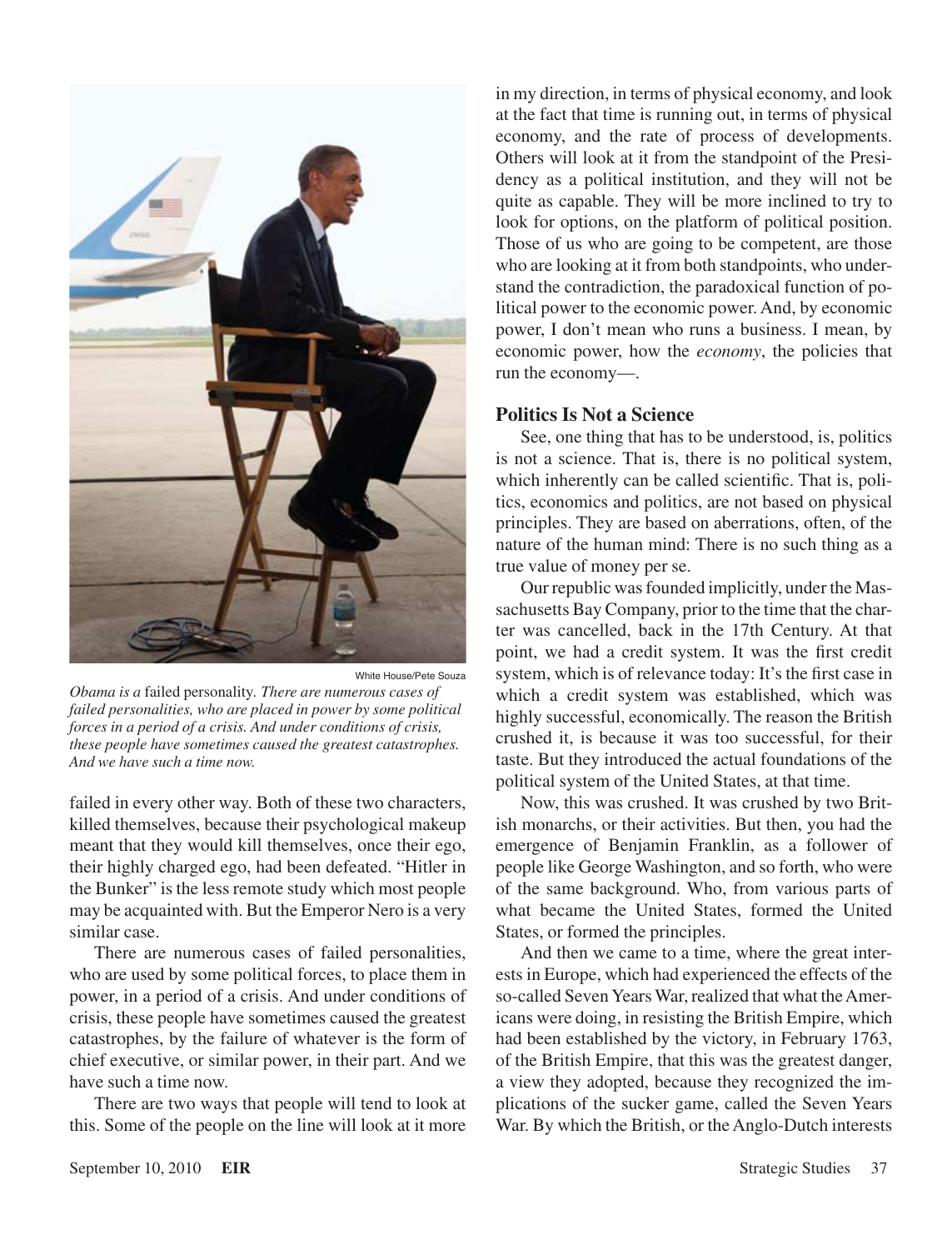White House/Pete Souza

*Obama is a* failed personality. *There are numerous cases of failed personalities, who are placed in power by some political forces in a period of a crisis. And under conditions of crisis, these people have sometimes caused the greatest catastrophes. And we have such a time now.*

failed in every other way. Both of these two characters, killed themselves, because their psychological makeup meant that they would kill themselves, once their ego, their highly charged ego, had been defeated. "Hitler in the Bunker" is the less remote study which most people may be acquainted with. But the Emperor Nero is a very similar case.

There are numerous cases of failed personalities, who are used by some political forces, to place them in power, in a period of a crisis. And under conditions of crisis, these people have sometimes caused the greatest catastrophes, by the failure of whatever is the form of chief executive, or similar power, in their part. And we have such a time now.

There are two ways that people will tend to look at this. Some of the people on the line will look at it more in my direction, in terms of physical economy, and look at the fact that time is running out, in terms of physical economy, and the rate of process of developments. Others will look at it from the standpoint of the Presidency as a political institution, and they will not be quite as capable. They will be more inclined to try to look for options, on the platform of political position. Those of us who are going to be competent, are those who are looking at it from both standpoints, who understand the contradiction, the paradoxical function of political power to the economic power. And, by economic power, I don't mean who runs a business. I mean, by economic power, how the *economy*, the policies that run the economy—.

## Politics Is Not a Science

See, one thing that has to be understood, is, politics is not a science. That is, there is no political system, which inherently can be called scientific. That is, politics, economics and politics, are not based on physical principles. They are based on aberrations, often, of the nature of the human mind: There is no such thing as a true value of money per se.

Our republic was founded implicitly, under the Massachusetts Bay Company, prior to the time that the charter was cancelled, back in the 17th Century. At that point, we had a credit system. It was the first credit system, which is of relevance today: It's the first case in which a credit system was established, which was highly successful, economically. The reason the British crushed it, is because it was too successful, for their taste. But they introduced the actual foundations of the political system of the United States, at that time.

Now, this was crushed. It was crushed by two British monarchs, or their activities. But then, you had the emergence of Benjamin Franklin, as a follower of people like George Washington, and so forth, who were of the same background. Who, from various parts of what became the United States, formed the United States, or formed the principles.

And then we came to a time, where the great interests in Europe, which had experienced the effects of the so-called Seven Years War, realized that what the Americans were doing, in resisting the British Empire, which had been established by the victory, in February 1763, of the British Empire, that this was the greatest danger, a view they adopted, because they recognized the implications of the sucker game, called the Seven Years War. By which the British, or the Anglo-Dutch interests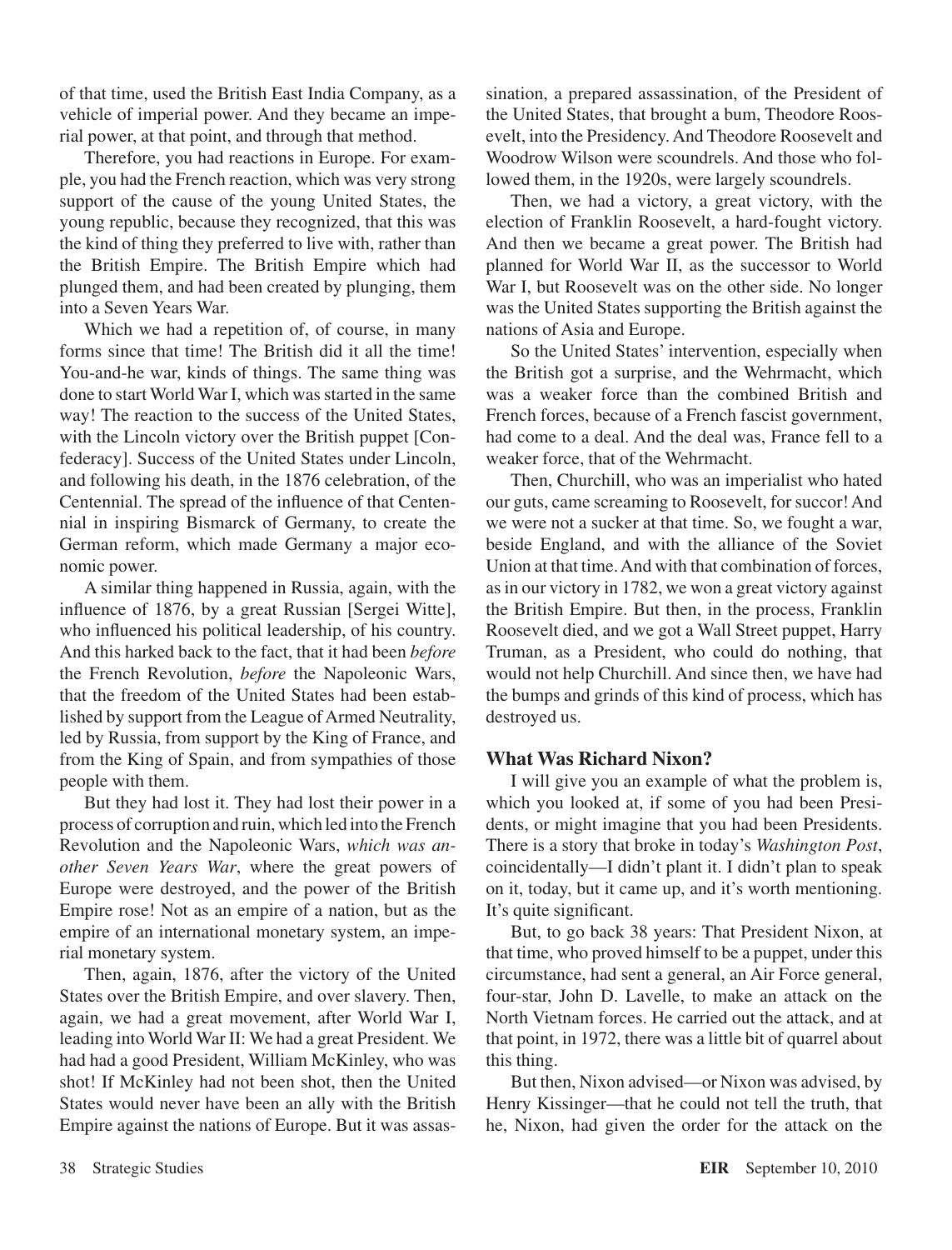of that time, used the British East India Company, as a vehicle of imperial power. And they became an imperial power, at that point, and through that method.

Therefore, you had reactions in Europe. For example, you had the French reaction, which was very strong support of the cause of the young United States, the young republic, because they recognized, that this was the kind of thing they preferred to live with, rather than the British Empire. The British Empire which had plunged them, and had been created by plunging, them into a Seven Years War.

Which we had a repetition of, of course, in many forms since that time! The British did it all the time! You-and-he war, kinds of things. The same thing was done to start World War I, which was started in the same way! The reaction to the success of the United States, with the Lincoln victory over the British puppet [Confederacy]. Success of the United States under Lincoln, and following his death, in the 1876 celebration, of the Centennial. The spread of the influence of that Centennial in inspiring Bismarck of Germany, to create the German reform, which made Germany a major economic power.

A similar thing happened in Russia, again, with the influence of 1876, by a great Russian [Sergei Witte], who influenced his political leadership, of his country. And this harked back to the fact, that it had been *before* the French Revolution, *before* the Napoleonic Wars, that the freedom of the United States had been established by support from the League of Armed Neutrality, led by Russia, from support by the King of France, and from the King of Spain, and from sympathies of those people with them.

But they had lost it. They had lost their power in a process of corruption and ruin, which led into the French Revolution and the Napoleonic Wars, *which was another Seven Years War*, where the great powers of Europe were destroyed, and the power of the British Empire rose! Not as an empire of a nation, but as the empire of an international monetary system, an imperial monetary system.

Then, again, 1876, after the victory of the United States over the British Empire, and over slavery. Then, again, we had a great movement, after World War I, leading into World War II: We had a great President. We had had a good President, William McKinley, who was shot! If McKinley had not been shot, then the United States would never have been an ally with the British Empire against the nations of Europe. But it was assassination, a prepared assassination, of the President of the United States, that brought a bum, Theodore Roosevelt, into the Presidency. And Theodore Roosevelt and Woodrow Wilson were scoundrels. And those who followed them, in the 1920s, were largely scoundrels.

Then, we had a victory, a great victory, with the election of Franklin Roosevelt, a hard-fought victory. And then we became a great power. The British had planned for World War II, as the successor to World War I, but Roosevelt was on the other side. No longer was the United States supporting the British against the nations of Asia and Europe.

So the United States' intervention, especially when the British got a surprise, and the Wehrmacht, which was a weaker force than the combined British and French forces, because of a French fascist government, had come to a deal. And the deal was, France fell to a weaker force, that of the Wehrmacht.

Then, Churchill, who was an imperialist who hated our guts, came screaming to Roosevelt, for succor! And we were not a sucker at that time. So, we fought a war, beside England, and with the alliance of the Soviet Union at that time. And with that combination of forces, as in our victory in 1782, we won a great victory against the British Empire. But then, in the process, Franklin Roosevelt died, and we got a Wall Street puppet, Harry Truman, as a President, who could do nothing, that would not help Churchill. And since then, we have had the bumps and grinds of this kind of process, which has destroyed us.

## What Was Richard Nixon?

I will give you an example of what the problem is, which you looked at, if some of you had been Presidents, or might imagine that you had been Presidents. There is a story that broke in today's *Washington Post*, coincidentally—I didn't plant it. I didn't plan to speak on it, today, but it came up, and it's worth mentioning. It's quite significant.

But, to go back 38 years: That President Nixon, at that time, who proved himself to be a puppet, under this circumstance, had sent a general, an Air Force general, four-star, John D. Lavelle, to make an attack on the North Vietnam forces. He carried out the attack, and at that point, in 1972, there was a little bit of quarrel about this thing.

But then, Nixon advised—or Nixon was advised, by Henry Kissinger—that he could not tell the truth, that he, Nixon, had given the order for the attack on the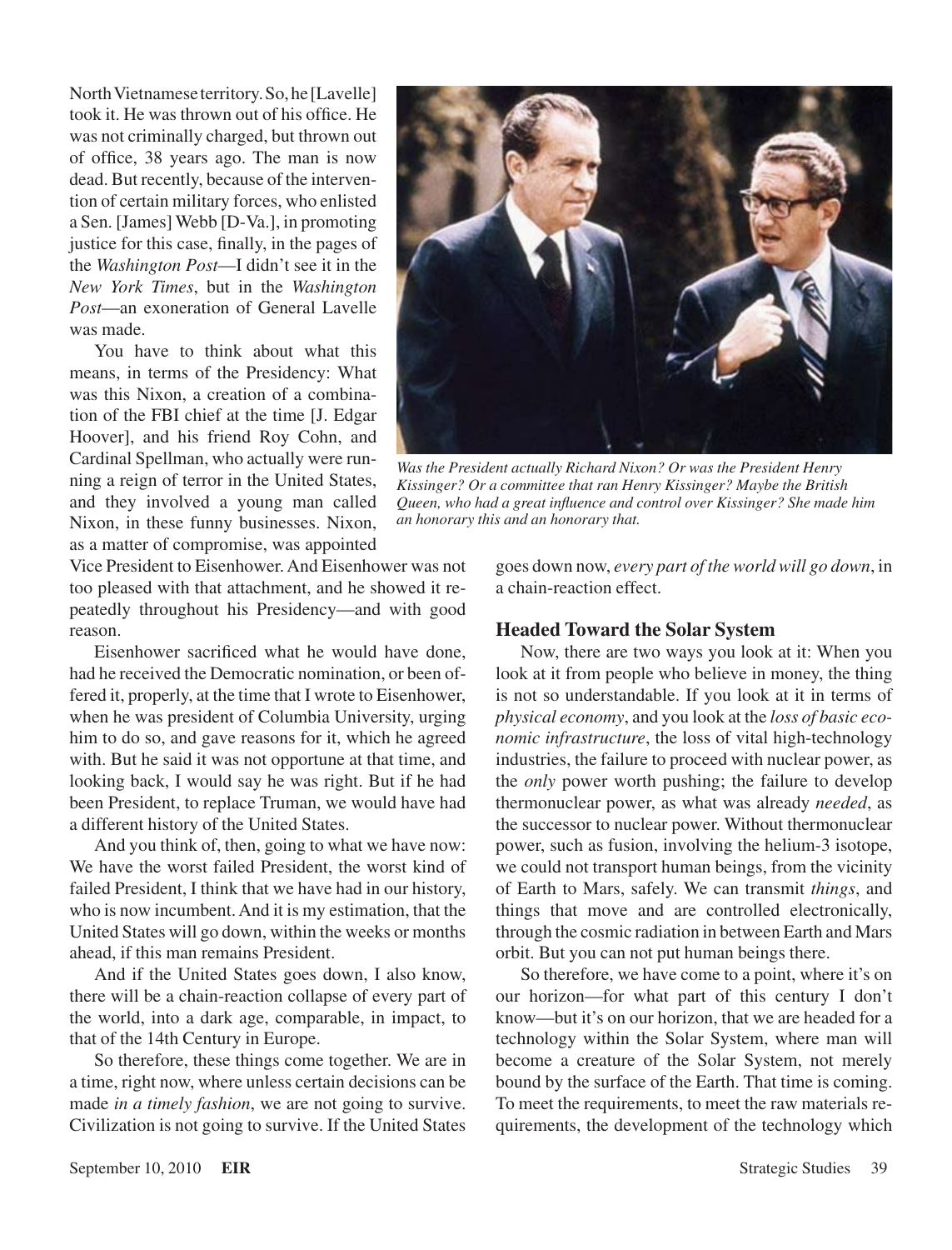North Vietnamese territory. So, he [Lavelle] took it. He was thrown out of his office. He was not criminally charged, but thrown out of office, 38 years ago. The man is now dead. But recently, because of the intervention of certain military forces, who enlisted a Sen. [James] Webb [D-Va.], in promoting justice for this case, finally, in the pages of the *Washington Post*—I didn't see it in the *New York Times*, but in the *Washington Post*—an exoneration of General Lavelle was made.

You have to think about what this means, in terms of the Presidency: What was this Nixon, a creation of a combination of the FBI chief at the time [J. Edgar Hoover], and his friend Roy Cohn, and Cardinal Spellman, who actually were running a reign of terror in the United States, and they involved a young man called Nixon, in these funny businesses. Nixon, as a matter of compromise, was appointed Vice President to Eisenhower. And Eisenhower was not too pleased with that attachment, and he showed it repeatedly throughout his Presidency—and with good reason.

*Was the President actually Richard Nixon? Or was the President Henry Kissinger? Or a committee that ran Henry Kissinger? Maybe the British Queen, who had a great influence and control over Kissinger? She made him an honorary this and an honorary that.*

Eisenhower sacrificed what he would have done, had he received the Democratic nomination, or been offered it, properly, at the time that I wrote to Eisenhower, when he was president of Columbia University, urging him to do so, and gave reasons for it, which he agreed with. But he said it was not opportune at that time, and looking back, I would say he was right. But if he had been President, to replace Truman, we would have had a different history of the United States.

And you think of, then, going to what we have now: We have the worst failed President, the worst kind of failed President, I think that we have had in our history, who is now incumbent. And it is my estimation, that the United States will go down, within the weeks or months ahead, if this man remains President.

And if the United States goes down, I also know, there will be a chain-reaction collapse of every part of the world, into a dark age, comparable, in impact, to that of the 14th Century in Europe.

So therefore, these things come together. We are in a time, right now, where unless certain decisions can be made *in a timely fashion*, we are not going to survive. Civilization is not going to survive. If the United States goes down now, *every part of the world will go down*, in a chain-reaction effect.

### Headed Toward the Solar System

Now, there are two ways you look at it: When you look at it from people who believe in money, the thing is not so understandable. If you look at it in terms of *physical economy*, and you look at the *loss of basic economic infrastructure*, the loss of vital high-technology industries, the failure to proceed with nuclear power, as the *only* power worth pushing; the failure to develop thermonuclear power, as what was already *needed*, as the successor to nuclear power. Without thermonuclear power, such as fusion, involving the helium-3 isotope, we could not transport human beings, from the vicinity of Earth to Mars, safely. We can transmit *things*, and things that move and are controlled electronically, through the cosmic radiation in between Earth and Mars orbit. But you can not put human beings there.

So therefore, we have come to a point, where it's on our horizon—for what part of this century I don't know—but it's on our horizon, that we are headed for a technology within the Solar System, where man will become a creature of the Solar System, not merely bound by the surface of the Earth. That time is coming. To meet the requirements, to meet the raw materials requirements, the development of the technology which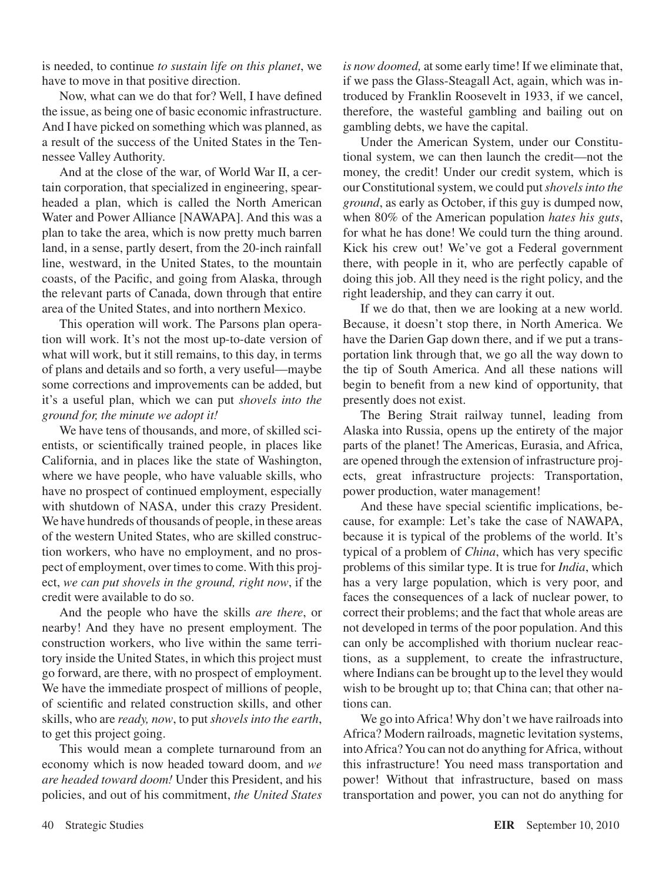is needed, to continue *to sustain life on this planet*, we have to move in that positive direction.

Now, what can we do that for? Well, I have defined the issue, as being one of basic economic infrastructure. And I have picked on something which was planned, as a result of the success of the United States in the Tennessee Valley Authority.

And at the close of the war, of World War II, a certain corporation, that specialized in engineering, spearheaded a plan, which is called the North American Water and Power Alliance [NAWAPA]. And this was a plan to take the area, which is now pretty much barren land, in a sense, partly desert, from the 20-inch rainfall line, westward, in the United States, to the mountain coasts, of the Pacific, and going from Alaska, through the relevant parts of Canada, down through that entire area of the United States, and into northern Mexico.

This operation will work. The Parsons plan operation will work. It's not the most up-to-date version of what will work, but it still remains, to this day, in terms of plans and details and so forth, a very useful—maybe some corrections and improvements can be added, but it's a useful plan, which we can put *shovels into the ground for, the minute we adopt it!*

We have tens of thousands, and more, of skilled scientists, or scientifically trained people, in places like California, and in places like the state of Washington, where we have people, who have valuable skills, who have no prospect of continued employment, especially with shutdown of NASA, under this crazy President. We have hundreds of thousands of people, in these areas of the western United States, who are skilled construction workers, who have no employment, and no prospect of employment, over times to come. With this project, *we can put shovels in the ground, right now*, if the credit were available to do so.

And the people who have the skills *are there*, or nearby! And they have no present employment. The construction workers, who live within the same territory inside the United States, in which this project must go forward, are there, with no prospect of employment. We have the immediate prospect of millions of people, of scientific and related construction skills, and other skills, who are *ready, now*, to put *shovels into the earth*, to get this project going.

This would mean a complete turnaround from an economy which is now headed toward doom, and *we are headed toward doom!* Under this President, and his policies, and out of his commitment, *the United States is now doomed,* at some early time! If we eliminate that, if we pass the Glass-Steagall Act, again, which was introduced by Franklin Roosevelt in 1933, if we cancel, therefore, the wasteful gambling and bailing out on gambling debts, we have the capital.

Under the American System, under our Constitutional system, we can then launch the credit—not the money, the credit! Under our credit system, which is our Constitutional system, we could put *shovels into the ground*, as early as October, if this guy is dumped now, when 80% of the American population *hates his guts*, for what he has done! We could turn the thing around. Kick his crew out! We've got a Federal government there, with people in it, who are perfectly capable of doing this job. All they need is the right policy, and the right leadership, and they can carry it out.

If we do that, then we are looking at a new world. Because, it doesn't stop there, in North America. We have the Darien Gap down there, and if we put a transportation link through that, we go all the way down to the tip of South America. And all these nations will begin to benefit from a new kind of opportunity, that presently does not exist.

The Bering Strait railway tunnel, leading from Alaska into Russia, opens up the entirety of the major parts of the planet! The Americas, Eurasia, and Africa, are opened through the extension of infrastructure projects, great infrastructure projects: Transportation, power production, water management!

And these have special scientific implications, because, for example: Let's take the case of NAWAPA, because it is typical of the problems of the world. It's typical of a problem of *China*, which has very specific problems of this similar type. It is true for *India*, which has a very large population, which is very poor, and faces the consequences of a lack of nuclear power, to correct their problems; and the fact that whole areas are not developed in terms of the poor population. And this can only be accomplished with thorium nuclear reactions, as a supplement, to create the infrastructure, where Indians can be brought up to the level they would wish to be brought up to; that China can; that other nations can.

We go into Africa! Why don't we have railroads into Africa? Modern railroads, magnetic levitation systems, into Africa? You can not do anything for Africa, without this infrastructure! You need mass transportation and power! Without that infrastructure, based on mass transportation and power, you can not do anything for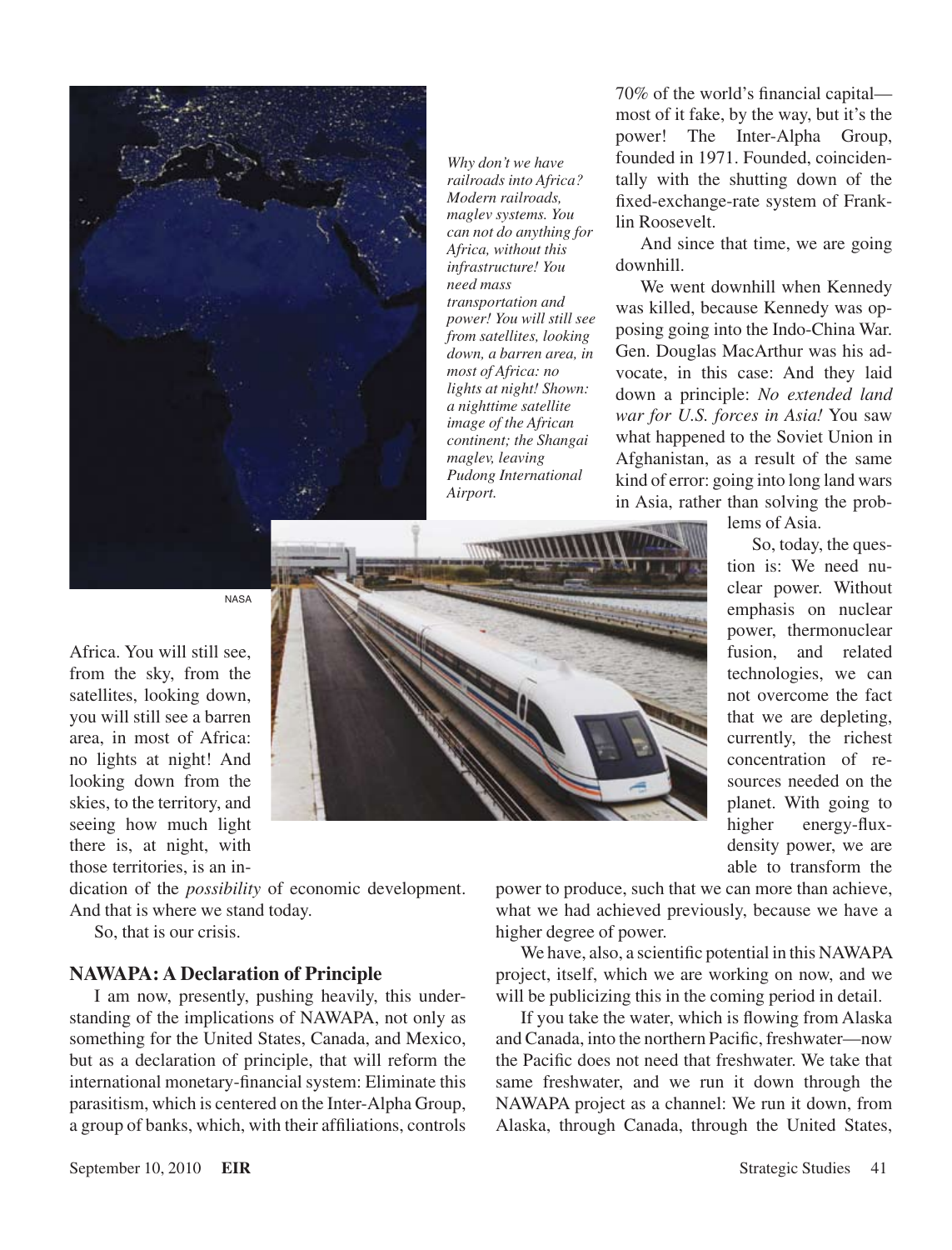*Why don't we have railroads into Africa? Modern railroads, maglev systems. You can not do anything for Africa, without this infrastructure! You need mass transportation and power! You will still see from satellites, looking down, a barren area, in most of Africa: no lights at night! Shown: a nighttime satellite image of the African continent; the Shangai maglev, leaving Pudong International Airport.*

NASA

Africa. You will still see, from the sky, from the satellites, looking down, you will still see a barren area, in most of Africa: no lights at night! And looking down from the skies, to the territory, and seeing how much light there is, at night, with those territories, is an indication of the *possibility* of economic development. And that is where we stand today.

So, that is our crisis.

### NAWAPA: A Declaration of Principle

I am now, presently, pushing heavily, this understanding of the implications of NAWAPA, not only as something for the United States, Canada, and Mexico, but as a declaration of principle, that will reform the international monetary-financial system: Eliminate this parasitism, which is centered on the Inter-Alpha Group, a group of banks, which, with their affiliations, controls 70% of the world's financial capital—most of it fake, by the way, but it's the power! The Inter-Alpha Group, founded in 1971. Founded, coincidentally with the shutting down of the fixed-exchange-rate system of Franklin Roosevelt.

And since that time, we are going downhill.

We went downhill when Kennedy was killed, because Kennedy was opposing going into the Indo-China War. Gen. Douglas MacArthur was his advocate, in this case: And they laid down a principle: *No extended land war for U.S. forces in Asia!* You saw what happened to the Soviet Union in Afghanistan, as a result of the same kind of error: going into long land wars in Asia, rather than solving the problems of Asia.

So, today, the question is: We need nuclear power. Without emphasis on nuclear power, thermonuclear fusion, and related technologies, we can not overcome the fact that we are depleting, currently, the richest concentration of resources needed on the planet. With going to higher energy-flux-density power, we are able to transform the power to produce, such that we can more than achieve, what we had achieved previously, because we have a higher degree of power.

We have, also, a scientific potential in this NAWAPA project, itself, which we are working on now, and we will be publicizing this in the coming period in detail.

If you take the water, which is flowing from Alaska and Canada, into the northern Pacific, freshwater—now the Pacific does not need that freshwater. We take that same freshwater, and we run it down through the NAWAPA project as a channel: We run it down, from Alaska, through Canada, through the United States,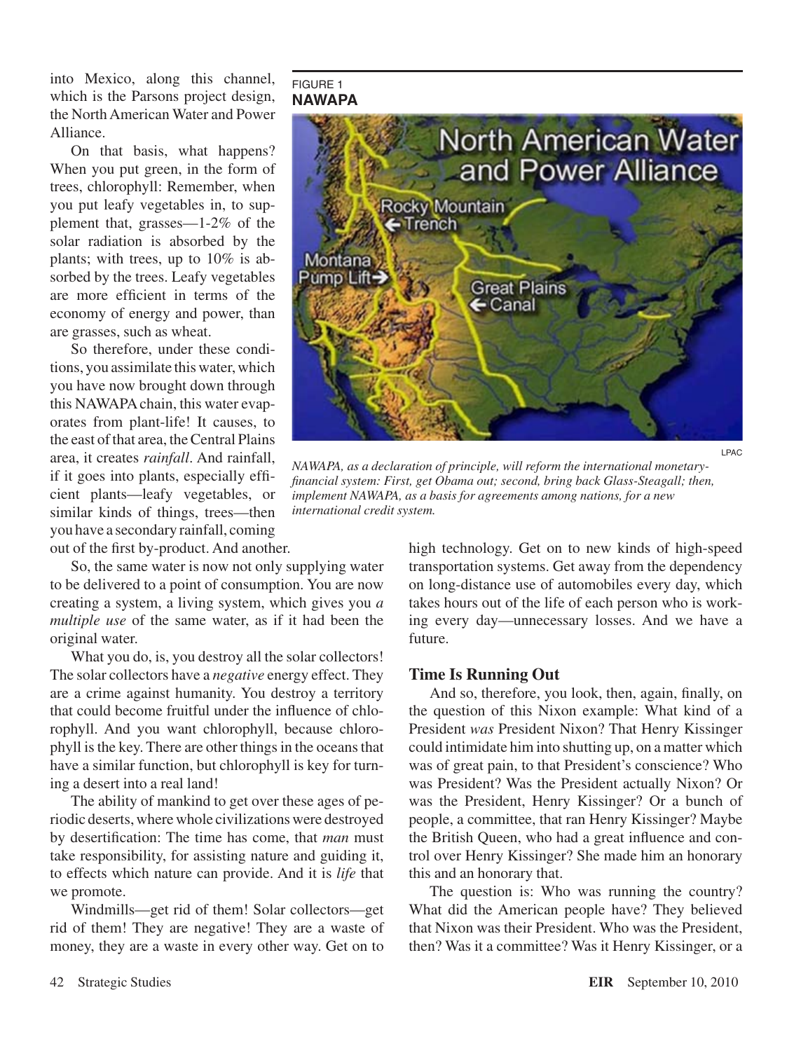into Mexico, along this channel, which is the Parsons project design, the North American Water and Power Alliance.

On that basis, what happens? When you put green, in the form of trees, chlorophyll: Remember, when you put leafy vegetables in, to supplement that, grasses—1-2% of the solar radiation is absorbed by the plants; with trees, up to 10% is absorbed by the trees. Leafy vegetables are more efficient in terms of the economy of energy and power, than are grasses, such as wheat.

So therefore, under these conditions, you assimilate this water, which you have now brought down through this NAWAPA chain, this water evaporates from plant-life! It causes, to the east of that area, the Central Plains area, it creates *rainfall*. And rainfall, if it goes into plants, especially efficient plants—leafy vegetables, or similar kinds of things, trees—then you have a secondary rainfall, coming out of the first by-product. And another.

FIGURE 1
**NAWAPA**

LPAC

*NAWAPA, as a declaration of principle, will reform the international monetary-financial system: First, get Obama out; second, bring back Glass-Steagall; then, implement NAWAPA, as a basis for agreements among nations, for a new international credit system.*

So, the same water is now not only supplying water to be delivered to a point of consumption. You are now creating a system, a living system, which gives you *a multiple use* of the same water, as if it had been the original water.

What you do, is, you destroy all the solar collectors! The solar collectors have a *negative* energy effect. They are a crime against humanity. You destroy a territory that could become fruitful under the influence of chlorophyll. And you want chlorophyll, because chlorophyll is the key. There are other things in the oceans that have a similar function, but chlorophyll is key for turning a desert into a real land!

The ability of mankind to get over these ages of periodic deserts, where whole civilizations were destroyed by desertification: The time has come, that *man* must take responsibility, for assisting nature and guiding it, to effects which nature can provide. And it is *life* that we promote.

Windmills—get rid of them! Solar collectors—get rid of them! They are negative! They are a waste of money, they are a waste in every other way. Get on to high technology. Get on to new kinds of high-speed transportation systems. Get away from the dependency on long-distance use of automobiles every day, which takes hours out of the life of each person who is working every day—unnecessary losses. And we have a future.

### Time Is Running Out

And so, therefore, you look, then, again, finally, on the question of this Nixon example: What kind of a President *was* President Nixon? That Henry Kissinger could intimidate him into shutting up, on a matter which was of great pain, to that President's conscience? Who was President? Was the President actually Nixon? Or was the President, Henry Kissinger? Or a bunch of people, a committee, that ran Henry Kissinger? Maybe the British Queen, who had a great influence and control over Henry Kissinger? She made him an honorary this and an honorary that.

The question is: Who was running the country? What did the American people have? They believed that Nixon was their President. Who was the President, then? Was it a committee? Was it Henry Kissinger, or a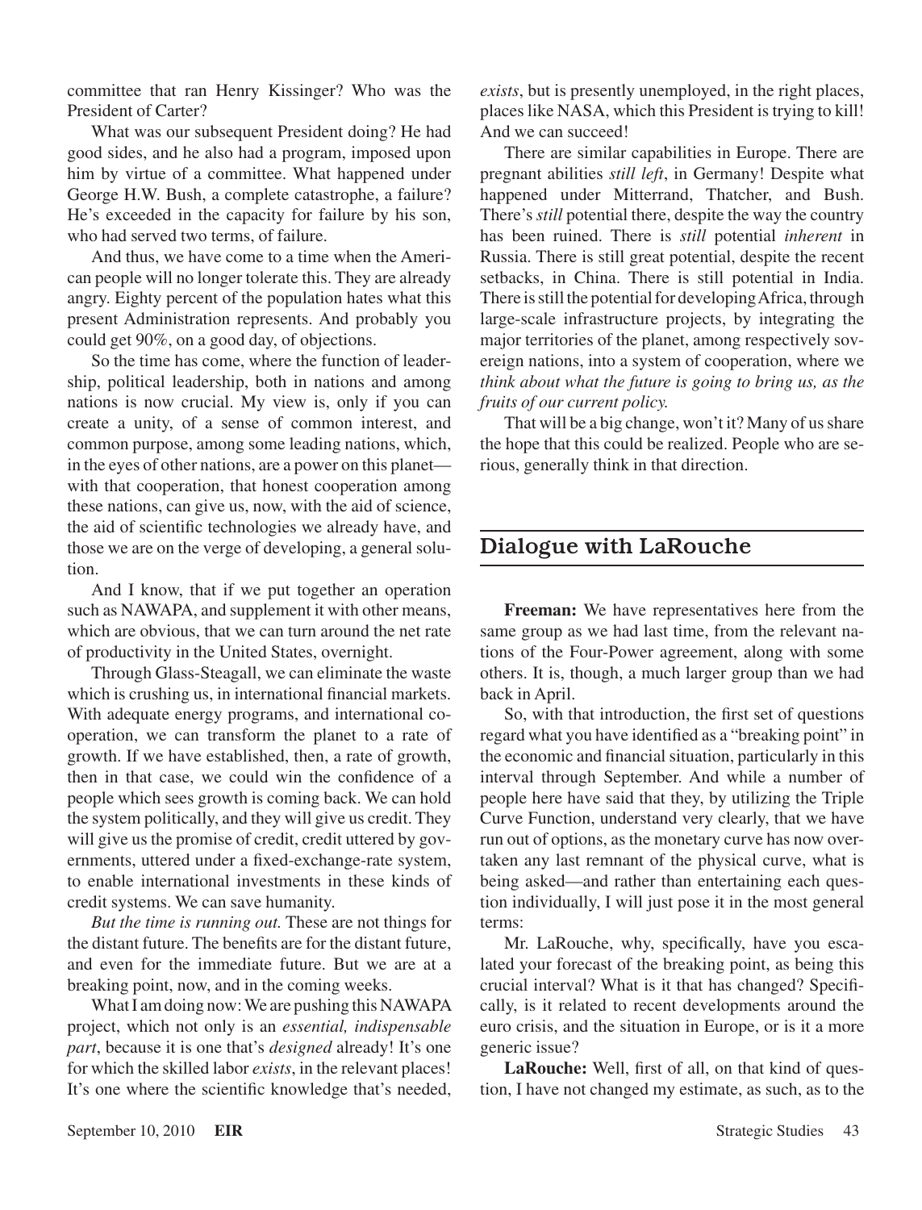committee that ran Henry Kissinger? Who was the President of Carter?

What was our subsequent President doing? He had good sides, and he also had a program, imposed upon him by virtue of a committee. What happened under George H.W. Bush, a complete catastrophe, a failure? He's exceeded in the capacity for failure by his son, who had served two terms, of failure.

And thus, we have come to a time when the American people will no longer tolerate this. They are already angry. Eighty percent of the population hates what this present Administration represents. And probably you could get 90%, on a good day, of objections.

So the time has come, where the function of leadership, political leadership, both in nations and among nations is now crucial. My view is, only if you can create a unity, of a sense of common interest, and common purpose, among some leading nations, which, in the eyes of other nations, are a power on this planet—with that cooperation, that honest cooperation among these nations, can give us, now, with the aid of science, the aid of scientific technologies we already have, and those we are on the verge of developing, a general solution.

And I know, that if we put together an operation such as NAWAPA, and supplement it with other means, which are obvious, that we can turn around the net rate of productivity in the United States, overnight.

Through Glass-Steagall, we can eliminate the waste which is crushing us, in international financial markets. With adequate energy programs, and international cooperation, we can transform the planet to a rate of growth. If we have established, then, a rate of growth, then in that case, we could win the confidence of a people which sees growth is coming back. We can hold the system politically, and they will give us credit. They will give us the promise of credit, credit uttered by governments, uttered under a fixed-exchange-rate system, to enable international investments in these kinds of credit systems. We can save humanity.

*But the time is running out.* These are not things for the distant future. The benefits are for the distant future, and even for the immediate future. But we are at a breaking point, now, and in the coming weeks.

What I am doing now: We are pushing this NAWAPA project, which not only is an *essential, indispensable part*, because it is one that's *designed* already! It's one for which the skilled labor *exists*, in the relevant places! It's one where the scientific knowledge that's needed, *exists*, but is presently unemployed, in the right places, places like NASA, which this President is trying to kill! And we can succeed!

There are similar capabilities in Europe. There are pregnant abilities *still left*, in Germany! Despite what happened under Mitterrand, Thatcher, and Bush. There's *still* potential there, despite the way the country has been ruined. There is *still* potential *inherent* in Russia. There is still great potential, despite the recent setbacks, in China. There is still potential in India. There is still the potential for developing Africa, through large-scale infrastructure projects, by integrating the major territories of the planet, among respectively sovereign nations, into a system of cooperation, where we *think about what the future is going to bring us, as the fruits of our current policy.*

That will be a big change, won't it? Many of us share the hope that this could be realized. People who are serious, generally think in that direction.

## Dialogue with LaRouche

**Freeman:** We have representatives here from the same group as we had last time, from the relevant nations of the Four-Power agreement, along with some others. It is, though, a much larger group than we had back in April.

So, with that introduction, the first set of questions regard what you have identified as a "breaking point" in the economic and financial situation, particularly in this interval through September. And while a number of people here have said that they, by utilizing the Triple Curve Function, understand very clearly, that we have run out of options, as the monetary curve has now overtaken any last remnant of the physical curve, what is being asked—and rather than entertaining each question individually, I will just pose it in the most general terms:

Mr. LaRouche, why, specifically, have you escalated your forecast of the breaking point, as being this crucial interval? What is it that has changed? Specifically, is it related to recent developments around the euro crisis, and the situation in Europe, or is it a more generic issue?

**LaRouche:** Well, first of all, on that kind of question, I have not changed my estimate, as such, as to the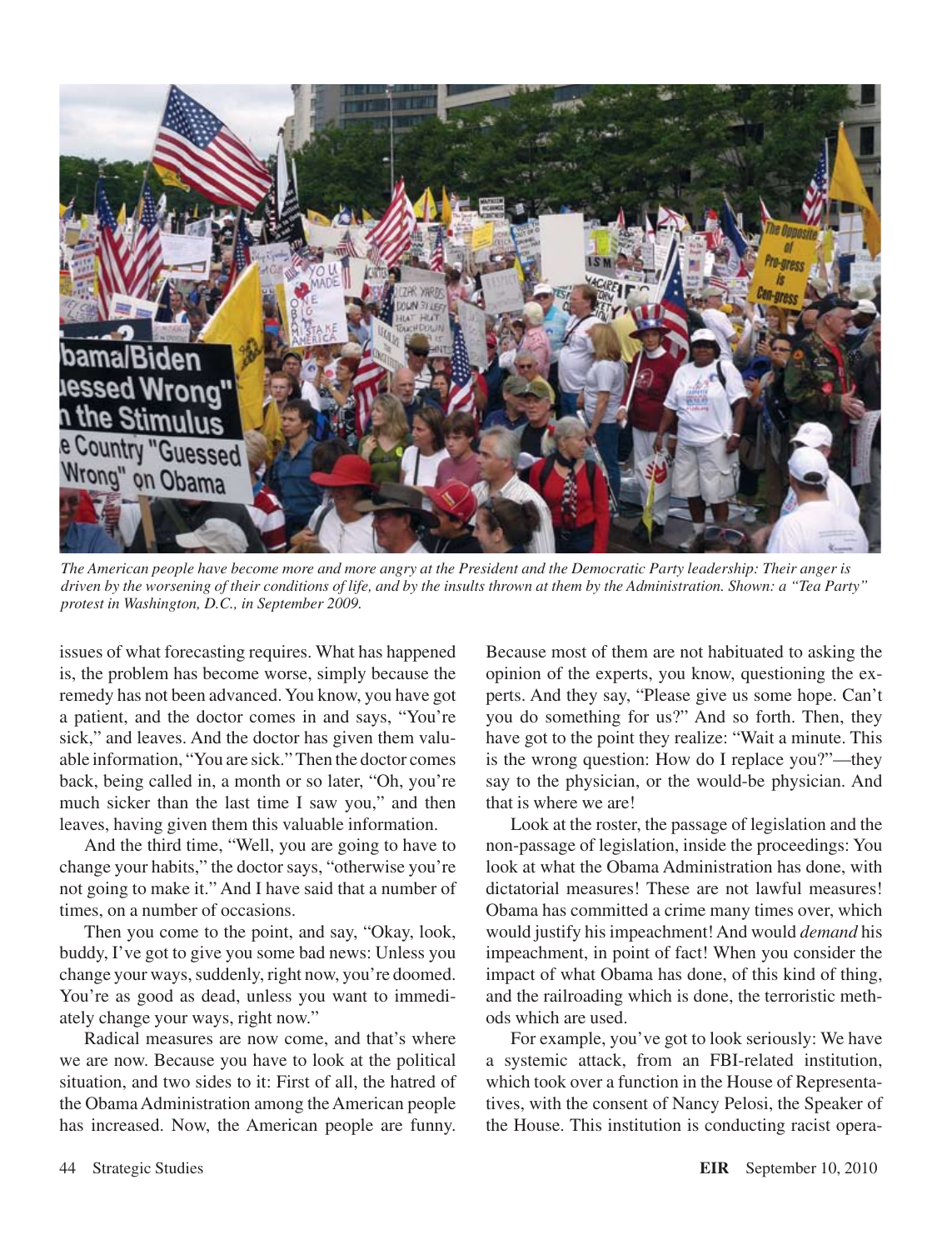*The American people have become more and more angry at the President and the Democratic Party leadership: Their anger is driven by the worsening of their conditions of life, and by the insults thrown at them by the Administration. Shown: a "Tea Party" protest in Washington, D.C., in September 2009.*

issues of what forecasting requires. What has happened is, the problem has become worse, simply because the remedy has not been advanced. You know, you have got a patient, and the doctor comes in and says, "You're sick," and leaves. And the doctor has given them valuable information, "You are sick." Then the doctor comes back, being called in, a month or so later, "Oh, you're much sicker than the last time I saw you," and then leaves, having given them this valuable information.

And the third time, "Well, you are going to have to change your habits," the doctor says, "otherwise you're not going to make it." And I have said that a number of times, on a number of occasions.

Then you come to the point, and say, "Okay, look, buddy, I've got to give you some bad news: Unless you change your ways, suddenly, right now, you're doomed. You're as good as dead, unless you want to immediately change your ways, right now."

Radical measures are now come, and that's where we are now. Because you have to look at the political situation, and two sides to it: First of all, the hatred of the Obama Administration among the American people has increased. Now, the American people are funny. Because most of them are not habituated to asking the opinion of the experts, you know, questioning the experts. And they say, "Please give us some hope. Can't you do something for us?" And so forth. Then, they have got to the point they realize: "Wait a minute. This is the wrong question: How do I replace you?"—they say to the physician, or the would-be physician. And that is where we are!

Look at the roster, the passage of legislation and the non-passage of legislation, inside the proceedings: You look at what the Obama Administration has done, with dictatorial measures! These are not lawful measures! Obama has committed a crime many times over, which would justify his impeachment! And would *demand* his impeachment, in point of fact! When you consider the impact of what Obama has done, of this kind of thing, and the railroading which is done, the terroristic methods which are used.

For example, you've got to look seriously: We have a systemic attack, from an FBI-related institution, which took over a function in the House of Representatives, with the consent of Nancy Pelosi, the Speaker of the House. This institution is conducting racist opera-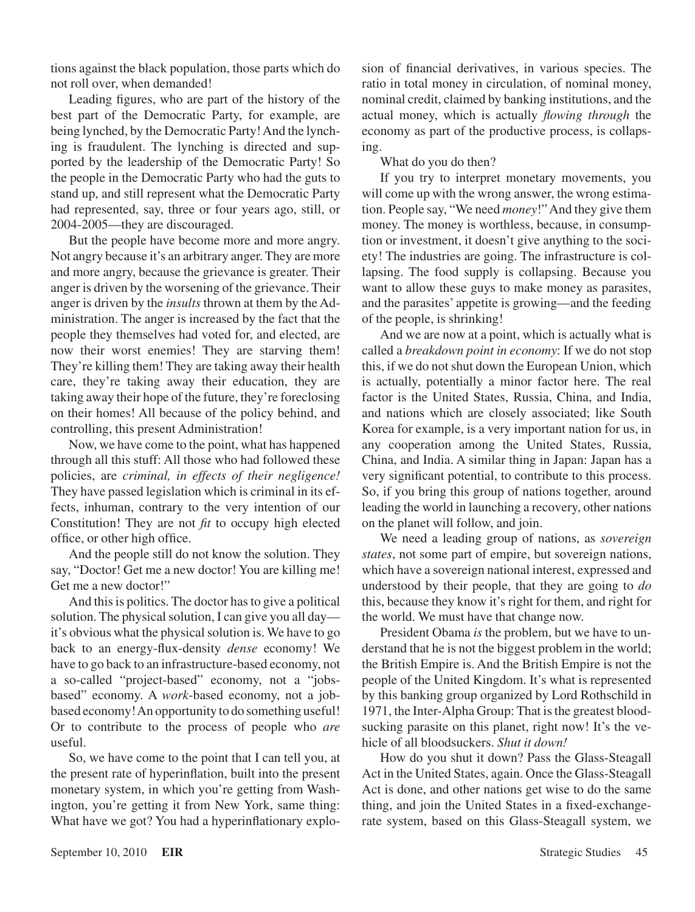tions against the black population, those parts which do not roll over, when demanded!

Leading figures, who are part of the history of the best part of the Democratic Party, for example, are being lynched, by the Democratic Party! And the lynching is fraudulent. The lynching is directed and supported by the leadership of the Democratic Party! So the people in the Democratic Party who had the guts to stand up, and still represent what the Democratic Party had represented, say, three or four years ago, still, or 2004-2005—they are discouraged.

But the people have become more and more angry. Not angry because it's an arbitrary anger. They are more and more angry, because the grievance is greater. Their anger is driven by the worsening of the grievance. Their anger is driven by the *insults* thrown at them by the Administration. The anger is increased by the fact that the people they themselves had voted for, and elected, are now their worst enemies! They are starving them! They're killing them! They are taking away their health care, they're taking away their education, they are taking away their hope of the future, they're foreclosing on their homes! All because of the policy behind, and controlling, this present Administration!

Now, we have come to the point, what has happened through all this stuff: All those who had followed these policies, are *criminal, in effects of their negligence!* They have passed legislation which is criminal in its effects, inhuman, contrary to the very intention of our Constitution! They are not *fit* to occupy high elected office, or other high office.

And the people still do not know the solution. They say, "Doctor! Get me a new doctor! You are killing me! Get me a new doctor!"

And this is politics. The doctor has to give a political solution. The physical solution, I can give you all day—it's obvious what the physical solution is. We have to go back to an energy-flux-density *dense* economy! We have to go back to an infrastructure-based economy, not a so-called "project-based" economy, not a "jobs-based" economy. A *work*-based economy, not a job-based economy! An opportunity to do something useful! Or to contribute to the process of people who *are* useful.

So, we have come to the point that I can tell you, at the present rate of hyperinflation, built into the present monetary system, in which you're getting from Washington, you're getting it from New York, same thing: What have we got? You had a hyperinflationary explosion of financial derivatives, in various species. The ratio in total money in circulation, of nominal money, nominal credit, claimed by banking institutions, and the actual money, which is actually *flowing through* the economy as part of the productive process, is collapsing.

What do you do then?

If you try to interpret monetary movements, you will come up with the wrong answer, the wrong estimation. People say, "We need *money*!" And they give them money. The money is worthless, because, in consumption or investment, it doesn't give anything to the society! The industries are going. The infrastructure is collapsing. The food supply is collapsing. Because you want to allow these guys to make money as parasites, and the parasites' appetite is growing—and the feeding of the people, is shrinking!

And we are now at a point, which is actually what is called a *breakdown point in economy*: If we do not stop this, if we do not shut down the European Union, which is actually, potentially a minor factor here. The real factor is the United States, Russia, China, and India, and nations which are closely associated; like South Korea for example, is a very important nation for us, in any cooperation among the United States, Russia, China, and India. A similar thing in Japan: Japan has a very significant potential, to contribute to this process. So, if you bring this group of nations together, around leading the world in launching a recovery, other nations on the planet will follow, and join.

We need a leading group of nations, as *sovereign states*, not some part of empire, but sovereign nations, which have a sovereign national interest, expressed and understood by their people, that they are going to *do* this, because they know it's right for them, and right for the world. We must have that change now.

President Obama *is* the problem, but we have to understand that he is not the biggest problem in the world; the British Empire is. And the British Empire is not the people of the United Kingdom. It's what is represented by this banking group organized by Lord Rothschild in 1971, the Inter-Alpha Group: That is the greatest bloodsucking parasite on this planet, right now! It's the vehicle of all bloodsuckers. *Shut it down!*

How do you shut it down? Pass the Glass-Steagall Act in the United States, again. Once the Glass-Steagall Act is done, and other nations get wise to do the same thing, and join the United States in a fixed-exchange-rate system, based on this Glass-Steagall system, we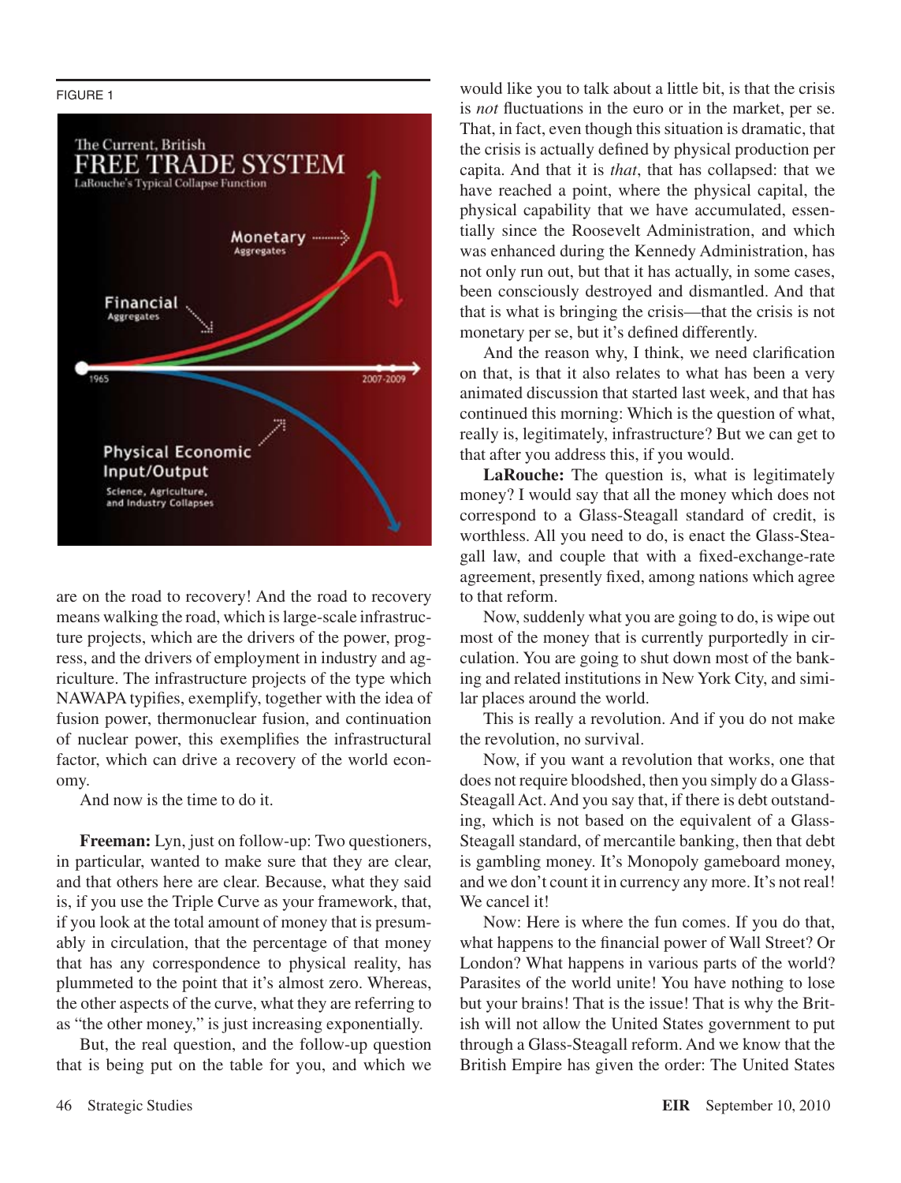FIGURE 1

The Current, British
FREE TRADE SYSTEM
LaRouche's Typical Collapse Function

Monetary Aggregates

Financial Aggregates

1965 — 2007-2009

Physical Economic Input/Output
Science, Agriculture, and Industry Collapses

are on the road to recovery! And the road to recovery means walking the road, which is large-scale infrastructure projects, which are the drivers of the power, progress, and the drivers of employment in industry and agriculture. The infrastructure projects of the type which NAWAPA typifies, exemplify, together with the idea of fusion power, thermonuclear fusion, and continuation of nuclear power, this exemplifies the infrastructural factor, which can drive a recovery of the world economy.

And now is the time to do it.

**Freeman:** Lyn, just on follow-up: Two questioners, in particular, wanted to make sure that they are clear, and that others here are clear. Because, what they said is, if you use the Triple Curve as your framework, that, if you look at the total amount of money that is presumably in circulation, that the percentage of that money that has any correspondence to physical reality, has plummeted to the point that it's almost zero. Whereas, the other aspects of the curve, what they are referring to as "the other money," is just increasing exponentially.

But, the real question, and the follow-up question that is being put on the table for you, and which we would like you to talk about a little bit, is that the crisis is *not* fluctuations in the euro or in the market, per se. That, in fact, even though this situation is dramatic, that the crisis is actually defined by physical production per capita. And that it is *that*, that has collapsed: that we have reached a point, where the physical capital, the physical capability that we have accumulated, essentially since the Roosevelt Administration, and which was enhanced during the Kennedy Administration, has not only run out, but that it has actually, in some cases, been consciously destroyed and dismantled. And that that is what is bringing the crisis—that the crisis is not monetary per se, but it's defined differently.

And the reason why, I think, we need clarification on that, is that it also relates to what has been a very animated discussion that started last week, and that has continued this morning: Which is the question of what, really is, legitimately, infrastructure? But we can get to that after you address this, if you would.

**LaRouche:** The question is, what is legitimately money? I would say that all the money which does not correspond to a Glass-Steagall standard of credit, is worthless. All you need to do, is enact the Glass-Steagall law, and couple that with a fixed-exchange-rate agreement, presently fixed, among nations which agree to that reform.

Now, suddenly what you are going to do, is wipe out most of the money that is currently purportedly in circulation. You are going to shut down most of the banking and related institutions in New York City, and similar places around the world.

This is really a revolution. And if you do not make the revolution, no survival.

Now, if you want a revolution that works, one that does not require bloodshed, then you simply do a Glass-Steagall Act. And you say that, if there is debt outstanding, which is not based on the equivalent of a Glass-Steagall standard, of mercantile banking, then that debt is gambling money. It's Monopoly gameboard money, and we don't count it in currency any more. It's not real! We cancel it!

Now: Here is where the fun comes. If you do that, what happens to the financial power of Wall Street? Or London? What happens in various parts of the world? Parasites of the world unite! You have nothing to lose but your brains! That is the issue! That is why the British will not allow the United States government to put through a Glass-Steagall reform. And we know that the British Empire has given the order: The United States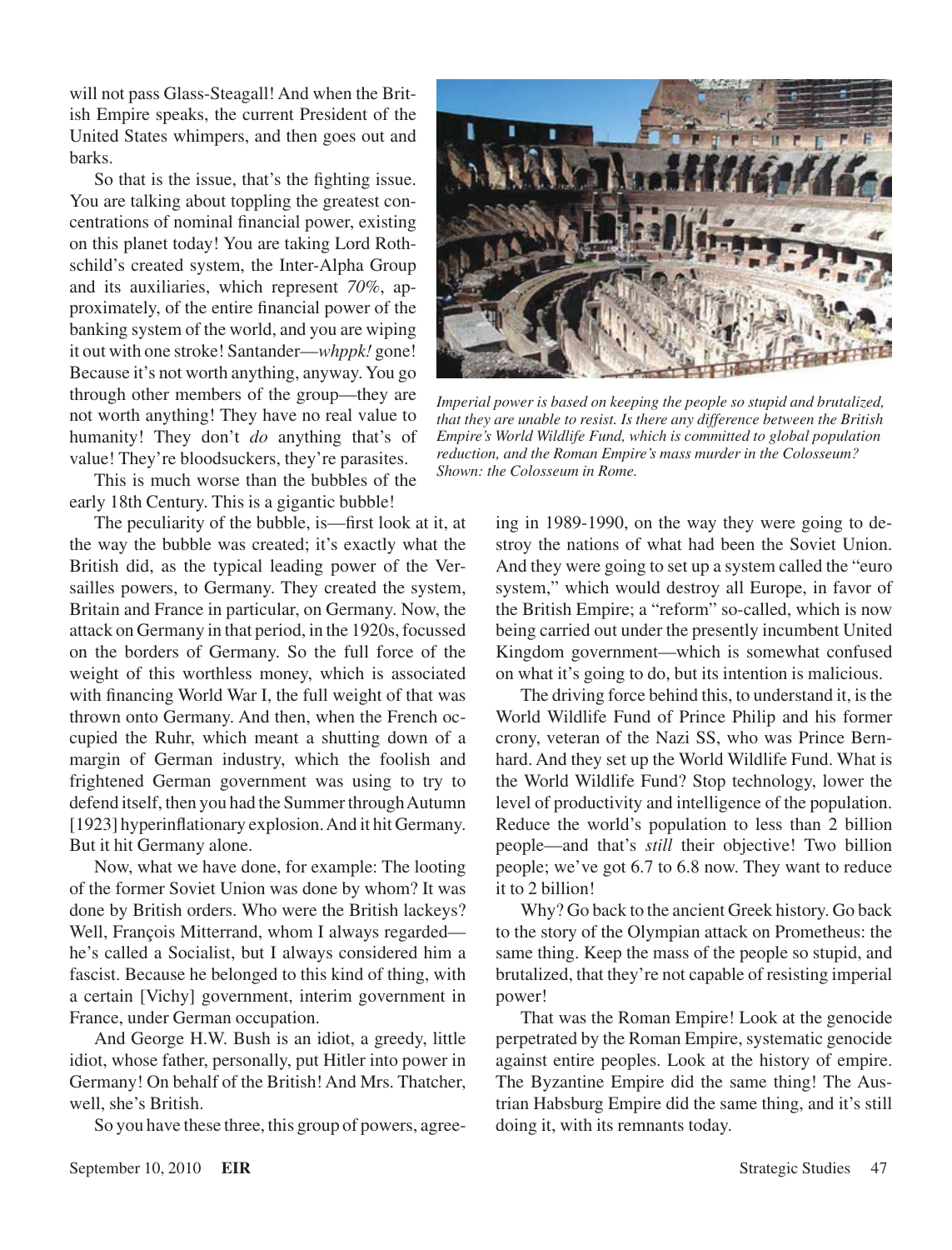will not pass Glass-Steagall! And when the British Empire speaks, the current President of the United States whimpers, and then goes out and barks.

So that is the issue, that's the fighting issue. You are talking about toppling the greatest concentrations of nominal financial power, existing on this planet today! You are taking Lord Rothschild's created system, the Inter-Alpha Group and its auxiliaries, which represent *70%*, approximately, of the entire financial power of the banking system of the world, and you are wiping it out with one stroke! Santander—*whppk!* gone! Because it's not worth anything, anyway. You go through other members of the group—they are not worth anything! They have no real value to humanity! They don't *do* anything that's of value! They're bloodsuckers, they're parasites.

This is much worse than the bubbles of the early 18th Century. This is a gigantic bubble!

The peculiarity of the bubble, is—first look at it, at the way the bubble was created; it's exactly what the British did, as the typical leading power of the Versailles powers, to Germany. They created the system, Britain and France in particular, on Germany. Now, the attack on Germany in that period, in the 1920s, focussed on the borders of Germany. So the full force of the weight of this worthless money, which is associated with financing World War I, the full weight of that was thrown onto Germany. And then, when the French occupied the Ruhr, which meant a shutting down of a margin of German industry, which the foolish and frightened German government was using to try to defend itself, then you had the Summer through Autumn [1923] hyperinflationary explosion. And it hit Germany. But it hit Germany alone.

Now, what we have done, for example: The looting of the former Soviet Union was done by whom? It was done by British orders. Who were the British lackeys? Well, François Mitterrand, whom I always regarded—he's called a Socialist, but I always considered him a fascist. Because he belonged to this kind of thing, with a certain [Vichy] government, interim government in France, under German occupation.

And George H.W. Bush is an idiot, a greedy, little idiot, whose father, personally, put Hitler into power in Germany! On behalf of the British! And Mrs. Thatcher, well, she's British.

So you have these three, this group of powers, agreeing in 1989-1990, on the way they were going to destroy the nations of what had been the Soviet Union. And they were going to set up a system called the "euro system," which would destroy all Europe, in favor of the British Empire; a "reform" so-called, which is now being carried out under the presently incumbent United Kingdom government—which is somewhat confused on what it's going to do, but its intention is malicious.

The driving force behind this, to understand it, is the World Wildlife Fund of Prince Philip and his former crony, veteran of the Nazi SS, who was Prince Bernhard. And they set up the World Wildlife Fund. What is the World Wildlife Fund? Stop technology, lower the level of productivity and intelligence of the population. Reduce the world's population to less than 2 billion people—and that's *still* their objective! Two billion people; we've got 6.7 to 6.8 now. They want to reduce it to 2 billion!

Why? Go back to the ancient Greek history. Go back to the story of the Olympian attack on Prometheus: the same thing. Keep the mass of the people so stupid, and brutalized, that they're not capable of resisting imperial power!

That was the Roman Empire! Look at the genocide perpetrated by the Roman Empire, systematic genocide against entire peoples. Look at the history of empire. The Byzantine Empire did the same thing! The Austrian Habsburg Empire did the same thing, and it's still doing it, with its remnants today.

*Imperial power is based on keeping the people so stupid and brutalized, that they are unable to resist. Is there any difference between the British Empire's World Wildlife Fund, which is committed to global population reduction, and the Roman Empire's mass murder in the Colosseum? Shown: the Colosseum in Rome.*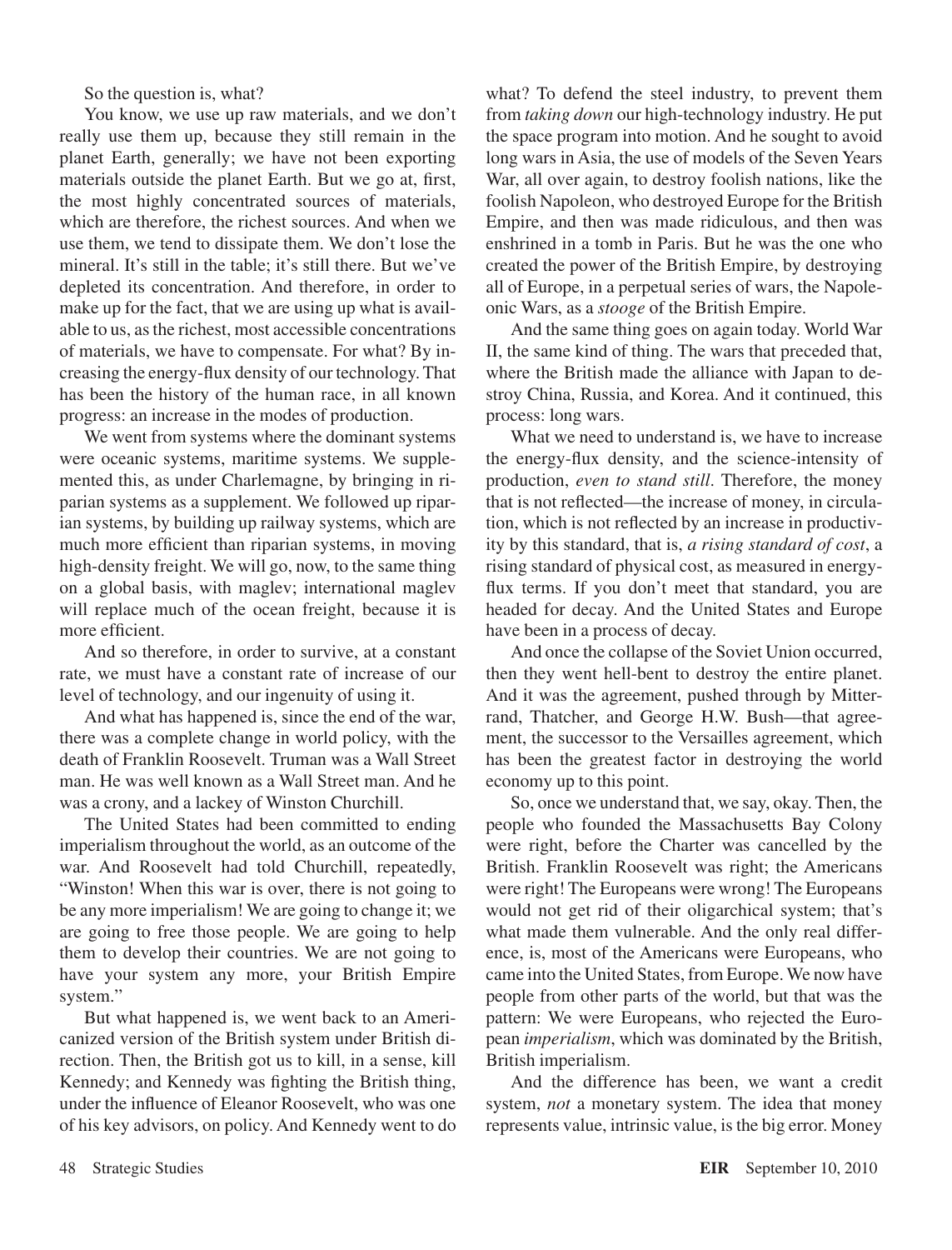So the question is, what?

You know, we use up raw materials, and we don't really use them up, because they still remain in the planet Earth, generally; we have not been exporting materials outside the planet Earth. But we go at, first, the most highly concentrated sources of materials, which are therefore, the richest sources. And when we use them, we tend to dissipate them. We don't lose the mineral. It's still in the table; it's still there. But we've depleted its concentration. And therefore, in order to make up for the fact, that we are using up what is available to us, as the richest, most accessible concentrations of materials, we have to compensate. For what? By increasing the energy-flux density of our technology. That has been the history of the human race, in all known progress: an increase in the modes of production.

We went from systems where the dominant systems were oceanic systems, maritime systems. We supplemented this, as under Charlemagne, by bringing in riparian systems as a supplement. We followed up riparian systems, by building up railway systems, which are much more efficient than riparian systems, in moving high-density freight. We will go, now, to the same thing on a global basis, with maglev; international maglev will replace much of the ocean freight, because it is more efficient.

And so therefore, in order to survive, at a constant rate, we must have a constant rate of increase of our level of technology, and our ingenuity of using it.

And what has happened is, since the end of the war, there was a complete change in world policy, with the death of Franklin Roosevelt. Truman was a Wall Street man. He was well known as a Wall Street man. And he was a crony, and a lackey of Winston Churchill.

The United States had been committed to ending imperialism throughout the world, as an outcome of the war. And Roosevelt had told Churchill, repeatedly, "Winston! When this war is over, there is not going to be any more imperialism! We are going to change it; we are going to free those people. We are going to help them to develop their countries. We are not going to have your system any more, your British Empire system."

But what happened is, we went back to an Americanized version of the British system under British direction. Then, the British got us to kill, in a sense, kill Kennedy; and Kennedy was fighting the British thing, under the influence of Eleanor Roosevelt, who was one of his key advisors, on policy. And Kennedy went to do what? To defend the steel industry, to prevent them from *taking down* our high-technology industry. He put the space program into motion. And he sought to avoid long wars in Asia, the use of models of the Seven Years War, all over again, to destroy foolish nations, like the foolish Napoleon, who destroyed Europe for the British Empire, and then was made ridiculous, and then was enshrined in a tomb in Paris. But he was the one who created the power of the British Empire, by destroying all of Europe, in a perpetual series of wars, the Napoleonic Wars, as a *stooge* of the British Empire.

And the same thing goes on again today. World War II, the same kind of thing. The wars that preceded that, where the British made the alliance with Japan to destroy China, Russia, and Korea. And it continued, this process: long wars.

What we need to understand is, we have to increase the energy-flux density, and the science-intensity of production, *even to stand still*. Therefore, the money that is not reflected—the increase of money, in circulation, which is not reflected by an increase in productivity by this standard, that is, *a rising standard of cost*, a rising standard of physical cost, as measured in energy-flux terms. If you don't meet that standard, you are headed for decay. And the United States and Europe have been in a process of decay.

And once the collapse of the Soviet Union occurred, then they went hell-bent to destroy the entire planet. And it was the agreement, pushed through by Mitterrand, Thatcher, and George H.W. Bush—that agreement, the successor to the Versailles agreement, which has been the greatest factor in destroying the world economy up to this point.

So, once we understand that, we say, okay. Then, the people who founded the Massachusetts Bay Colony were right, before the Charter was cancelled by the British. Franklin Roosevelt was right; the Americans were right! The Europeans were wrong! The Europeans would not get rid of their oligarchical system; that's what made them vulnerable. And the only real difference, is, most of the Americans were Europeans, who came into the United States, from Europe. We now have people from other parts of the world, but that was the pattern: We were Europeans, who rejected the European *imperialism*, which was dominated by the British, British imperialism.

And the difference has been, we want a credit system, *not* a monetary system. The idea that money represents value, intrinsic value, is the big error. Money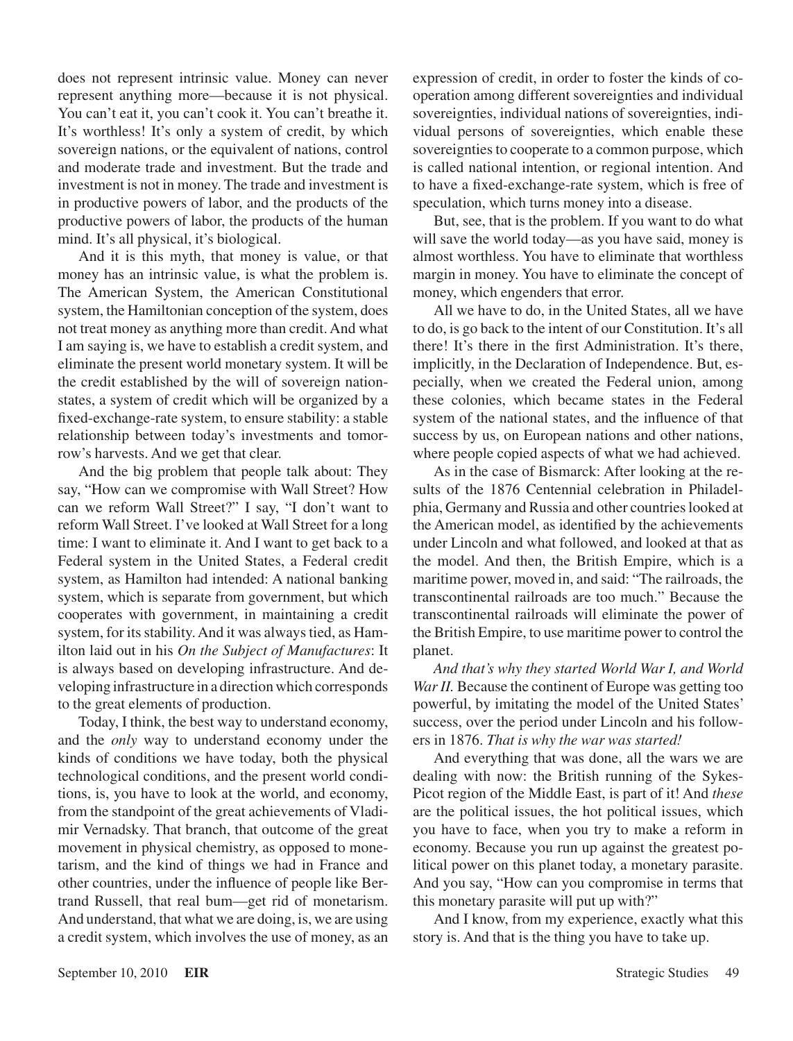does not represent intrinsic value. Money can never represent anything more—because it is not physical. You can't eat it, you can't cook it. You can't breathe it. It's worthless! It's only a system of credit, by which sovereign nations, or the equivalent of nations, control and moderate trade and investment. But the trade and investment is not in money. The trade and investment is in productive powers of labor, and the products of the productive powers of labor, the products of the human mind. It's all physical, it's biological.

And it is this myth, that money is value, or that money has an intrinsic value, is what the problem is. The American System, the American Constitutional system, the Hamiltonian conception of the system, does not treat money as anything more than credit. And what I am saying is, we have to establish a credit system, and eliminate the present world monetary system. It will be the credit established by the will of sovereign nation-states, a system of credit which will be organized by a fixed-exchange-rate system, to ensure stability: a stable relationship between today's investments and tomorrow's harvests. And we get that clear.

And the big problem that people talk about: They say, "How can we compromise with Wall Street? How can we reform Wall Street?" I say, "I don't want to reform Wall Street. I've looked at Wall Street for a long time: I want to eliminate it. And I want to get back to a Federal system in the United States, a Federal credit system, as Hamilton had intended: A national banking system, which is separate from government, but which cooperates with government, in maintaining a credit system, for its stability. And it was always tied, as Hamilton laid out in his *On the Subject of Manufactures*: It is always based on developing infrastructure. And developing infrastructure in a direction which corresponds to the great elements of production.

Today, I think, the best way to understand economy, and the *only* way to understand economy under the kinds of conditions we have today, both the physical technological conditions, and the present world conditions, is, you have to look at the world, and economy, from the standpoint of the great achievements of Vladimir Vernadsky. That branch, that outcome of the great movement in physical chemistry, as opposed to monetarism, and the kind of things we had in France and other countries, under the influence of people like Bertrand Russell, that real bum—get rid of monetarism. And understand, that what we are doing, is, we are using a credit system, which involves the use of money, as an expression of credit, in order to foster the kinds of cooperation among different sovereignties and individual sovereignties, individual nations of sovereignties, individual persons of sovereignties, which enable these sovereignties to cooperate to a common purpose, which is called national intention, or regional intention. And to have a fixed-exchange-rate system, which is free of speculation, which turns money into a disease.

But, see, that is the problem. If you want to do what will save the world today—as you have said, money is almost worthless. You have to eliminate that worthless margin in money. You have to eliminate the concept of money, which engenders that error.

All we have to do, in the United States, all we have to do, is go back to the intent of our Constitution. It's all there! It's there in the first Administration. It's there, implicitly, in the Declaration of Independence. But, especially, when we created the Federal union, among these colonies, which became states in the Federal system of the national states, and the influence of that success by us, on European nations and other nations, where people copied aspects of what we had achieved.

As in the case of Bismarck: After looking at the results of the 1876 Centennial celebration in Philadelphia, Germany and Russia and other countries looked at the American model, as identified by the achievements under Lincoln and what followed, and looked at that as the model. And then, the British Empire, which is a maritime power, moved in, and said: "The railroads, the transcontinental railroads are too much." Because the transcontinental railroads will eliminate the power of the British Empire, to use maritime power to control the planet.

*And that's why they started World War I, and World War II.* Because the continent of Europe was getting too powerful, by imitating the model of the United States' success, over the period under Lincoln and his followers in 1876. *That is why the war was started!*

And everything that was done, all the wars we are dealing with now: the British running of the Sykes-Picot region of the Middle East, is part of it! And *these* are the political issues, the hot political issues, which you have to face, when you try to make a reform in economy. Because you run up against the greatest political power on this planet today, a monetary parasite. And you say, "How can you compromise in terms that this monetary parasite will put up with?"

And I know, from my experience, exactly what this story is. And that is the thing you have to take up.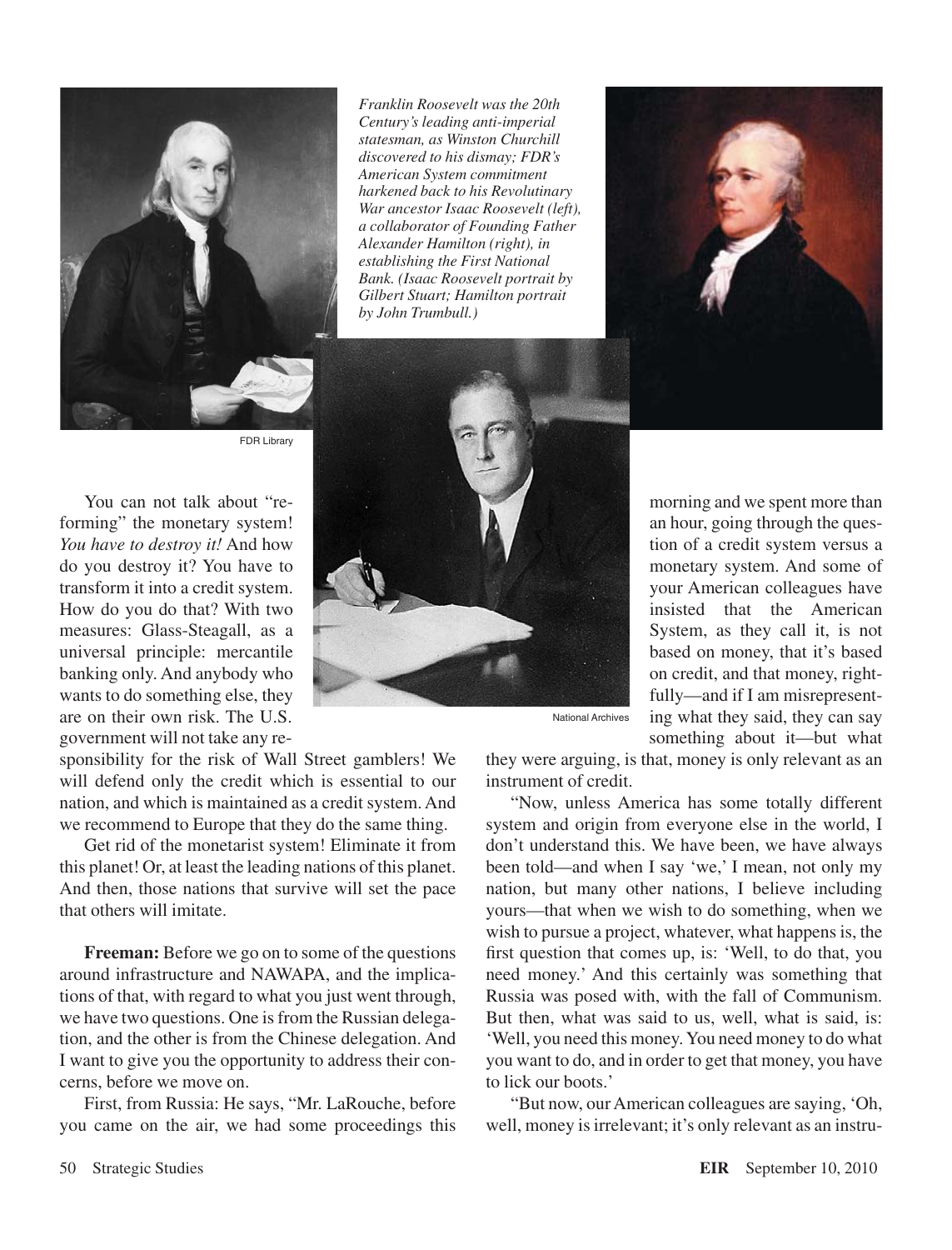*Franklin Roosevelt was the 20th Century's leading anti-imperial statesman, as Winston Churchill discovered to his dismay; FDR's American System commitment harkened back to his Revolutinary War ancestor Isaac Roosevelt (left), a collaborator of Founding Father Alexander Hamilton (right), in establishing the First National Bank. (Isaac Roosevelt portrait by Gilbert Stuart; Hamilton portrait by John Trumbull.)*

FDR Library

National Archives

You can not talk about "reforming" the monetary system! *You have to destroy it!* And how do you destroy it? You have to transform it into a credit system. How do you do that? With two measures: Glass-Steagall, as a universal principle: mercantile banking only. And anybody who wants to do something else, they are on their own risk. The U.S. government will not take any responsibility for the risk of Wall Street gamblers! We will defend only the credit which is essential to our nation, and which is maintained as a credit system. And we recommend to Europe that they do the same thing.

Get rid of the monetarist system! Eliminate it from this planet! Or, at least the leading nations of this planet. And then, those nations that survive will set the pace that others will imitate.

**Freeman:** Before we go on to some of the questions around infrastructure and NAWAPA, and the implications of that, with regard to what you just went through, we have two questions. One is from the Russian delegation, and the other is from the Chinese delegation. And I want to give you the opportunity to address their concerns, before we move on.

First, from Russia: He says, "Mr. LaRouche, before you came on the air, we had some proceedings this morning and we spent more than an hour, going through the question of a credit system versus a monetary system. And some of your American colleagues have insisted that the American System, as they call it, is not based on money, that it's based on credit, and that money, rightfully—and if I am misrepresenting what they said, they can say something about it—but what they were arguing, is that, money is only relevant as an instrument of credit.

"Now, unless America has some totally different system and origin from everyone else in the world, I don't understand this. We have been, we have always been told—and when I say 'we,' I mean, not only my nation, but many other nations, I believe including yours—that when we wish to do something, when we wish to pursue a project, whatever, what happens is, the first question that comes up, is: 'Well, to do that, you need money.' And this certainly was something that Russia was posed with, with the fall of Communism. But then, what was said to us, well, what is said, is: 'Well, you need this money. You need money to do what you want to do, and in order to get that money, you have to lick our boots.'

"But now, our American colleagues are saying, 'Oh, well, money is irrelevant; it's only relevant as an instru-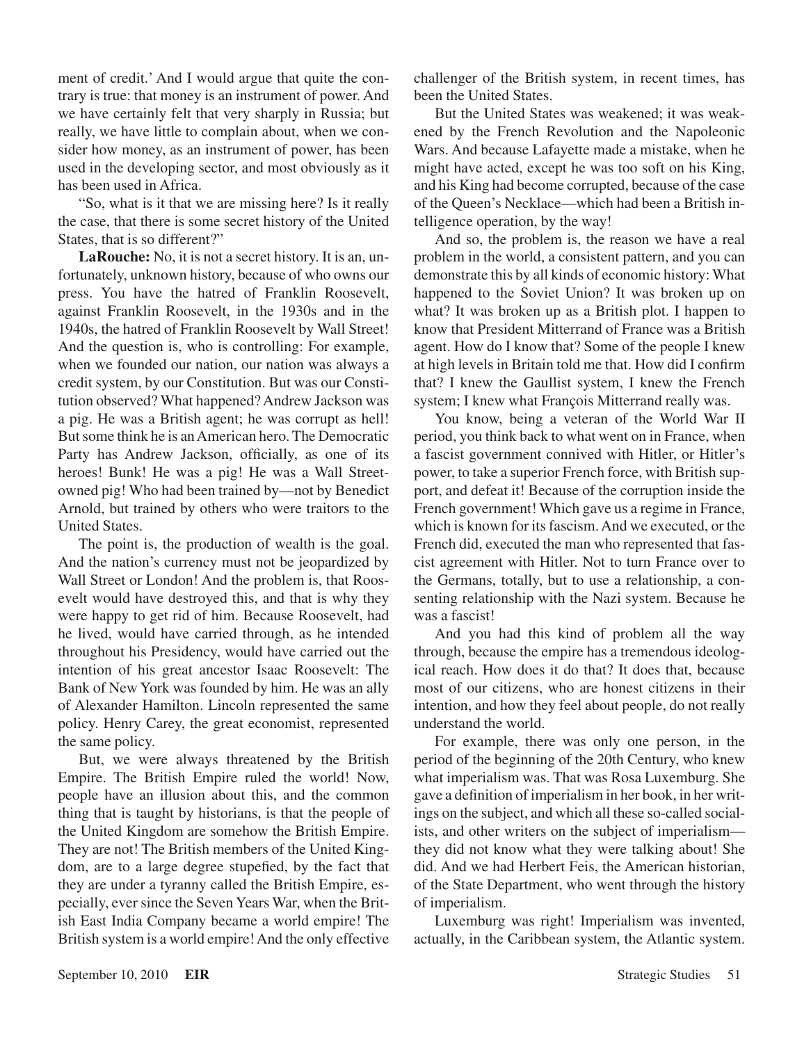ment of credit.' And I would argue that quite the contrary is true: that money is an instrument of power. And we have certainly felt that very sharply in Russia; but really, we have little to complain about, when we consider how money, as an instrument of power, has been used in the developing sector, and most obviously as it has been used in Africa.

"So, what is it that we are missing here? Is it really the case, that there is some secret history of the United States, that is so different?"

**LaRouche:** No, it is not a secret history. It is an, unfortunately, unknown history, because of who owns our press. You have the hatred of Franklin Roosevelt, against Franklin Roosevelt, in the 1930s and in the 1940s, the hatred of Franklin Roosevelt by Wall Street! And the question is, who is controlling: For example, when we founded our nation, our nation was always a credit system, by our Constitution. But was our Constitution observed? What happened? Andrew Jackson was a pig. He was a British agent; he was corrupt as hell! But some think he is an American hero. The Democratic Party has Andrew Jackson, officially, as one of its heroes! Bunk! He was a pig! He was a Wall Street-owned pig! Who had been trained by—not by Benedict Arnold, but trained by others who were traitors to the United States.

The point is, the production of wealth is the goal. And the nation's currency must not be jeopardized by Wall Street or London! And the problem is, that Roosevelt would have destroyed this, and that is why they were happy to get rid of him. Because Roosevelt, had he lived, would have carried through, as he intended throughout his Presidency, would have carried out the intention of his great ancestor Isaac Roosevelt: The Bank of New York was founded by him. He was an ally of Alexander Hamilton. Lincoln represented the same policy. Henry Carey, the great economist, represented the same policy.

But, we were always threatened by the British Empire. The British Empire ruled the world! Now, people have an illusion about this, and the common thing that is taught by historians, is that the people of the United Kingdom are somehow the British Empire. They are not! The British members of the United Kingdom, are to a large degree stupefied, by the fact that they are under a tyranny called the British Empire, especially, ever since the Seven Years War, when the British East India Company became a world empire! The British system is a world empire! And the only effective challenger of the British system, in recent times, has been the United States.

But the United States was weakened; it was weakened by the French Revolution and the Napoleonic Wars. And because Lafayette made a mistake, when he might have acted, except he was too soft on his King, and his King had become corrupted, because of the case of the Queen's Necklace—which had been a British intelligence operation, by the way!

And so, the problem is, the reason we have a real problem in the world, a consistent pattern, and you can demonstrate this by all kinds of economic history: What happened to the Soviet Union? It was broken up on what? It was broken up as a British plot. I happen to know that President Mitterrand of France was a British agent. How do I know that? Some of the people I knew at high levels in Britain told me that. How did I confirm that? I knew the Gaullist system, I knew the French system; I knew what François Mitterrand really was.

You know, being a veteran of the World War II period, you think back to what went on in France, when a fascist government connived with Hitler, or Hitler's power, to take a superior French force, with British support, and defeat it! Because of the corruption inside the French government! Which gave us a regime in France, which is known for its fascism. And we executed, or the French did, executed the man who represented that fascist agreement with Hitler. Not to turn France over to the Germans, totally, but to use a relationship, a consenting relationship with the Nazi system. Because he was a fascist!

And you had this kind of problem all the way through, because the empire has a tremendous ideological reach. How does it do that? It does that, because most of our citizens, who are honest citizens in their intention, and how they feel about people, do not really understand the world.

For example, there was only one person, in the period of the beginning of the 20th Century, who knew what imperialism was. That was Rosa Luxemburg. She gave a definition of imperialism in her book, in her writings on the subject, and which all these so-called socialists, and other writers on the subject of imperialism—they did not know what they were talking about! She did. And we had Herbert Feis, the American historian, of the State Department, who went through the history of imperialism.

Luxemburg was right! Imperialism was invented, actually, in the Caribbean system, the Atlantic system.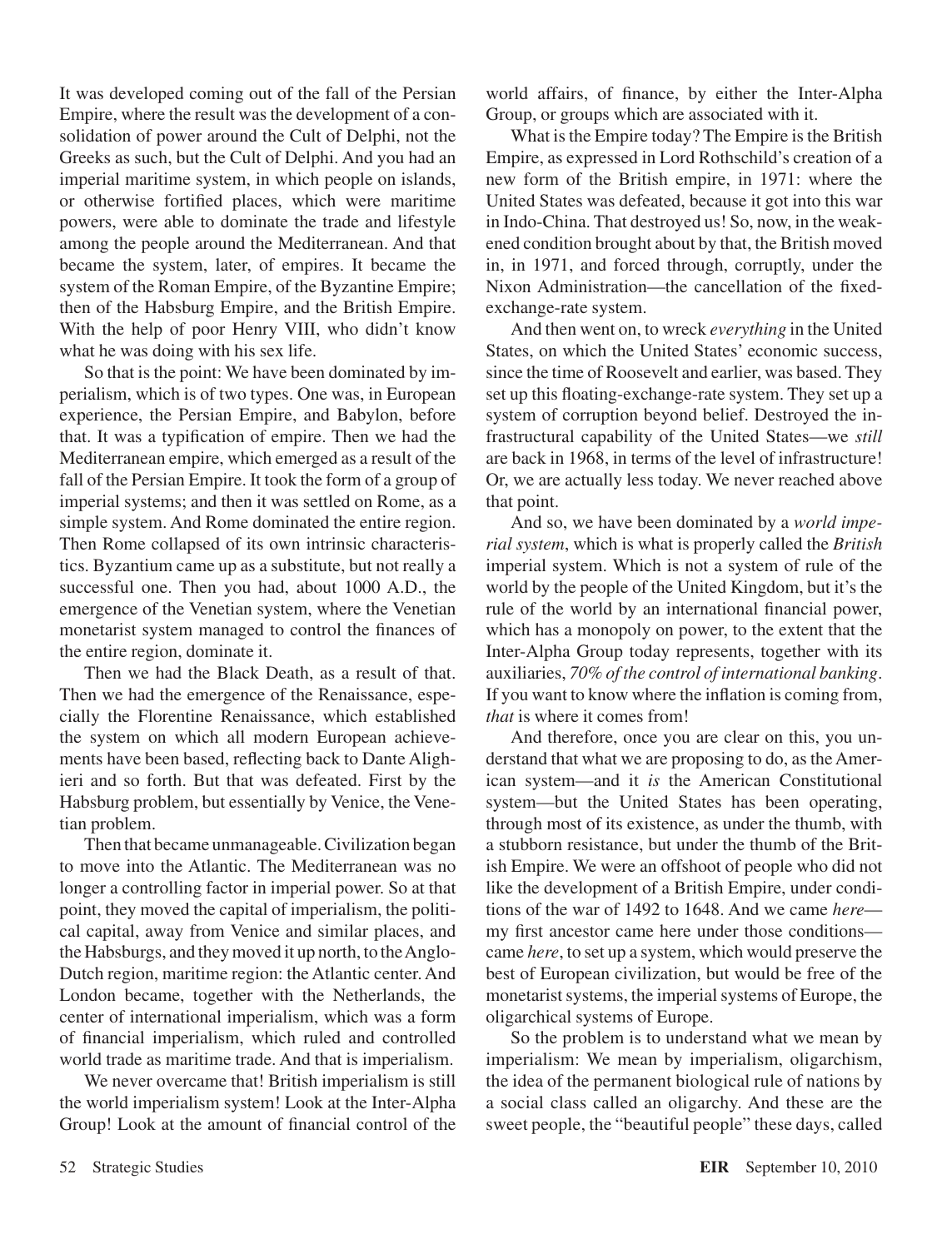It was developed coming out of the fall of the Persian Empire, where the result was the development of a consolidation of power around the Cult of Delphi, not the Greeks as such, but the Cult of Delphi. And you had an imperial maritime system, in which people on islands, or otherwise fortified places, which were maritime powers, were able to dominate the trade and lifestyle among the people around the Mediterranean. And that became the system, later, of empires. It became the system of the Roman Empire, of the Byzantine Empire; then of the Habsburg Empire, and the British Empire. With the help of poor Henry VIII, who didn't know what he was doing with his sex life.

So that is the point: We have been dominated by imperialism, which is of two types. One was, in European experience, the Persian Empire, and Babylon, before that. It was a typification of empire. Then we had the Mediterranean empire, which emerged as a result of the fall of the Persian Empire. It took the form of a group of imperial systems; and then it was settled on Rome, as a simple system. And Rome dominated the entire region. Then Rome collapsed of its own intrinsic characteristics. Byzantium came up as a substitute, but not really a successful one. Then you had, about 1000 A.D., the emergence of the Venetian system, where the Venetian monetarist system managed to control the finances of the entire region, dominate it.

Then we had the Black Death, as a result of that. Then we had the emergence of the Renaissance, especially the Florentine Renaissance, which established the system on which all modern European achievements have been based, reflecting back to Dante Alighieri and so forth. But that was defeated. First by the Habsburg problem, but essentially by Venice, the Venetian problem.

Then that became unmanageable. Civilization began to move into the Atlantic. The Mediterranean was no longer a controlling factor in imperial power. So at that point, they moved the capital of imperialism, the political capital, away from Venice and similar places, and the Habsburgs, and they moved it up north, to the Anglo-Dutch region, maritime region: the Atlantic center. And London became, together with the Netherlands, the center of international imperialism, which was a form of financial imperialism, which ruled and controlled world trade as maritime trade. And that is imperialism.

We never overcame that! British imperialism is still the world imperialism system! Look at the Inter-Alpha Group! Look at the amount of financial control of the world affairs, of finance, by either the Inter-Alpha Group, or groups which are associated with it.

What is the Empire today? The Empire is the British Empire, as expressed in Lord Rothschild's creation of a new form of the British empire, in 1971: where the United States was defeated, because it got into this war in Indo-China. That destroyed us! So, now, in the weakened condition brought about by that, the British moved in, in 1971, and forced through, corruptly, under the Nixon Administration—the cancellation of the fixed-exchange-rate system.

And then went on, to wreck *everything* in the United States, on which the United States' economic success, since the time of Roosevelt and earlier, was based. They set up this floating-exchange-rate system. They set up a system of corruption beyond belief. Destroyed the infrastructural capability of the United States—we *still* are back in 1968, in terms of the level of infrastructure! Or, we are actually less today. We never reached above that point.

And so, we have been dominated by a *world imperial system*, which is what is properly called the *British* imperial system. Which is not a system of rule of the world by the people of the United Kingdom, but it's the rule of the world by an international financial power, which has a monopoly on power, to the extent that the Inter-Alpha Group today represents, together with its auxiliaries, *70% of the control of international banking*. If you want to know where the inflation is coming from, *that* is where it comes from!

And therefore, once you are clear on this, you understand that what we are proposing to do, as the American system—and it *is* the American Constitutional system—but the United States has been operating, through most of its existence, as under the thumb, with a stubborn resistance, but under the thumb of the British Empire. We were an offshoot of people who did not like the development of a British Empire, under conditions of the war of 1492 to 1648. And we came *here*—my first ancestor came here under those conditions—came *here*, to set up a system, which would preserve the best of European civilization, but would be free of the monetarist systems, the imperial systems of Europe, the oligarchical systems of Europe.

So the problem is to understand what we mean by imperialism: We mean by imperialism, oligarchism, the idea of the permanent biological rule of nations by a social class called an oligarchy. And these are the sweet people, the "beautiful people" these days, called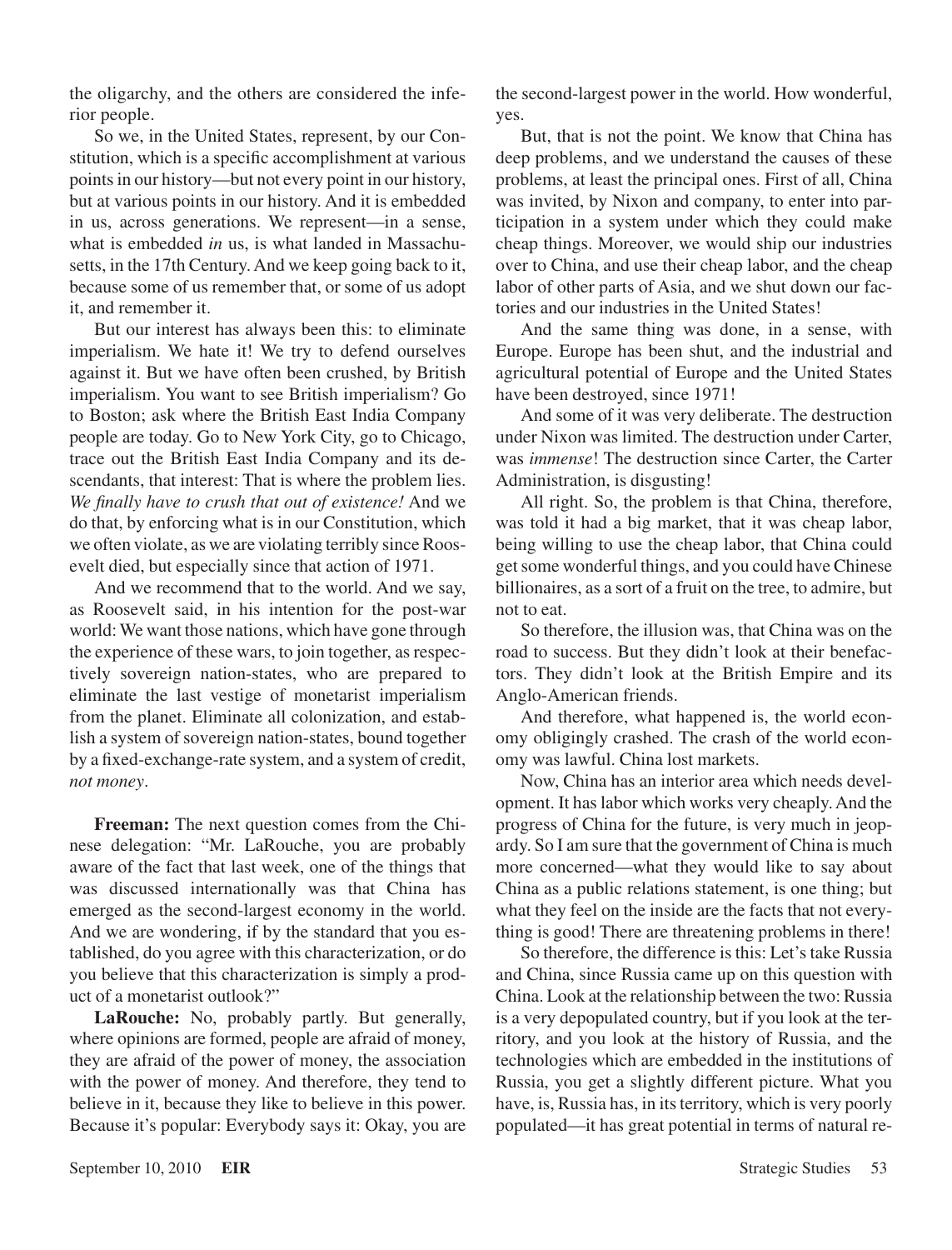the oligarchy, and the others are considered the inferior people.

So we, in the United States, represent, by our Constitution, which is a specific accomplishment at various points in our history—but not every point in our history, but at various points in our history. And it is embedded in us, across generations. We represent—in a sense, what is embedded *in* us, is what landed in Massachusetts, in the 17th Century. And we keep going back to it, because some of us remember that, or some of us adopt it, and remember it.

But our interest has always been this: to eliminate imperialism. We hate it! We try to defend ourselves against it. But we have often been crushed, by British imperialism. You want to see British imperialism? Go to Boston; ask where the British East India Company people are today. Go to New York City, go to Chicago, trace out the British East India Company and its descendants, that interest: That is where the problem lies. *We finally have to crush that out of existence!* And we do that, by enforcing what is in our Constitution, which we often violate, as we are violating terribly since Roosevelt died, but especially since that action of 1971.

And we recommend that to the world. And we say, as Roosevelt said, in his intention for the post-war world: We want those nations, which have gone through the experience of these wars, to join together, as respectively sovereign nation-states, who are prepared to eliminate the last vestige of monetarist imperialism from the planet. Eliminate all colonization, and establish a system of sovereign nation-states, bound together by a fixed-exchange-rate system, and a system of credit, *not money*.

**Freeman:** The next question comes from the Chinese delegation: "Mr. LaRouche, you are probably aware of the fact that last week, one of the things that was discussed internationally was that China has emerged as the second-largest economy in the world. And we are wondering, if by the standard that you established, do you agree with this characterization, or do you believe that this characterization is simply a product of a monetarist outlook?"

**LaRouche:** No, probably partly. But generally, where opinions are formed, people are afraid of money, they are afraid of the power of money, the association with the power of money. And therefore, they tend to believe in it, because they like to believe in this power. Because it's popular: Everybody says it: Okay, you are the second-largest power in the world. How wonderful, yes.

But, that is not the point. We know that China has deep problems, and we understand the causes of these problems, at least the principal ones. First of all, China was invited, by Nixon and company, to enter into participation in a system under which they could make cheap things. Moreover, we would ship our industries over to China, and use their cheap labor, and the cheap labor of other parts of Asia, and we shut down our factories and our industries in the United States!

And the same thing was done, in a sense, with Europe. Europe has been shut, and the industrial and agricultural potential of Europe and the United States have been destroyed, since 1971!

And some of it was very deliberate. The destruction under Nixon was limited. The destruction under Carter, was *immense*! The destruction since Carter, the Carter Administration, is disgusting!

All right. So, the problem is that China, therefore, was told it had a big market, that it was cheap labor, being willing to use the cheap labor, that China could get some wonderful things, and you could have Chinese billionaires, as a sort of a fruit on the tree, to admire, but not to eat.

So therefore, the illusion was, that China was on the road to success. But they didn't look at their benefactors. They didn't look at the British Empire and its Anglo-American friends.

And therefore, what happened is, the world economy obligingly crashed. The crash of the world economy was lawful. China lost markets.

Now, China has an interior area which needs development. It has labor which works very cheaply. And the progress of China for the future, is very much in jeopardy. So I am sure that the government of China is much more concerned—what they would like to say about China as a public relations statement, is one thing; but what they feel on the inside are the facts that not everything is good! There are threatening problems in there!

So therefore, the difference is this: Let's take Russia and China, since Russia came up on this question with China. Look at the relationship between the two: Russia is a very depopulated country, but if you look at the territory, and you look at the history of Russia, and the technologies which are embedded in the institutions of Russia, you get a slightly different picture. What you have, is, Russia has, in its territory, which is very poorly populated—it has great potential in terms of natural re-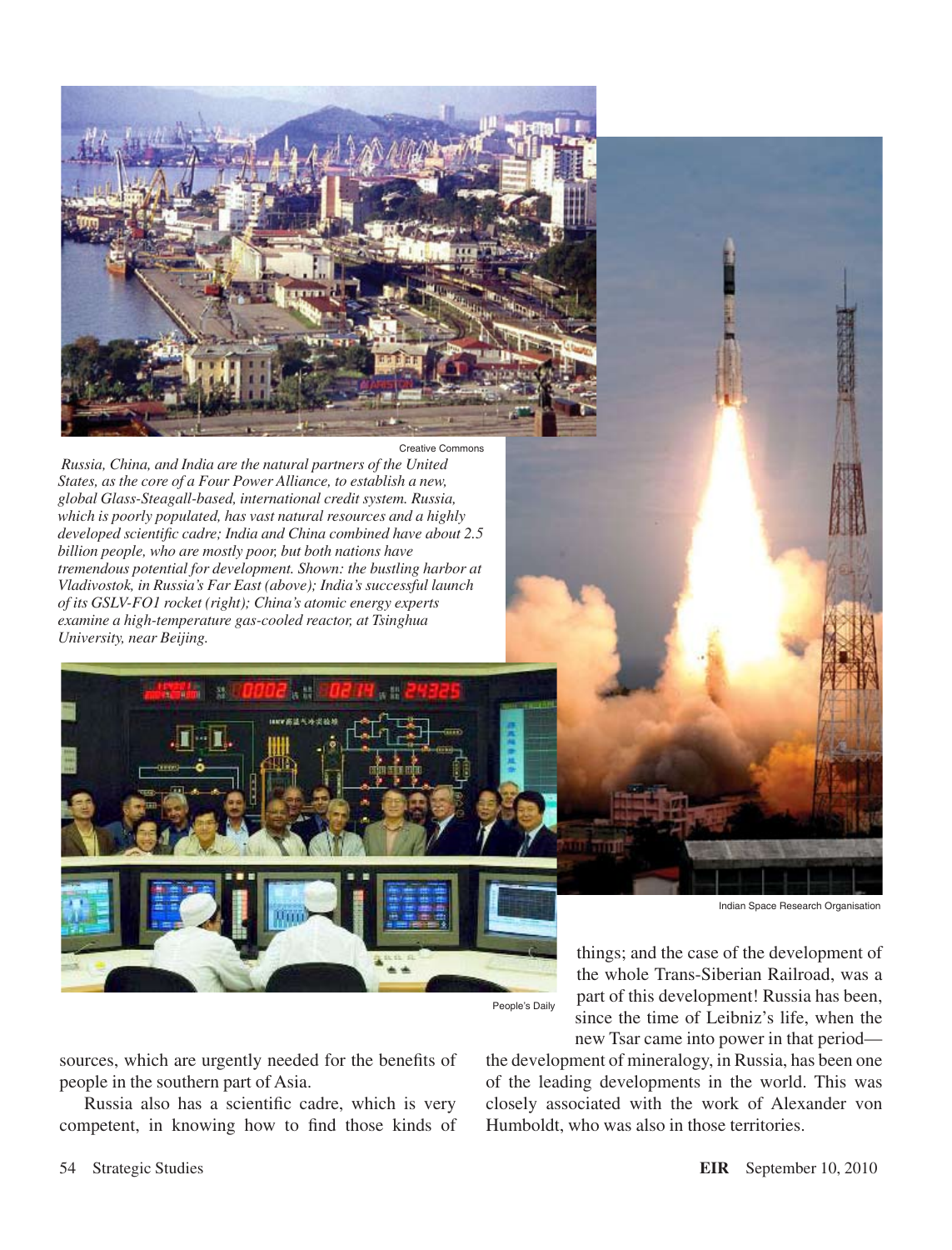Creative Commons

*Russia, China, and India are the natural partners of the United States, as the core of a Four Power Alliance, to establish a new, global Glass-Steagall-based, international credit system. Russia, which is poorly populated, has vast natural resources and a highly developed scientific cadre; India and China combined have about 2.5 billion people, who are mostly poor, but both nations have tremendous potential for development. Shown: the bustling harbor at Vladivostok, in Russia's Far East (above); India's successful launch of its GSLV-FO1 rocket (right); China's atomic energy experts examine a high-temperature gas-cooled reactor, at Tsinghua University, near Beijing.*

People's Daily

Indian Space Research Organisation

sources, which are urgently needed for the benefits of people in the southern part of Asia.

Russia also has a scientific cadre, which is very competent, in knowing how to find those kinds of things; and the case of the development of the whole Trans-Siberian Railroad, was a part of this development! Russia has been, since the time of Leibniz's life, when the new Tsar came into power in that period—the development of mineralogy, in Russia, has been one of the leading developments in the world. This was closely associated with the work of Alexander von Humboldt, who was also in those territories.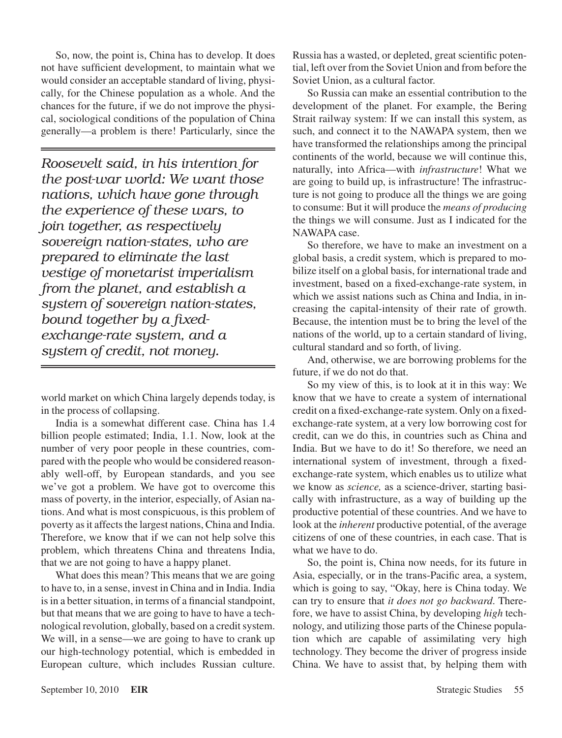So, now, the point is, China has to develop. It does not have sufficient development, to maintain what we would consider an acceptable standard of living, physically, for the Chinese population as a whole. And the chances for the future, if we do not improve the physical, sociological conditions of the population of China generally—a problem is there! Particularly, since the world market on which China largely depends today, is in the process of collapsing.

*Roosevelt said, in his intention for the post-war world: We want those nations, which have gone through the experience of these wars, to join together, as respectively sovereign nation-states, who are prepared to eliminate the last vestige of monetarist imperialism from the planet, and establish a system of sovereign nation-states, bound together by a fixed-exchange-rate system, and a system of credit, not money.*

India is a somewhat different case. China has 1.4 billion people estimated; India, 1.1. Now, look at the number of very poor people in these countries, compared with the people who would be considered reasonably well-off, by European standards, and you see we've got a problem. We have got to overcome this mass of poverty, in the interior, especially, of Asian nations. And what is most conspicuous, is this problem of poverty as it affects the largest nations, China and India. Therefore, we know that if we can not help solve this problem, which threatens China and threatens India, that we are not going to have a happy planet.

What does this mean? This means that we are going to have to, in a sense, invest in China and in India. India is in a better situation, in terms of a financial standpoint, but that means that we are going to have to have a technological revolution, globally, based on a credit system. We will, in a sense—we are going to have to crank up our high-technology potential, which is embedded in European culture, which includes Russian culture. Russia has a wasted, or depleted, great scientific potential, left over from the Soviet Union and from before the Soviet Union, as a cultural factor.

So Russia can make an essential contribution to the development of the planet. For example, the Bering Strait railway system: If we can install this system, as such, and connect it to the NAWAPA system, then we have transformed the relationships among the principal continents of the world, because we will continue this, naturally, into Africa—with *infrastructure*! What we are going to build up, is infrastructure! The infrastructure is not going to produce all the things we are going to consume: But it will produce the *means of producing* the things we will consume. Just as I indicated for the NAWAPA case.

So therefore, we have to make an investment on a global basis, a credit system, which is prepared to mobilize itself on a global basis, for international trade and investment, based on a fixed-exchange-rate system, in which we assist nations such as China and India, in increasing the capital-intensity of their rate of growth. Because, the intention must be to bring the level of the nations of the world, up to a certain standard of living, cultural standard and so forth, of living.

And, otherwise, we are borrowing problems for the future, if we do not do that.

So my view of this, is to look at it in this way: We know that we have to create a system of international credit on a fixed-exchange-rate system. Only on a fixed-exchange-rate system, at a very low borrowing cost for credit, can we do this, in countries such as China and India. But we have to do it! So therefore, we need an international system of investment, through a fixed-exchange-rate system, which enables us to utilize what we know as *science,* as a science-driver, starting basically with infrastructure, as a way of building up the productive potential of these countries. And we have to look at the *inherent* productive potential, of the average citizens of one of these countries, in each case. That is what we have to do.

So, the point is, China now needs, for its future in Asia, especially, or in the trans-Pacific area, a system, which is going to say, "Okay, here is China today. We can try to ensure that *it does not go backward*. Therefore, we have to assist China, by developing *high* technology, and utilizing those parts of the Chinese population which are capable of assimilating very high technology. They become the driver of progress inside China. We have to assist that, by helping them with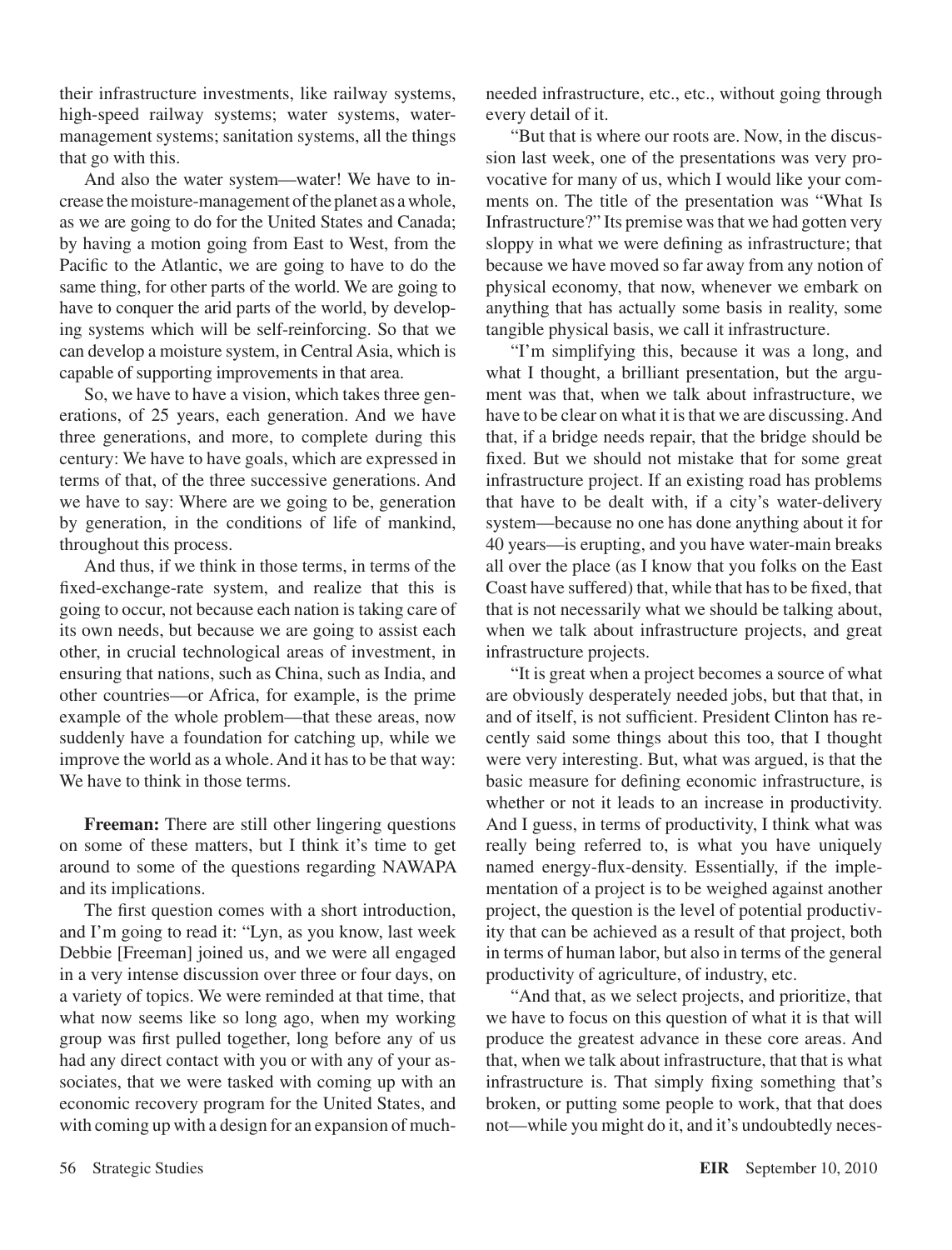their infrastructure investments, like railway systems, high-speed railway systems; water systems, water-management systems; sanitation systems, all the things that go with this.

And also the water system—water! We have to increase the moisture-management of the planet as a whole, as we are going to do for the United States and Canada; by having a motion going from East to West, from the Pacific to the Atlantic, we are going to have to do the same thing, for other parts of the world. We are going to have to conquer the arid parts of the world, by developing systems which will be self-reinforcing. So that we can develop a moisture system, in Central Asia, which is capable of supporting improvements in that area.

So, we have to have a vision, which takes three generations, of 25 years, each generation. And we have three generations, and more, to complete during this century: We have to have goals, which are expressed in terms of that, of the three successive generations. And we have to say: Where are we going to be, generation by generation, in the conditions of life of mankind, throughout this process.

And thus, if we think in those terms, in terms of the fixed-exchange-rate system, and realize that this is going to occur, not because each nation is taking care of its own needs, but because we are going to assist each other, in crucial technological areas of investment, in ensuring that nations, such as China, such as India, and other countries—or Africa, for example, is the prime example of the whole problem—that these areas, now suddenly have a foundation for catching up, while we improve the world as a whole. And it has to be that way: We have to think in those terms.

**Freeman:** There are still other lingering questions on some of these matters, but I think it's time to get around to some of the questions regarding NAWAPA and its implications.

The first question comes with a short introduction, and I'm going to read it: "Lyn, as you know, last week Debbie [Freeman] joined us, and we were all engaged in a very intense discussion over three or four days, on a variety of topics. We were reminded at that time, that what now seems like so long ago, when my working group was first pulled together, long before any of us had any direct contact with you or with any of your associates, that we were tasked with coming up with an economic recovery program for the United States, and with coming up with a design for an expansion of much-needed infrastructure, etc., etc., without going through every detail of it.

"But that is where our roots are. Now, in the discussion last week, one of the presentations was very provocative for many of us, which I would like your comments on. The title of the presentation was "What Is Infrastructure?" Its premise was that we had gotten very sloppy in what we were defining as infrastructure; that because we have moved so far away from any notion of physical economy, that now, whenever we embark on anything that has actually some basis in reality, some tangible physical basis, we call it infrastructure.

"I'm simplifying this, because it was a long, and what I thought, a brilliant presentation, but the argument was that, when we talk about infrastructure, we have to be clear on what it is that we are discussing. And that, if a bridge needs repair, that the bridge should be fixed. But we should not mistake that for some great infrastructure project. If an existing road has problems that have to be dealt with, if a city's water-delivery system—because no one has done anything about it for 40 years—is erupting, and you have water-main breaks all over the place (as I know that you folks on the East Coast have suffered) that, while that has to be fixed, that that is not necessarily what we should be talking about, when we talk about infrastructure projects, and great infrastructure projects.

"It is great when a project becomes a source of what are obviously desperately needed jobs, but that that, in and of itself, is not sufficient. President Clinton has recently said some things about this too, that I thought were very interesting. But, what was argued, is that the basic measure for defining economic infrastructure, is whether or not it leads to an increase in productivity. And I guess, in terms of productivity, I think what was really being referred to, is what you have uniquely named energy-flux-density. Essentially, if the implementation of a project is to be weighed against another project, the question is the level of potential productivity that can be achieved as a result of that project, both in terms of human labor, but also in terms of the general productivity of agriculture, of industry, etc.

"And that, as we select projects, and prioritize, that we have to focus on this question of what it is that will produce the greatest advance in these core areas. And that, when we talk about infrastructure, that that is what infrastructure is. That simply fixing something that's broken, or putting some people to work, that that does not—while you might do it, and it's undoubtedly neces-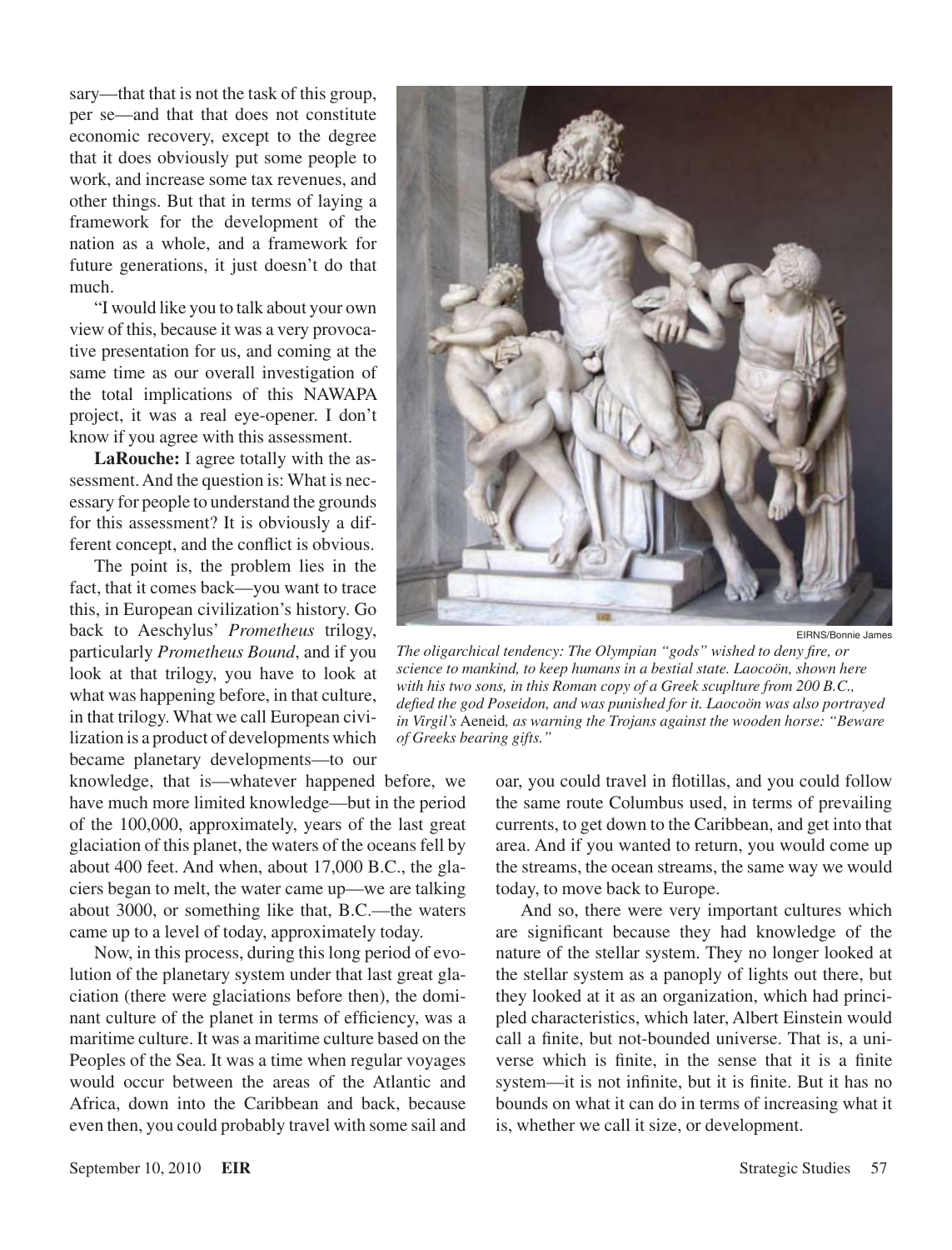sary—that that is not the task of this group, per se—and that that does not constitute economic recovery, except to the degree that it does obviously put some people to work, and increase some tax revenues, and other things. But that in terms of laying a framework for the development of the nation as a whole, and a framework for future generations, it just doesn't do that much.

"I would like you to talk about your own view of this, because it was a very provocative presentation for us, and coming at the same time as our overall investigation of the total implications of this NAWAPA project, it was a real eye-opener. I don't know if you agree with this assessment.

**LaRouche:** I agree totally with the assessment. And the question is: What is necessary for people to understand the grounds for this assessment? It is obviously a different concept, and the conflict is obvious.

The point is, the problem lies in the fact, that it comes back—you want to trace this, in European civilization's history. Go back to Aeschylus' *Prometheus* trilogy, particularly *Prometheus Bound*, and if you look at that trilogy, you have to look at what was happening before, in that culture, in that trilogy. What we call European civilization is a product of developments which became planetary developments—to our knowledge, that is—whatever happened before, we have much more limited knowledge—but in the period of the 100,000, approximately, years of the last great glaciation of this planet, the waters of the oceans fell by about 400 feet. And when, about 17,000 B.C., the glaciers began to melt, the water came up—we are talking about 3000, or something like that, B.C.—the waters came up to a level of today, approximately today.

EIRNS/Bonnie James

*The oligarchical tendency: The Olympian "gods" wished to deny fire, or science to mankind, to keep humans in a bestial state. Laocoön, shown here with his two sons, in this Roman copy of a Greek scuplture from 200 B.C., defied the god Poseidon, and was punished for it. Laocoön was also portrayed in Virgil's* Aeneid*, as warning the Trojans against the wooden horse: "Beware of Greeks bearing gifts."*

Now, in this process, during this long period of evolution of the planetary system under that last great glaciation (there were glaciations before then), the dominant culture of the planet in terms of efficiency, was a maritime culture. It was a maritime culture based on the Peoples of the Sea. It was a time when regular voyages would occur between the areas of the Atlantic and Africa, down into the Caribbean and back, because even then, you could probably travel with some sail and oar, you could travel in flotillas, and you could follow the same route Columbus used, in terms of prevailing currents, to get down to the Caribbean, and get into that area. And if you wanted to return, you would come up the streams, the ocean streams, the same way we would today, to move back to Europe.

And so, there were very important cultures which are significant because they had knowledge of the nature of the stellar system. They no longer looked at the stellar system as a panoply of lights out there, but they looked at it as an organization, which had principled characteristics, which later, Albert Einstein would call a finite, but not-bounded universe. That is, a universe which is finite, in the sense that it is a finite system—it is not infinite, but it is finite. But it has no bounds on what it can do in terms of increasing what it is, whether we call it size, or development.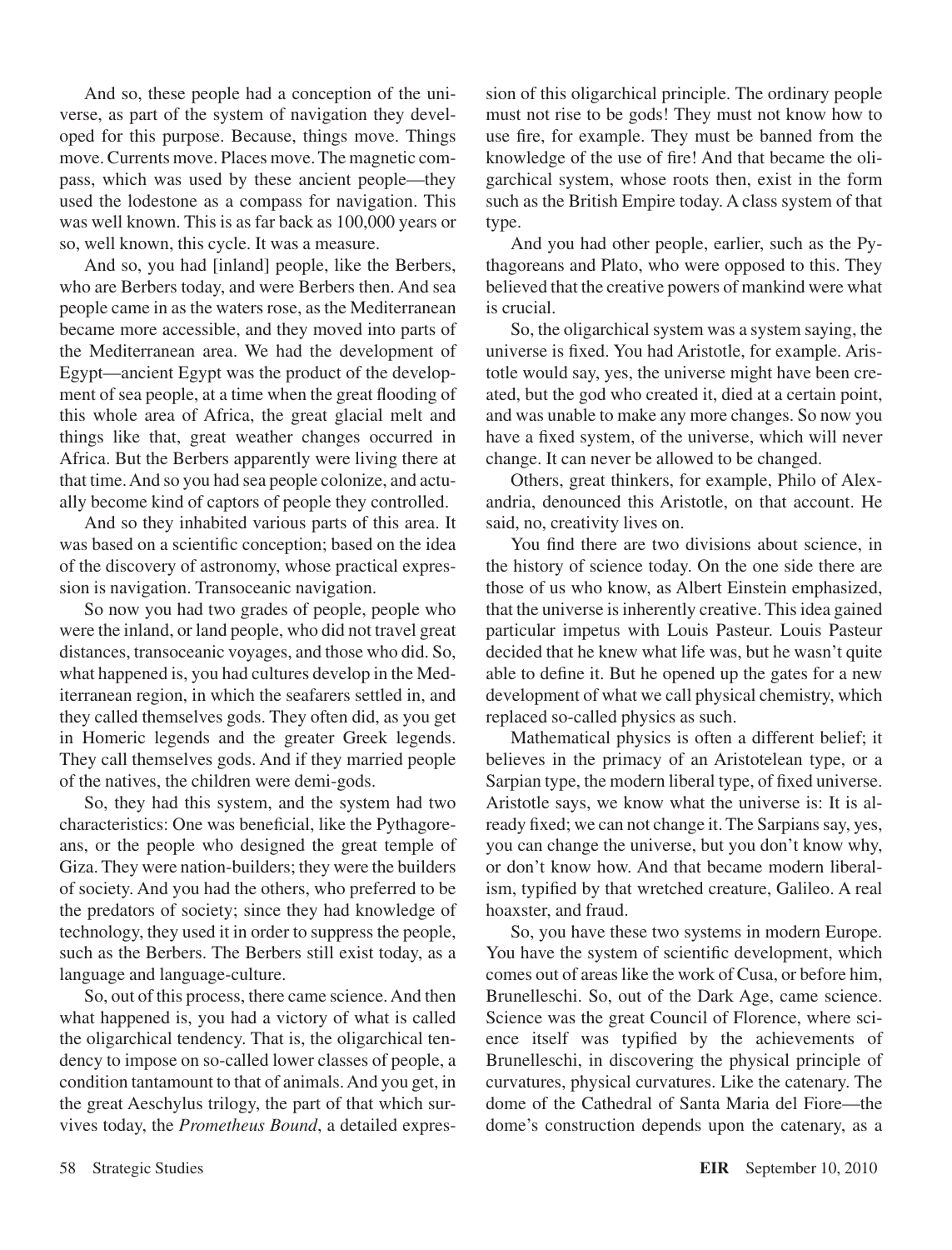And so, these people had a conception of the universe, as part of the system of navigation they developed for this purpose. Because, things move. Things move. Currents move. Places move. The magnetic compass, which was used by these ancient people—they used the lodestone as a compass for navigation. This was well known. This is as far back as 100,000 years or so, well known, this cycle. It was a measure.

And so, you had [inland] people, like the Berbers, who are Berbers today, and were Berbers then. And sea people came in as the waters rose, as the Mediterranean became more accessible, and they moved into parts of the Mediterranean area. We had the development of Egypt—ancient Egypt was the product of the development of sea people, at a time when the great flooding of this whole area of Africa, the great glacial melt and things like that, great weather changes occurred in Africa. But the Berbers apparently were living there at that time. And so you had sea people colonize, and actually become kind of captors of people they controlled.

And so they inhabited various parts of this area. It was based on a scientific conception; based on the idea of the discovery of astronomy, whose practical expression is navigation. Transoceanic navigation.

So now you had two grades of people, people who were the inland, or land people, who did not travel great distances, transoceanic voyages, and those who did. So, what happened is, you had cultures develop in the Mediterranean region, in which the seafarers settled in, and they called themselves gods. They often did, as you get in Homeric legends and the greater Greek legends. They call themselves gods. And if they married people of the natives, the children were demi-gods.

So, they had this system, and the system had two characteristics: One was beneficial, like the Pythagoreans, or the people who designed the great temple of Giza. They were nation-builders; they were the builders of society. And you had the others, who preferred to be the predators of society; since they had knowledge of technology, they used it in order to suppress the people, such as the Berbers. The Berbers still exist today, as a language and language-culture.

So, out of this process, there came science. And then what happened is, you had a victory of what is called the oligarchical tendency. That is, the oligarchical tendency to impose on so-called lower classes of people, a condition tantamount to that of animals. And you get, in the great Aeschylus trilogy, the part of that which survives today, the *Prometheus Bound*, a detailed expression of this oligarchical principle. The ordinary people must not rise to be gods! They must not know how to use fire, for example. They must be banned from the knowledge of the use of fire! And that became the oligarchical system, whose roots then, exist in the form such as the British Empire today. A class system of that type.

And you had other people, earlier, such as the Pythagoreans and Plato, who were opposed to this. They believed that the creative powers of mankind were what is crucial.

So, the oligarchical system was a system saying, the universe is fixed. You had Aristotle, for example. Aristotle would say, yes, the universe might have been created, but the god who created it, died at a certain point, and was unable to make any more changes. So now you have a fixed system, of the universe, which will never change. It can never be allowed to be changed.

Others, great thinkers, for example, Philo of Alexandria, denounced this Aristotle, on that account. He said, no, creativity lives on.

You find there are two divisions about science, in the history of science today. On the one side there are those of us who know, as Albert Einstein emphasized, that the universe is inherently creative. This idea gained particular impetus with Louis Pasteur. Louis Pasteur decided that he knew what life was, but he wasn't quite able to define it. But he opened up the gates for a new development of what we call physical chemistry, which replaced so-called physics as such.

Mathematical physics is often a different belief; it believes in the primacy of an Aristotelean type, or a Sarpian type, the modern liberal type, of fixed universe. Aristotle says, we know what the universe is: It is already fixed; we can not change it. The Sarpians say, yes, you can change the universe, but you don't know why, or don't know how. And that became modern liberalism, typified by that wretched creature, Galileo. A real hoaxster, and fraud.

So, you have these two systems in modern Europe. You have the system of scientific development, which comes out of areas like the work of Cusa, or before him, Brunelleschi. So, out of the Dark Age, came science. Science was the great Council of Florence, where science itself was typified by the achievements of Brunelleschi, in discovering the physical principle of curvatures, physical curvatures. Like the catenary. The dome of the Cathedral of Santa Maria del Fiore—the dome's construction depends upon the catenary, as a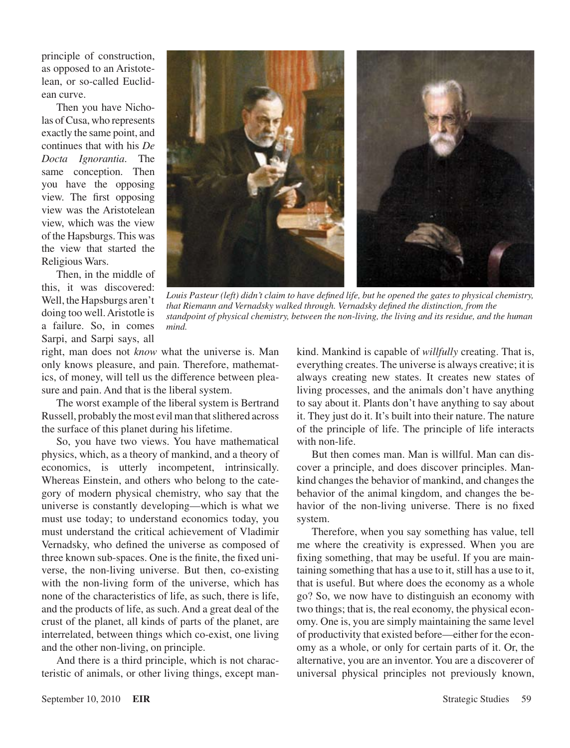principle of construction, as opposed to an Aristotelean, or so-called Euclidean curve.

Then you have Nicholas of Cusa, who represents exactly the same point, and continues that with his *De Docta Ignorantia*. The same conception. Then you have the opposing view. The first opposing view was the Aristotelean view, which was the view of the Hapsburgs. This was the view that started the Religious Wars.

Then, in the middle of this, it was discovered: Well, the Hapsburgs aren't doing too well. Aristotle is a failure. So, in comes Sarpi, and Sarpi says, all right, man does not *know* what the universe is. Man only knows pleasure, and pain. Therefore, mathematics, of money, will tell us the difference between pleasure and pain. And that is the liberal system.

*Louis Pasteur (left) didn't claim to have defined life, but he opened the gates to physical chemistry, that Riemann and Vernadsky walked through. Vernadsky defined the distinction, from the standpoint of physical chemistry, between the non-living, the living and its residue, and the human mind.*

The worst example of the liberal system is Bertrand Russell, probably the most evil man that slithered across the surface of this planet during his lifetime.

So, you have two views. You have mathematical physics, which, as a theory of mankind, and a theory of economics, is utterly incompetent, intrinsically. Whereas Einstein, and others who belong to the category of modern physical chemistry, who say that the universe is constantly developing—which is what we must use today; to understand economics today, you must understand the critical achievement of Vladimir Vernadsky, who defined the universe as composed of three known sub-spaces. One is the finite, the fixed universe, the non-living universe. But then, co-existing with the non-living form of the universe, which has none of the characteristics of life, as such, there is life, and the products of life, as such. And a great deal of the crust of the planet, all kinds of parts of the planet, are interrelated, between things which co-exist, one living and the other non-living, on principle.

And there is a third principle, which is not characteristic of animals, or other living things, except mankind. Mankind is capable of *willfully* creating. That is, everything creates. The universe is always creative; it is always creating new states. It creates new states of living processes, and the animals don't have anything to say about it. Plants don't have anything to say about it. They just do it. It's built into their nature. The nature of the principle of life. The principle of life interacts with non-life.

But then comes man. Man is willful. Man can discover a principle, and does discover principles. Mankind changes the behavior of mankind, and changes the behavior of the animal kingdom, and changes the behavior of the non-living universe. There is no fixed system.

Therefore, when you say something has value, tell me where the creativity is expressed. When you are fixing something, that may be useful. If you are maintaining something that has a use to it, still has a use to it, that is useful. But where does the economy as a whole go? So, we now have to distinguish an economy with two things; that is, the real economy, the physical economy. One is, you are simply maintaining the same level of productivity that existed before—either for the economy as a whole, or only for certain parts of it. Or, the alternative, you are an inventor. You are a discoverer of universal physical principles not previously known,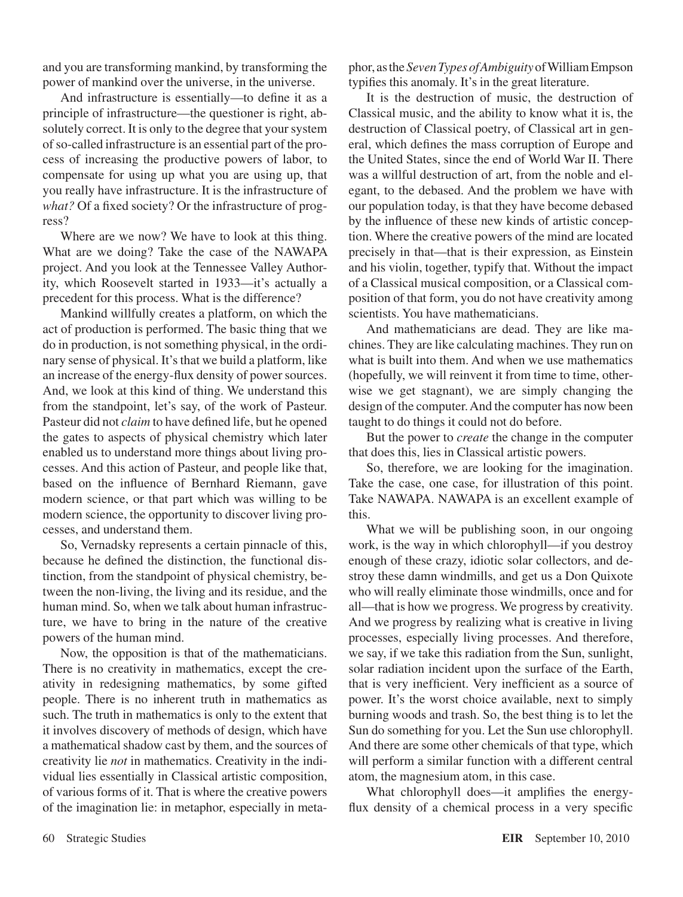and you are transforming mankind, by transforming the power of mankind over the universe, in the universe.

And infrastructure is essentially—to define it as a principle of infrastructure—the questioner is right, absolutely correct. It is only to the degree that your system of so-called infrastructure is an essential part of the process of increasing the productive powers of labor, to compensate for using up what you are using up, that you really have infrastructure. It is the infrastructure of *what?* Of a fixed society? Or the infrastructure of progress?

Where are we now? We have to look at this thing. What are we doing? Take the case of the NAWAPA project. And you look at the Tennessee Valley Authority, which Roosevelt started in 1933—it's actually a precedent for this process. What is the difference?

Mankind willfully creates a platform, on which the act of production is performed. The basic thing that we do in production, is not something physical, in the ordinary sense of physical. It's that we build a platform, like an increase of the energy-flux density of power sources. And, we look at this kind of thing. We understand this from the standpoint, let's say, of the work of Pasteur. Pasteur did not *claim* to have defined life, but he opened the gates to aspects of physical chemistry which later enabled us to understand more things about living processes. And this action of Pasteur, and people like that, based on the influence of Bernhard Riemann, gave modern science, or that part which was willing to be modern science, the opportunity to discover living processes, and understand them.

So, Vernadsky represents a certain pinnacle of this, because he defined the distinction, the functional distinction, from the standpoint of physical chemistry, between the non-living, the living and its residue, and the human mind. So, when we talk about human infrastructure, we have to bring in the nature of the creative powers of the human mind.

Now, the opposition is that of the mathematicians. There is no creativity in mathematics, except the creativity in redesigning mathematics, by some gifted people. There is no inherent truth in mathematics as such. The truth in mathematics is only to the extent that it involves discovery of methods of design, which have a mathematical shadow cast by them, and the sources of creativity lie *not* in mathematics. Creativity in the individual lies essentially in Classical artistic composition, of various forms of it. That is where the creative powers of the imagination lie: in metaphor, especially in metaphor, as the *Seven Types of Ambiguity* of William Empson typifies this anomaly. It's in the great literature.

It is the destruction of music, the destruction of Classical music, and the ability to know what it is, the destruction of Classical poetry, of Classical art in general, which defines the mass corruption of Europe and the United States, since the end of World War II. There was a willful destruction of art, from the noble and elegant, to the debased. And the problem we have with our population today, is that they have become debased by the influence of these new kinds of artistic conception. Where the creative powers of the mind are located precisely in that—that is their expression, as Einstein and his violin, together, typify that. Without the impact of a Classical musical composition, or a Classical composition of that form, you do not have creativity among scientists. You have mathematicians.

And mathematicians are dead. They are like machines. They are like calculating machines. They run on what is built into them. And when we use mathematics (hopefully, we will reinvent it from time to time, otherwise we get stagnant), we are simply changing the design of the computer. And the computer has now been taught to do things it could not do before.

But the power to *create* the change in the computer that does this, lies in Classical artistic powers.

So, therefore, we are looking for the imagination. Take the case, one case, for illustration of this point. Take NAWAPA. NAWAPA is an excellent example of this.

What we will be publishing soon, in our ongoing work, is the way in which chlorophyll—if you destroy enough of these crazy, idiotic solar collectors, and destroy these damn windmills, and get us a Don Quixote who will really eliminate those windmills, once and for all—that is how we progress. We progress by creativity. And we progress by realizing what is creative in living processes, especially living processes. And therefore, we say, if we take this radiation from the Sun, sunlight, solar radiation incident upon the surface of the Earth, that is very inefficient. Very inefficient as a source of power. It's the worst choice available, next to simply burning woods and trash. So, the best thing is to let the Sun do something for you. Let the Sun use chlorophyll. And there are some other chemicals of that type, which will perform a similar function with a different central atom, the magnesium atom, in this case.

What chlorophyll does—it amplifies the energy-flux density of a chemical process in a very specific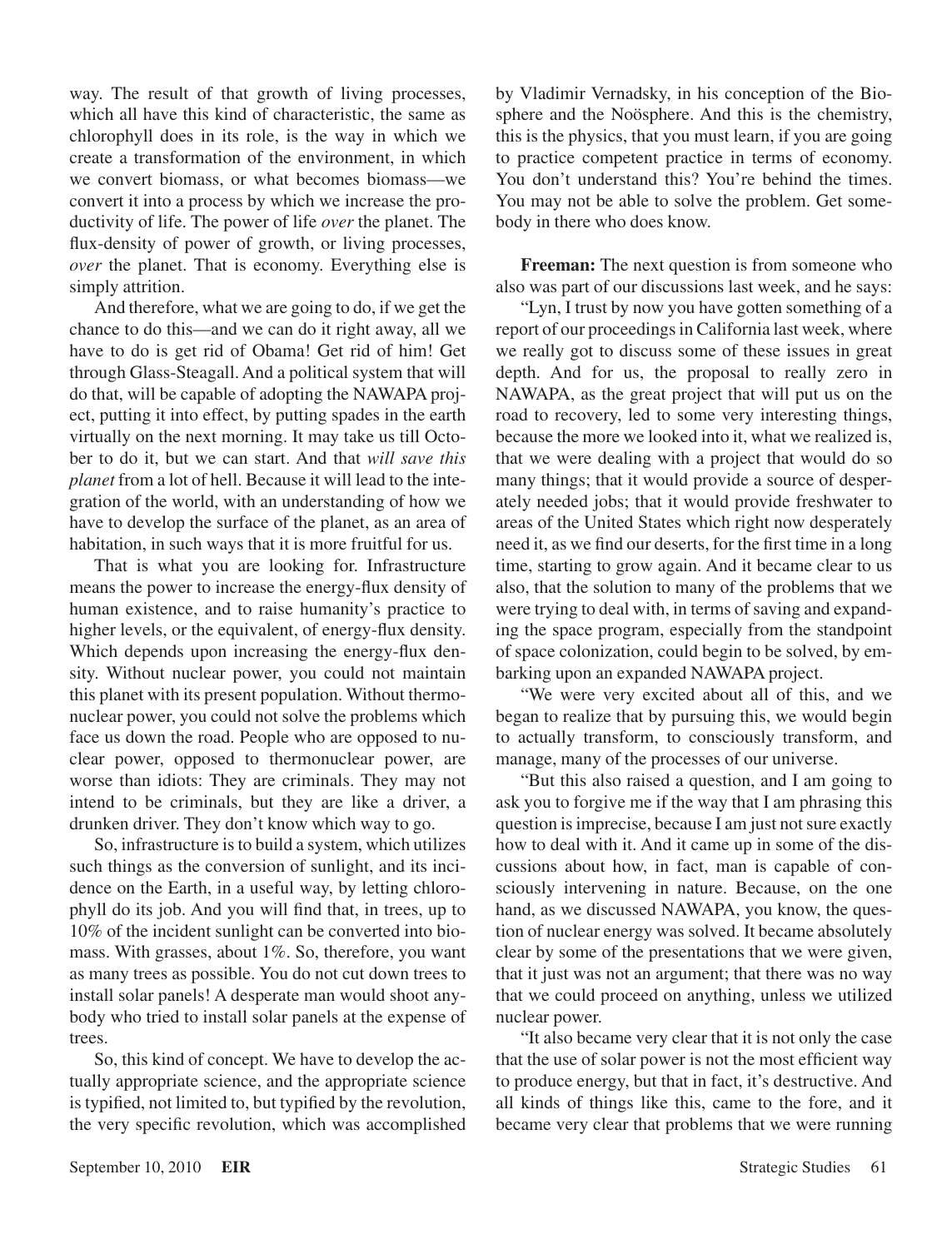way. The result of that growth of living processes, which all have this kind of characteristic, the same as chlorophyll does in its role, is the way in which we create a transformation of the environment, in which we convert biomass, or what becomes biomass—we convert it into a process by which we increase the productivity of life. The power of life *over* the planet. The flux-density of power of growth, or living processes, *over* the planet. That is economy. Everything else is simply attrition.

And therefore, what we are going to do, if we get the chance to do this—and we can do it right away, all we have to do is get rid of Obama! Get rid of him! Get through Glass-Steagall. And a political system that will do that, will be capable of adopting the NAWAPA project, putting it into effect, by putting spades in the earth virtually on the next morning. It may take us till October to do it, but we can start. And that *will save this planet* from a lot of hell. Because it will lead to the integration of the world, with an understanding of how we have to develop the surface of the planet, as an area of habitation, in such ways that it is more fruitful for us.

That is what you are looking for. Infrastructure means the power to increase the energy-flux density of human existence, and to raise humanity's practice to higher levels, or the equivalent, of energy-flux density. Which depends upon increasing the energy-flux density. Without nuclear power, you could not maintain this planet with its present population. Without thermonuclear power, you could not solve the problems which face us down the road. People who are opposed to nuclear power, opposed to thermonuclear power, are worse than idiots: They are criminals. They may not intend to be criminals, but they are like a driver, a drunken driver. They don't know which way to go.

So, infrastructure is to build a system, which utilizes such things as the conversion of sunlight, and its incidence on the Earth, in a useful way, by letting chlorophyll do its job. And you will find that, in trees, up to 10% of the incident sunlight can be converted into biomass. With grasses, about 1%. So, therefore, you want as many trees as possible. You do not cut down trees to install solar panels! A desperate man would shoot anybody who tried to install solar panels at the expense of trees.

So, this kind of concept. We have to develop the actually appropriate science, and the appropriate science is typified, not limited to, but typified by the revolution, the very specific revolution, which was accomplished by Vladimir Vernadsky, in his conception of the Biosphere and the Noösphere. And this is the chemistry, this is the physics, that you must learn, if you are going to practice competent practice in terms of economy. You don't understand this? You're behind the times. You may not be able to solve the problem. Get somebody in there who does know.

**Freeman:** The next question is from someone who also was part of our discussions last week, and he says:

"Lyn, I trust by now you have gotten something of a report of our proceedings in California last week, where we really got to discuss some of these issues in great depth. And for us, the proposal to really zero in NAWAPA, as the great project that will put us on the road to recovery, led to some very interesting things, because the more we looked into it, what we realized is, that we were dealing with a project that would do so many things; that it would provide a source of desperately needed jobs; that it would provide freshwater to areas of the United States which right now desperately need it, as we find our deserts, for the first time in a long time, starting to grow again. And it became clear to us also, that the solution to many of the problems that we were trying to deal with, in terms of saving and expanding the space program, especially from the standpoint of space colonization, could begin to be solved, by embarking upon an expanded NAWAPA project.

"We were very excited about all of this, and we began to realize that by pursuing this, we would begin to actually transform, to consciously transform, and manage, many of the processes of our universe.

"But this also raised a question, and I am going to ask you to forgive me if the way that I am phrasing this question is imprecise, because I am just not sure exactly how to deal with it. And it came up in some of the discussions about how, in fact, man is capable of consciously intervening in nature. Because, on the one hand, as we discussed NAWAPA, you know, the question of nuclear energy was solved. It became absolutely clear by some of the presentations that we were given, that it just was not an argument; that there was no way that we could proceed on anything, unless we utilized nuclear power.

"It also became very clear that it is not only the case that the use of solar power is not the most efficient way to produce energy, but that in fact, it's destructive. And all kinds of things like this, came to the fore, and it became very clear that problems that we were running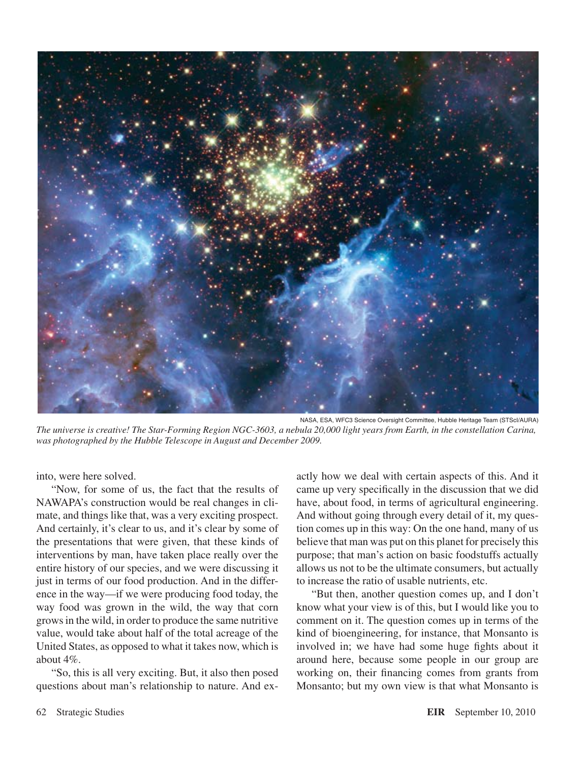NASA, ESA, WFC3 Science Oversight Committee, Hubble Heritage Team (STScI/AURA)

*The universe is creative! The Star-Forming Region NGC-3603, a nebula 20,000 light years from Earth, in the constellation Carina, was photographed by the Hubble Telescope in August and December 2009.*

into, were here solved.

"Now, for some of us, the fact that the results of NAWAPA's construction would be real changes in climate, and things like that, was a very exciting prospect. And certainly, it's clear to us, and it's clear by some of the presentations that were given, that these kinds of interventions by man, have taken place really over the entire history of our species, and we were discussing it just in terms of our food production. And in the difference in the way—if we were producing food today, the way food was grown in the wild, the way that corn grows in the wild, in order to produce the same nutritive value, would take about half of the total acreage of the United States, as opposed to what it takes now, which is about 4%.

"So, this is all very exciting. But, it also then posed questions about man's relationship to nature. And exactly how we deal with certain aspects of this. And it came up very specifically in the discussion that we did have, about food, in terms of agricultural engineering. And without going through every detail of it, my question comes up in this way: On the one hand, many of us believe that man was put on this planet for precisely this purpose; that man's action on basic foodstuffs actually allows us not to be the ultimate consumers, but actually to increase the ratio of usable nutrients, etc.

"But then, another question comes up, and I don't know what your view is of this, but I would like you to comment on it. The question comes up in terms of the kind of bioengineering, for instance, that Monsanto is involved in; we have had some huge fights about it around here, because some people in our group are working on, their financing comes from grants from Monsanto; but my own view is that what Monsanto is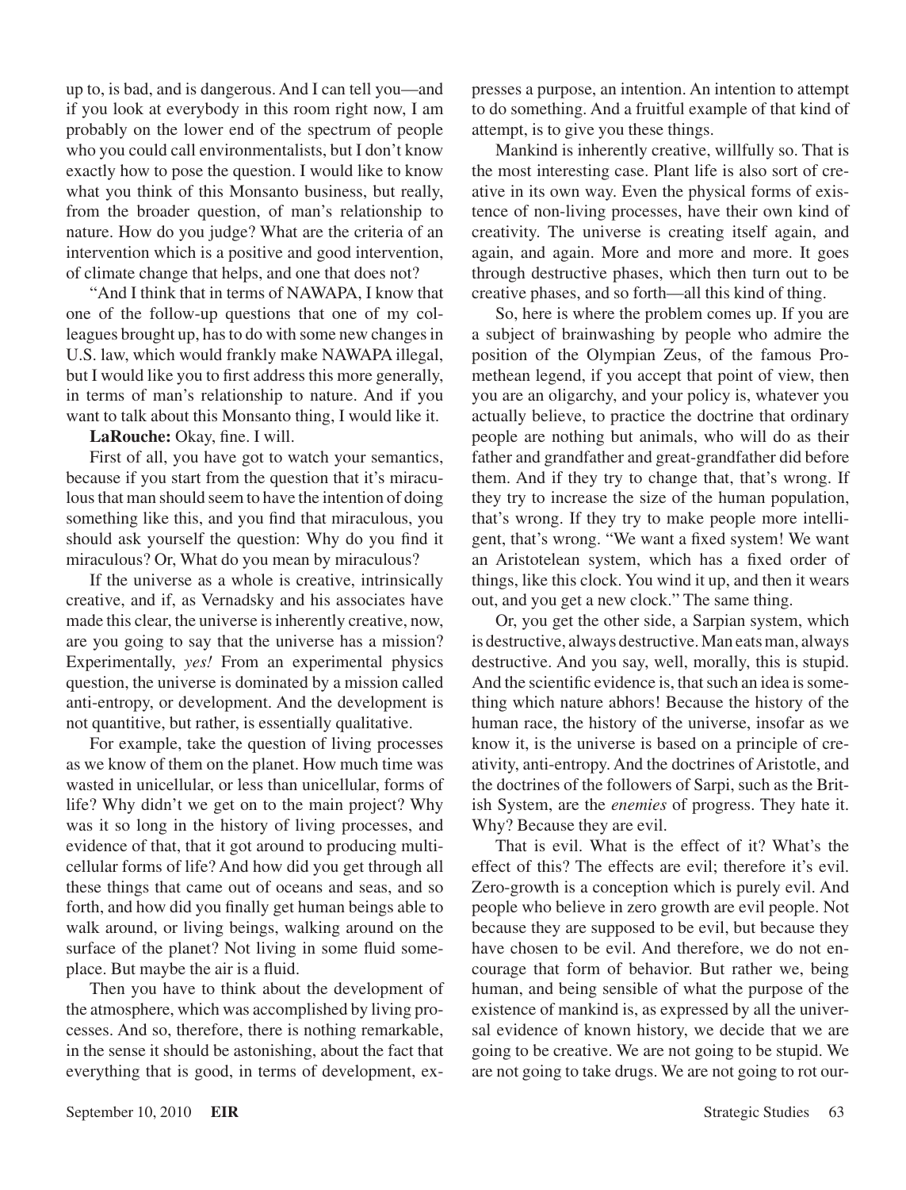up to, is bad, and is dangerous. And I can tell you—and if you look at everybody in this room right now, I am probably on the lower end of the spectrum of people who you could call environmentalists, but I don't know exactly how to pose the question. I would like to know what you think of this Monsanto business, but really, from the broader question, of man's relationship to nature. How do you judge? What are the criteria of an intervention which is a positive and good intervention, of climate change that helps, and one that does not?

"And I think that in terms of NAWAPA, I know that one of the follow-up questions that one of my colleagues brought up, has to do with some new changes in U.S. law, which would frankly make NAWAPA illegal, but I would like you to first address this more generally, in terms of man's relationship to nature. And if you want to talk about this Monsanto thing, I would like it.

**LaRouche:** Okay, fine. I will.

First of all, you have got to watch your semantics, because if you start from the question that it's miraculous that man should seem to have the intention of doing something like this, and you find that miraculous, you should ask yourself the question: Why do you find it miraculous? Or, What do you mean by miraculous?

If the universe as a whole is creative, intrinsically creative, and if, as Vernadsky and his associates have made this clear, the universe is inherently creative, now, are you going to say that the universe has a mission? Experimentally, *yes!* From an experimental physics question, the universe is dominated by a mission called anti-entropy, or development. And the development is not quantitive, but rather, is essentially qualitative.

For example, take the question of living processes as we know of them on the planet. How much time was wasted in unicellular, or less than unicellular, forms of life? Why didn't we get on to the main project? Why was it so long in the history of living processes, and evidence of that, that it got around to producing multicellular forms of life? And how did you get through all these things that came out of oceans and seas, and so forth, and how did you finally get human beings able to walk around, or living beings, walking around on the surface of the planet? Not living in some fluid someplace. But maybe the air is a fluid.

Then you have to think about the development of the atmosphere, which was accomplished by living processes. And so, therefore, there is nothing remarkable, in the sense it should be astonishing, about the fact that everything that is good, in terms of development, expresses a purpose, an intention. An intention to attempt to do something. And a fruitful example of that kind of attempt, is to give you these things.

Mankind is inherently creative, willfully so. That is the most interesting case. Plant life is also sort of creative in its own way. Even the physical forms of existence of non-living processes, have their own kind of creativity. The universe is creating itself again, and again, and again. More and more and more. It goes through destructive phases, which then turn out to be creative phases, and so forth—all this kind of thing.

So, here is where the problem comes up. If you are a subject of brainwashing by people who admire the position of the Olympian Zeus, of the famous Promethean legend, if you accept that point of view, then you are an oligarchy, and your policy is, whatever you actually believe, to practice the doctrine that ordinary people are nothing but animals, who will do as their father and grandfather and great-grandfather did before them. And if they try to change that, that's wrong. If they try to increase the size of the human population, that's wrong. If they try to make people more intelligent, that's wrong. "We want a fixed system! We want an Aristotelean system, which has a fixed order of things, like this clock. You wind it up, and then it wears out, and you get a new clock." The same thing.

Or, you get the other side, a Sarpian system, which is destructive, always destructive. Man eats man, always destructive. And you say, well, morally, this is stupid. And the scientific evidence is, that such an idea is something which nature abhors! Because the history of the human race, the history of the universe, insofar as we know it, is the universe is based on a principle of creativity, anti-entropy. And the doctrines of Aristotle, and the doctrines of the followers of Sarpi, such as the British System, are the *enemies* of progress. They hate it. Why? Because they are evil.

That is evil. What is the effect of it? What's the effect of this? The effects are evil; therefore it's evil. Zero-growth is a conception which is purely evil. And people who believe in zero growth are evil people. Not because they are supposed to be evil, but because they have chosen to be evil. And therefore, we do not encourage that form of behavior. But rather we, being human, and being sensible of what the purpose of the existence of mankind is, as expressed by all the universal evidence of known history, we decide that we are going to be creative. We are not going to be stupid. We are not going to take drugs. We are not going to rot our-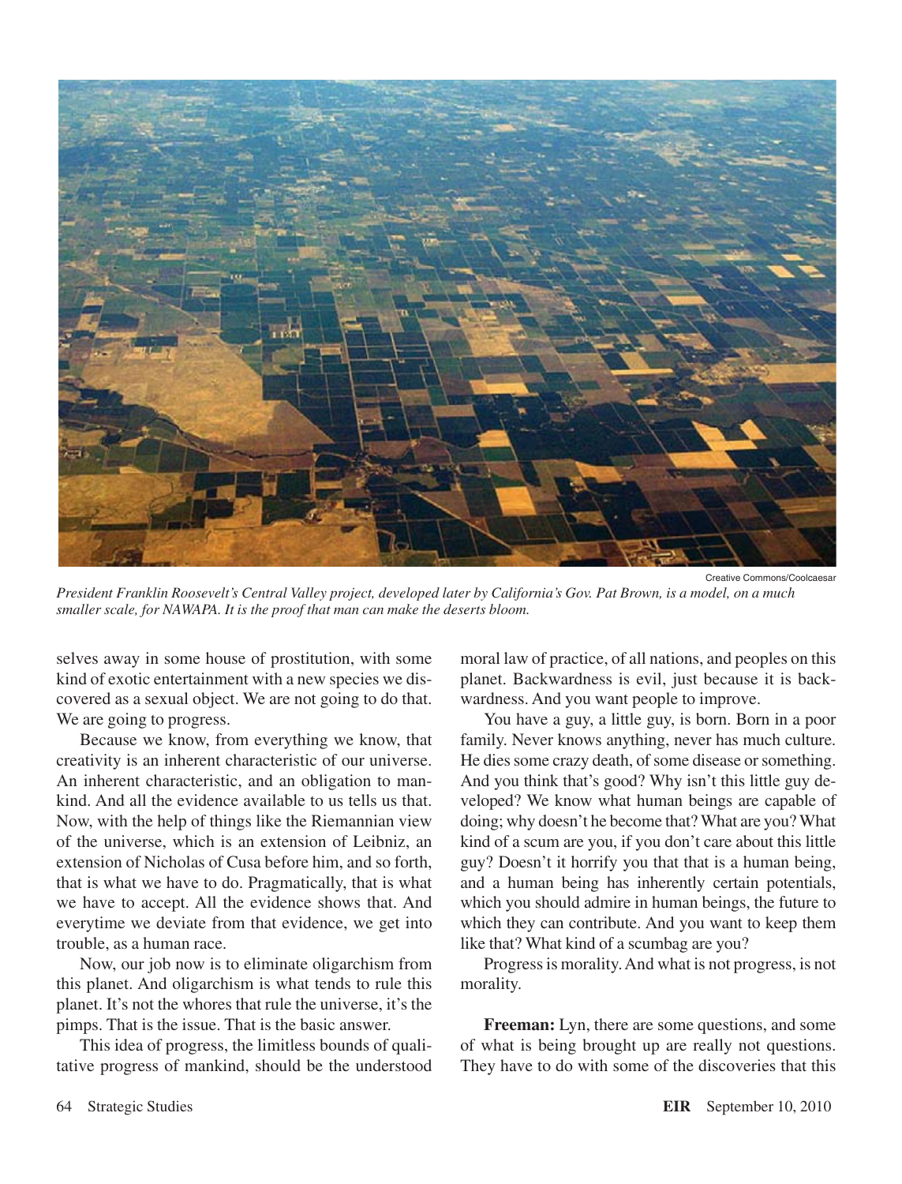Creative Commons/Coolcaesar

*President Franklin Roosevelt's Central Valley project, developed later by California's Gov. Pat Brown, is a model, on a much smaller scale, for NAWAPA. It is the proof that man can make the deserts bloom.*

selves away in some house of prostitution, with some kind of exotic entertainment with a new species we discovered as a sexual object. We are not going to do that. We are going to progress.

Because we know, from everything we know, that creativity is an inherent characteristic of our universe. An inherent characteristic, and an obligation to mankind. And all the evidence available to us tells us that. Now, with the help of things like the Riemannian view of the universe, which is an extension of Leibniz, an extension of Nicholas of Cusa before him, and so forth, that is what we have to do. Pragmatically, that is what we have to accept. All the evidence shows that. And everytime we deviate from that evidence, we get into trouble, as a human race.

Now, our job now is to eliminate oligarchism from this planet. And oligarchism is what tends to rule this planet. It's not the whores that rule the universe, it's the pimps. That is the issue. That is the basic answer.

This idea of progress, the limitless bounds of qualitative progress of mankind, should be the understood moral law of practice, of all nations, and peoples on this planet. Backwardness is evil, just because it is backwardness. And you want people to improve.

You have a guy, a little guy, is born. Born in a poor family. Never knows anything, never has much culture. He dies some crazy death, of some disease or something. And you think that's good? Why isn't this little guy developed? We know what human beings are capable of doing; why doesn't he become that? What are you? What kind of a scum are you, if you don't care about this little guy? Doesn't it horrify you that that is a human being, and a human being has inherently certain potentials, which you should admire in human beings, the future to which they can contribute. And you want to keep them like that? What kind of a scumbag are you?

Progress is morality. And what is not progress, is not morality.

**Freeman:** Lyn, there are some questions, and some of what is being brought up are really not questions. They have to do with some of the discoveries that this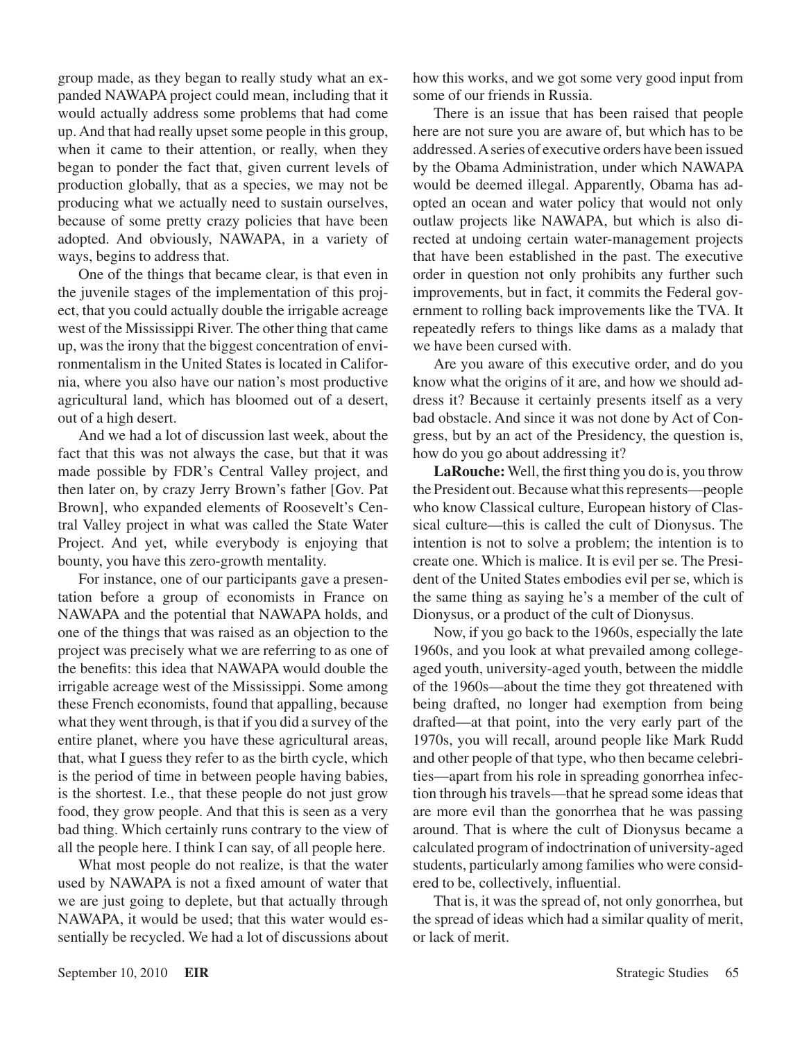group made, as they began to really study what an expanded NAWAPA project could mean, including that it would actually address some problems that had come up. And that had really upset some people in this group, when it came to their attention, or really, when they began to ponder the fact that, given current levels of production globally, that as a species, we may not be producing what we actually need to sustain ourselves, because of some pretty crazy policies that have been adopted. And obviously, NAWAPA, in a variety of ways, begins to address that.

One of the things that became clear, is that even in the juvenile stages of the implementation of this project, that you could actually double the irrigable acreage west of the Mississippi River. The other thing that came up, was the irony that the biggest concentration of environmentalism in the United States is located in California, where you also have our nation's most productive agricultural land, which has bloomed out of a desert, out of a high desert.

And we had a lot of discussion last week, about the fact that this was not always the case, but that it was made possible by FDR's Central Valley project, and then later on, by crazy Jerry Brown's father [Gov. Pat Brown], who expanded elements of Roosevelt's Central Valley project in what was called the State Water Project. And yet, while everybody is enjoying that bounty, you have this zero-growth mentality.

For instance, one of our participants gave a presentation before a group of economists in France on NAWAPA and the potential that NAWAPA holds, and one of the things that was raised as an objection to the project was precisely what we are referring to as one of the benefits: this idea that NAWAPA would double the irrigable acreage west of the Mississippi. Some among these French economists, found that appalling, because what they went through, is that if you did a survey of the entire planet, where you have these agricultural areas, that, what I guess they refer to as the birth cycle, which is the period of time in between people having babies, is the shortest. I.e., that these people do not just grow food, they grow people. And that this is seen as a very bad thing. Which certainly runs contrary to the view of all the people here. I think I can say, of all people here.

What most people do not realize, is that the water used by NAWAPA is not a fixed amount of water that we are just going to deplete, but that actually through NAWAPA, it would be used; that this water would essentially be recycled. We had a lot of discussions about how this works, and we got some very good input from some of our friends in Russia.

There is an issue that has been raised that people here are not sure you are aware of, but which has to be addressed. A series of executive orders have been issued by the Obama Administration, under which NAWAPA would be deemed illegal. Apparently, Obama has adopted an ocean and water policy that would not only outlaw projects like NAWAPA, but which is also directed at undoing certain water-management projects that have been established in the past. The executive order in question not only prohibits any further such improvements, but in fact, it commits the Federal government to rolling back improvements like the TVA. It repeatedly refers to things like dams as a malady that we have been cursed with.

Are you aware of this executive order, and do you know what the origins of it are, and how we should address it? Because it certainly presents itself as a very bad obstacle. And since it was not done by Act of Congress, but by an act of the Presidency, the question is, how do you go about addressing it?

**LaRouche:** Well, the first thing you do is, you throw the President out. Because what this represents—people who know Classical culture, European history of Classical culture—this is called the cult of Dionysus. The intention is not to solve a problem; the intention is to create one. Which is malice. It is evil per se. The President of the United States embodies evil per se, which is the same thing as saying he's a member of the cult of Dionysus, or a product of the cult of Dionysus.

Now, if you go back to the 1960s, especially the late 1960s, and you look at what prevailed among college-aged youth, university-aged youth, between the middle of the 1960s—about the time they got threatened with being drafted, no longer had exemption from being drafted—at that point, into the very early part of the 1970s, you will recall, around people like Mark Rudd and other people of that type, who then became celebrities—apart from his role in spreading gonorrhea infection through his travels—that he spread some ideas that are more evil than the gonorrhea that he was passing around. That is where the cult of Dionysus became a calculated program of indoctrination of university-aged students, particularly among families who were considered to be, collectively, influential.

That is, it was the spread of, not only gonorrhea, but the spread of ideas which had a similar quality of merit, or lack of merit.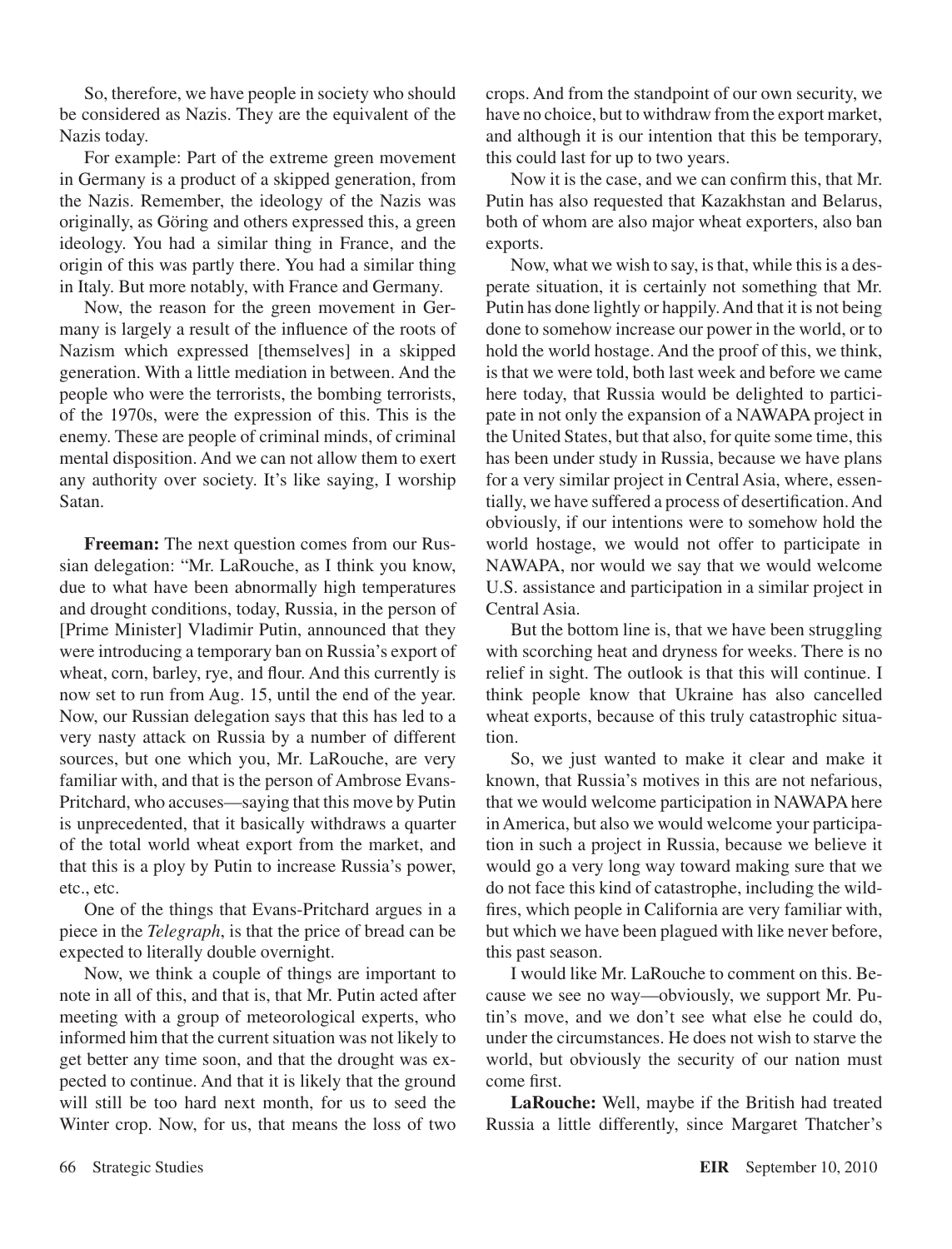So, therefore, we have people in society who should be considered as Nazis. They are the equivalent of the Nazis today.

For example: Part of the extreme green movement in Germany is a product of a skipped generation, from the Nazis. Remember, the ideology of the Nazis was originally, as Göring and others expressed this, a green ideology. You had a similar thing in France, and the origin of this was partly there. You had a similar thing in Italy. But more notably, with France and Germany.

Now, the reason for the green movement in Germany is largely a result of the influence of the roots of Nazism which expressed [themselves] in a skipped generation. With a little mediation in between. And the people who were the terrorists, the bombing terrorists, of the 1970s, were the expression of this. This is the enemy. These are people of criminal minds, of criminal mental disposition. And we can not allow them to exert any authority over society. It's like saying, I worship Satan.

**Freeman:** The next question comes from our Russian delegation: "Mr. LaRouche, as I think you know, due to what have been abnormally high temperatures and drought conditions, today, Russia, in the person of [Prime Minister] Vladimir Putin, announced that they were introducing a temporary ban on Russia's export of wheat, corn, barley, rye, and flour. And this currently is now set to run from Aug. 15, until the end of the year. Now, our Russian delegation says that this has led to a very nasty attack on Russia by a number of different sources, but one which you, Mr. LaRouche, are very familiar with, and that is the person of Ambrose Evans-Pritchard, who accuses—saying that this move by Putin is unprecedented, that it basically withdraws a quarter of the total world wheat export from the market, and that this is a ploy by Putin to increase Russia's power, etc., etc.

One of the things that Evans-Pritchard argues in a piece in the *Telegraph*, is that the price of bread can be expected to literally double overnight.

Now, we think a couple of things are important to note in all of this, and that is, that Mr. Putin acted after meeting with a group of meteorological experts, who informed him that the current situation was not likely to get better any time soon, and that the drought was expected to continue. And that it is likely that the ground will still be too hard next month, for us to seed the Winter crop. Now, for us, that means the loss of two crops. And from the standpoint of our own security, we have no choice, but to withdraw from the export market, and although it is our intention that this be temporary, this could last for up to two years.

Now it is the case, and we can confirm this, that Mr. Putin has also requested that Kazakhstan and Belarus, both of whom are also major wheat exporters, also ban exports.

Now, what we wish to say, is that, while this is a desperate situation, it is certainly not something that Mr. Putin has done lightly or happily. And that it is not being done to somehow increase our power in the world, or to hold the world hostage. And the proof of this, we think, is that we were told, both last week and before we came here today, that Russia would be delighted to participate in not only the expansion of a NAWAPA project in the United States, but that also, for quite some time, this has been under study in Russia, because we have plans for a very similar project in Central Asia, where, essentially, we have suffered a process of desertification. And obviously, if our intentions were to somehow hold the world hostage, we would not offer to participate in NAWAPA, nor would we say that we would welcome U.S. assistance and participation in a similar project in Central Asia.

But the bottom line is, that we have been struggling with scorching heat and dryness for weeks. There is no relief in sight. The outlook is that this will continue. I think people know that Ukraine has also cancelled wheat exports, because of this truly catastrophic situation.

So, we just wanted to make it clear and make it known, that Russia's motives in this are not nefarious, that we would welcome participation in NAWAPA here in America, but also we would welcome your participation in such a project in Russia, because we believe it would go a very long way toward making sure that we do not face this kind of catastrophe, including the wildfires, which people in California are very familiar with, but which we have been plagued with like never before, this past season.

I would like Mr. LaRouche to comment on this. Because we see no way—obviously, we support Mr. Putin's move, and we don't see what else he could do, under the circumstances. He does not wish to starve the world, but obviously the security of our nation must come first.

**LaRouche:** Well, maybe if the British had treated Russia a little differently, since Margaret Thatcher's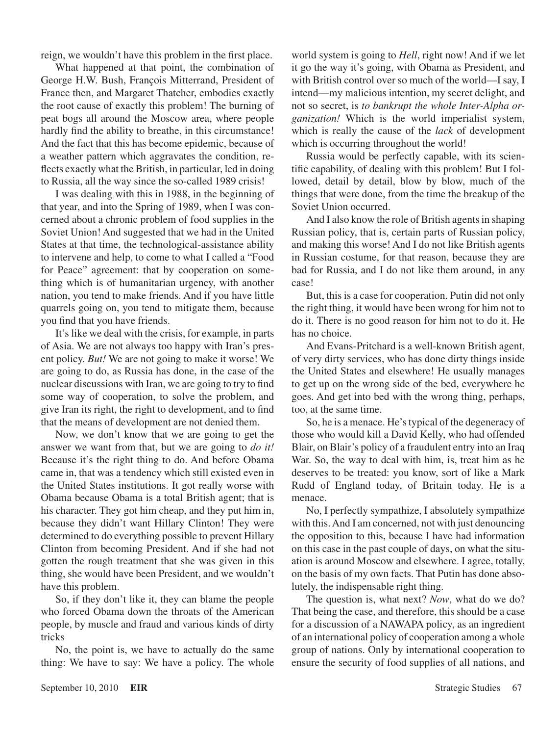reign, we wouldn't have this problem in the first place.

What happened at that point, the combination of George H.W. Bush, François Mitterrand, President of France then, and Margaret Thatcher, embodies exactly the root cause of exactly this problem! The burning of peat bogs all around the Moscow area, where people hardly find the ability to breathe, in this circumstance! And the fact that this has become epidemic, because of a weather pattern which aggravates the condition, reflects exactly what the British, in particular, led in doing to Russia, all the way since the so-called 1989 crisis!

I was dealing with this in 1988, in the beginning of that year, and into the Spring of 1989, when I was concerned about a chronic problem of food supplies in the Soviet Union! And suggested that we had in the United States at that time, the technological-assistance ability to intervene and help, to come to what I called a "Food for Peace" agreement: that by cooperation on something which is of humanitarian urgency, with another nation, you tend to make friends. And if you have little quarrels going on, you tend to mitigate them, because you find that you have friends.

It's like we deal with the crisis, for example, in parts of Asia. We are not always too happy with Iran's present policy. *But!* We are not going to make it worse! We are going to do, as Russia has done, in the case of the nuclear discussions with Iran, we are going to try to find some way of cooperation, to solve the problem, and give Iran its right, the right to development, and to find that the means of development are not denied them.

Now, we don't know that we are going to get the answer we want from that, but we are going to *do it!* Because it's the right thing to do. And before Obama came in, that was a tendency which still existed even in the United States institutions. It got really worse with Obama because Obama is a total British agent; that is his character. They got him cheap, and they put him in, because they didn't want Hillary Clinton! They were determined to do everything possible to prevent Hillary Clinton from becoming President. And if she had not gotten the rough treatment that she was given in this thing, she would have been President, and we wouldn't have this problem.

So, if they don't like it, they can blame the people who forced Obama down the throats of the American people, by muscle and fraud and various kinds of dirty tricks

No, the point is, we have to actually do the same thing: We have to say: We have a policy. The whole world system is going to *Hell*, right now! And if we let it go the way it's going, with Obama as President, and with British control over so much of the world—I say, I intend—my malicious intention, my secret delight, and not so secret, is *to bankrupt the whole Inter-Alpha organization!* Which is the world imperialist system, which is really the cause of the *lack* of development which is occurring throughout the world!

Russia would be perfectly capable, with its scientific capability, of dealing with this problem! But I followed, detail by detail, blow by blow, much of the things that were done, from the time the breakup of the Soviet Union occurred.

And I also know the role of British agents in shaping Russian policy, that is, certain parts of Russian policy, and making this worse! And I do not like British agents in Russian costume, for that reason, because they are bad for Russia, and I do not like them around, in any case!

But, this is a case for cooperation. Putin did not only the right thing, it would have been wrong for him not to do it. There is no good reason for him not to do it. He has no choice.

And Evans-Pritchard is a well-known British agent, of very dirty services, who has done dirty things inside the United States and elsewhere! He usually manages to get up on the wrong side of the bed, everywhere he goes. And get into bed with the wrong thing, perhaps, too, at the same time.

So, he is a menace. He's typical of the degeneracy of those who would kill a David Kelly, who had offended Blair, on Blair's policy of a fraudulent entry into an Iraq War. So, the way to deal with him, is, treat him as he deserves to be treated: you know, sort of like a Mark Rudd of England today, of Britain today. He is a menace.

No, I perfectly sympathize, I absolutely sympathize with this. And I am concerned, not with just denouncing the opposition to this, because I have had information on this case in the past couple of days, on what the situation is around Moscow and elsewhere. I agree, totally, on the basis of my own facts. That Putin has done absolutely, the indispensable right thing.

The question is, what next? *Now*, what do we do? That being the case, and therefore, this should be a case for a discussion of a NAWAPA policy, as an ingredient of an international policy of cooperation among a whole group of nations. Only by international cooperation to ensure the security of food supplies of all nations, and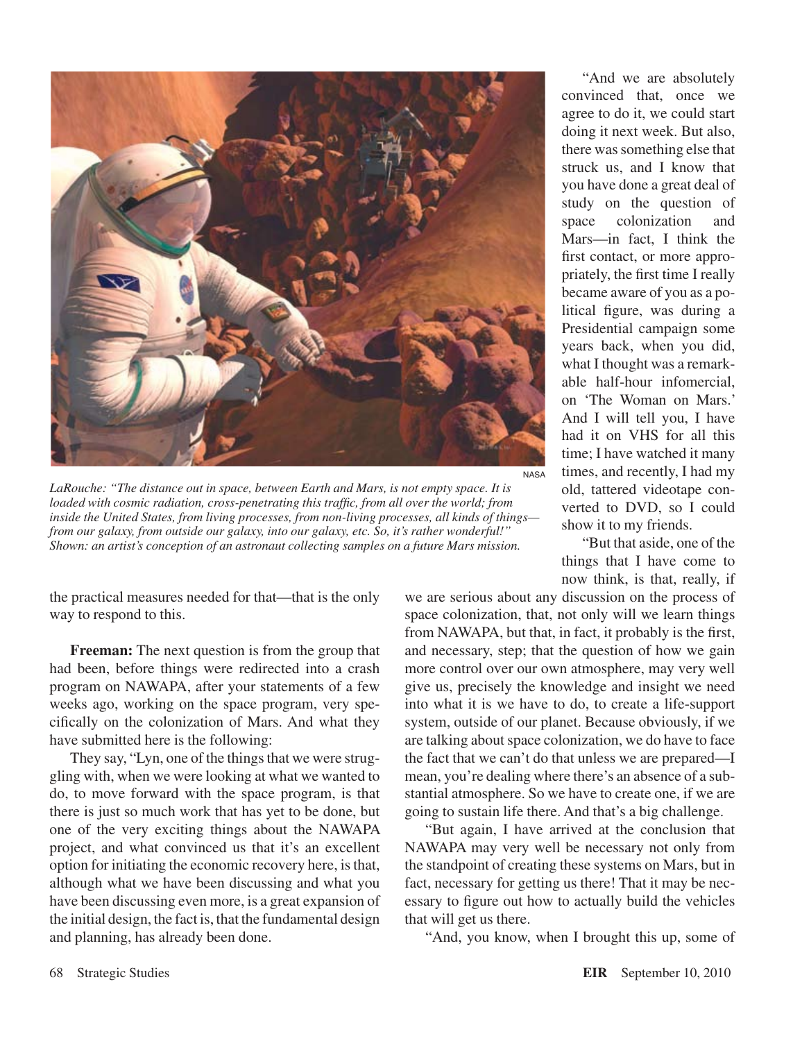NASA

*LaRouche: "The distance out in space, between Earth and Mars, is not empty space. It is loaded with cosmic radiation, cross-penetrating this traffic, from all over the world; from inside the United States, from living processes, from non-living processes, all kinds of things—from our galaxy, from outside our galaxy, into our galaxy, etc. So, it's rather wonderful!" Shown: an artist's conception of an astronaut collecting samples on a future Mars mission.*

the practical measures needed for that—that is the only way to respond to this.

**Freeman:** The next question is from the group that had been, before things were redirected into a crash program on NAWAPA, after your statements of a few weeks ago, working on the space program, very specifically on the colonization of Mars. And what they have submitted here is the following:

They say, "Lyn, one of the things that we were struggling with, when we were looking at what we wanted to do, to move forward with the space program, is that there is just so much work that has yet to be done, but one of the very exciting things about the NAWAPA project, and what convinced us that it's an excellent option for initiating the economic recovery here, is that, although what we have been discussing and what you have been discussing even more, is a great expansion of the initial design, the fact is, that the fundamental design and planning, has already been done.

"And we are absolutely convinced that, once we agree to do it, we could start doing it next week. But also, there was something else that struck us, and I know that you have done a great deal of study on the question of space colonization and Mars—in fact, I think the first contact, or more appropriately, the first time I really became aware of you as a political figure, was during a Presidential campaign some years back, when you did, what I thought was a remarkable half-hour infomercial, on 'The Woman on Mars.' And I will tell you, I have had it on VHS for all this time; I have watched it many times, and recently, I had my old, tattered videotape converted to DVD, so I could show it to my friends.

"But that aside, one of the things that I have come to now think, is that, really, if we are serious about any discussion on the process of space colonization, that, not only will we learn things from NAWAPA, but that, in fact, it probably is the first, and necessary, step; that the question of how we gain more control over our own atmosphere, may very well give us, precisely the knowledge and insight we need into what it is we have to do, to create a life-support system, outside of our planet. Because obviously, if we are talking about space colonization, we do have to face the fact that we can't do that unless we are prepared—I mean, you're dealing where there's an absence of a substantial atmosphere. So we have to create one, if we are going to sustain life there. And that's a big challenge.

"But again, I have arrived at the conclusion that NAWAPA may very well be necessary not only from the standpoint of creating these systems on Mars, but in fact, necessary for getting us there! That it may be necessary to figure out how to actually build the vehicles that will get us there.

"And, you know, when I brought this up, some of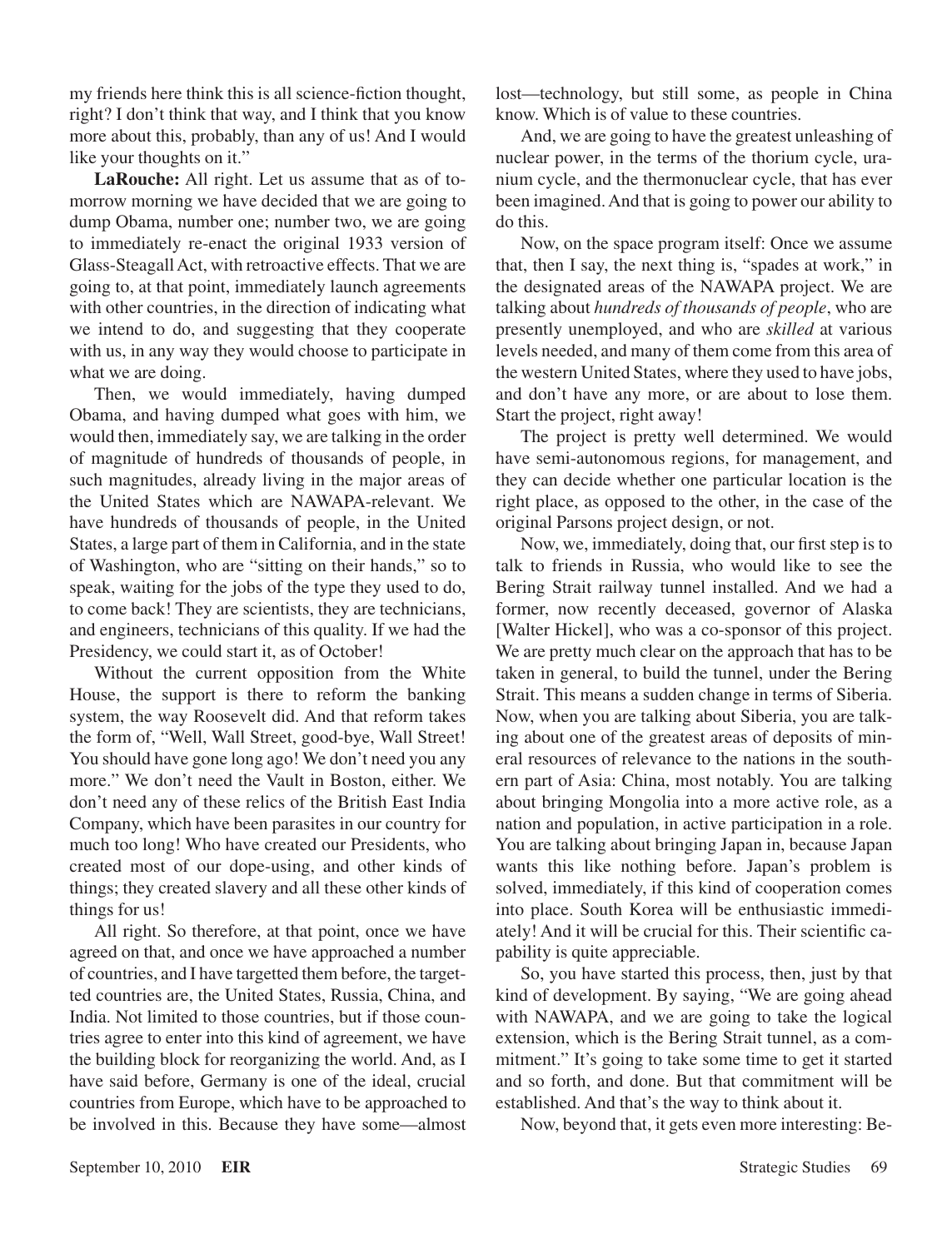my friends here think this is all science-fiction thought, right? I don't think that way, and I think that you know more about this, probably, than any of us! And I would like your thoughts on it."

**LaRouche:** All right. Let us assume that as of tomorrow morning we have decided that we are going to dump Obama, number one; number two, we are going to immediately re-enact the original 1933 version of Glass-Steagall Act, with retroactive effects. That we are going to, at that point, immediately launch agreements with other countries, in the direction of indicating what we intend to do, and suggesting that they cooperate with us, in any way they would choose to participate in what we are doing.

Then, we would immediately, having dumped Obama, and having dumped what goes with him, we would then, immediately say, we are talking in the order of magnitude of hundreds of thousands of people, in such magnitudes, already living in the major areas of the United States which are NAWAPA-relevant. We have hundreds of thousands of people, in the United States, a large part of them in California, and in the state of Washington, who are "sitting on their hands," so to speak, waiting for the jobs of the type they used to do, to come back! They are scientists, they are technicians, and engineers, technicians of this quality. If we had the Presidency, we could start it, as of October!

Without the current opposition from the White House, the support is there to reform the banking system, the way Roosevelt did. And that reform takes the form of, "Well, Wall Street, good-bye, Wall Street! You should have gone long ago! We don't need you any more." We don't need the Vault in Boston, either. We don't need any of these relics of the British East India Company, which have been parasites in our country for much too long! Who have created our Presidents, who created most of our dope-using, and other kinds of things; they created slavery and all these other kinds of things for us!

All right. So therefore, at that point, once we have agreed on that, and once we have approached a number of countries, and I have targetted them before, the targetted countries are, the United States, Russia, China, and India. Not limited to those countries, but if those countries agree to enter into this kind of agreement, we have the building block for reorganizing the world. And, as I have said before, Germany is one of the ideal, crucial countries from Europe, which have to be approached to be involved in this. Because they have some—almost lost—technology, but still some, as people in China know. Which is of value to these countries.

And, we are going to have the greatest unleashing of nuclear power, in the terms of the thorium cycle, uranium cycle, and the thermonuclear cycle, that has ever been imagined. And that is going to power our ability to do this.

Now, on the space program itself: Once we assume that, then I say, the next thing is, "spades at work," in the designated areas of the NAWAPA project. We are talking about *hundreds of thousands of people*, who are presently unemployed, and who are *skilled* at various levels needed, and many of them come from this area of the western United States, where they used to have jobs, and don't have any more, or are about to lose them. Start the project, right away!

The project is pretty well determined. We would have semi-autonomous regions, for management, and they can decide whether one particular location is the right place, as opposed to the other, in the case of the original Parsons project design, or not.

Now, we, immediately, doing that, our first step is to talk to friends in Russia, who would like to see the Bering Strait railway tunnel installed. And we had a former, now recently deceased, governor of Alaska [Walter Hickel], who was a co-sponsor of this project. We are pretty much clear on the approach that has to be taken in general, to build the tunnel, under the Bering Strait. This means a sudden change in terms of Siberia. Now, when you are talking about Siberia, you are talking about one of the greatest areas of deposits of mineral resources of relevance to the nations in the southern part of Asia: China, most notably. You are talking about bringing Mongolia into a more active role, as a nation and population, in active participation in a role. You are talking about bringing Japan in, because Japan wants this like nothing before. Japan's problem is solved, immediately, if this kind of cooperation comes into place. South Korea will be enthusiastic immediately! And it will be crucial for this. Their scientific capability is quite appreciable.

So, you have started this process, then, just by that kind of development. By saying, "We are going ahead with NAWAPA, and we are going to take the logical extension, which is the Bering Strait tunnel, as a commitment." It's going to take some time to get it started and so forth, and done. But that commitment will be established. And that's the way to think about it.

Now, beyond that, it gets even more interesting: Be-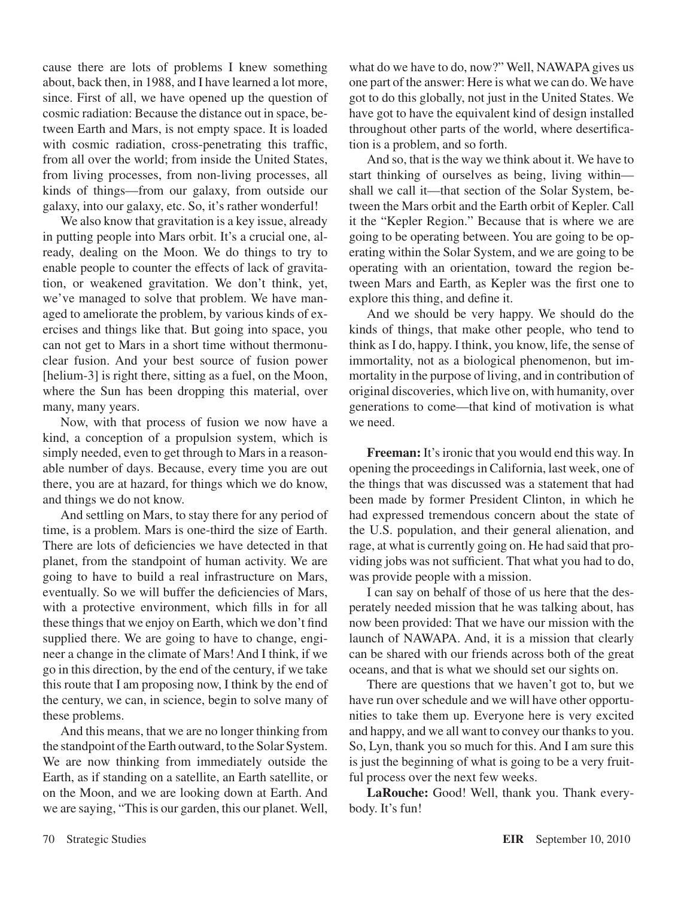cause there are lots of problems I knew something about, back then, in 1988, and I have learned a lot more, since. First of all, we have opened up the question of cosmic radiation: Because the distance out in space, between Earth and Mars, is not empty space. It is loaded with cosmic radiation, cross-penetrating this traffic, from all over the world; from inside the United States, from living processes, from non-living processes, all kinds of things—from our galaxy, from outside our galaxy, into our galaxy, etc. So, it's rather wonderful!

We also know that gravitation is a key issue, already in putting people into Mars orbit. It's a crucial one, already, dealing on the Moon. We do things to try to enable people to counter the effects of lack of gravitation, or weakened gravitation. We don't think, yet, we've managed to solve that problem. We have managed to ameliorate the problem, by various kinds of exercises and things like that. But going into space, you can not get to Mars in a short time without thermonuclear fusion. And your best source of fusion power [helium-3] is right there, sitting as a fuel, on the Moon, where the Sun has been dropping this material, over many, many years.

Now, with that process of fusion we now have a kind, a conception of a propulsion system, which is simply needed, even to get through to Mars in a reasonable number of days. Because, every time you are out there, you are at hazard, for things which we do know, and things we do not know.

And settling on Mars, to stay there for any period of time, is a problem. Mars is one-third the size of Earth. There are lots of deficiencies we have detected in that planet, from the standpoint of human activity. We are going to have to build a real infrastructure on Mars, eventually. So we will buffer the deficiencies of Mars, with a protective environment, which fills in for all these things that we enjoy on Earth, which we don't find supplied there. We are going to have to change, engineer a change in the climate of Mars! And I think, if we go in this direction, by the end of the century, if we take this route that I am proposing now, I think by the end of the century, we can, in science, begin to solve many of these problems.

And this means, that we are no longer thinking from the standpoint of the Earth outward, to the Solar System. We are now thinking from immediately outside the Earth, as if standing on a satellite, an Earth satellite, or on the Moon, and we are looking down at Earth. And we are saying, "This is our garden, this our planet. Well, what do we have to do, now?" Well, NAWAPA gives us one part of the answer: Here is what we can do. We have got to do this globally, not just in the United States. We have got to have the equivalent kind of design installed throughout other parts of the world, where desertification is a problem, and so forth.

And so, that is the way we think about it. We have to start thinking of ourselves as being, living within—shall we call it—that section of the Solar System, between the Mars orbit and the Earth orbit of Kepler. Call it the "Kepler Region." Because that is where we are going to be operating between. You are going to be operating within the Solar System, and we are going to be operating with an orientation, toward the region between Mars and Earth, as Kepler was the first one to explore this thing, and define it.

And we should be very happy. We should do the kinds of things, that make other people, who tend to think as I do, happy. I think, you know, life, the sense of immortality, not as a biological phenomenon, but immortality in the purpose of living, and in contribution of original discoveries, which live on, with humanity, over generations to come—that kind of motivation is what we need.

**Freeman:** It's ironic that you would end this way. In opening the proceedings in California, last week, one of the things that was discussed was a statement that had been made by former President Clinton, in which he had expressed tremendous concern about the state of the U.S. population, and their general alienation, and rage, at what is currently going on. He had said that providing jobs was not sufficient. That what you had to do, was provide people with a mission.

I can say on behalf of those of us here that the desperately needed mission that he was talking about, has now been provided: That we have our mission with the launch of NAWAPA. And, it is a mission that clearly can be shared with our friends across both of the great oceans, and that is what we should set our sights on.

There are questions that we haven't got to, but we have run over schedule and we will have other opportunities to take them up. Everyone here is very excited and happy, and we all want to convey our thanks to you. So, Lyn, thank you so much for this. And I am sure this is just the beginning of what is going to be a very fruitful process over the next few weeks.

**LaRouche:** Good! Well, thank you. Thank everybody. It's fun!